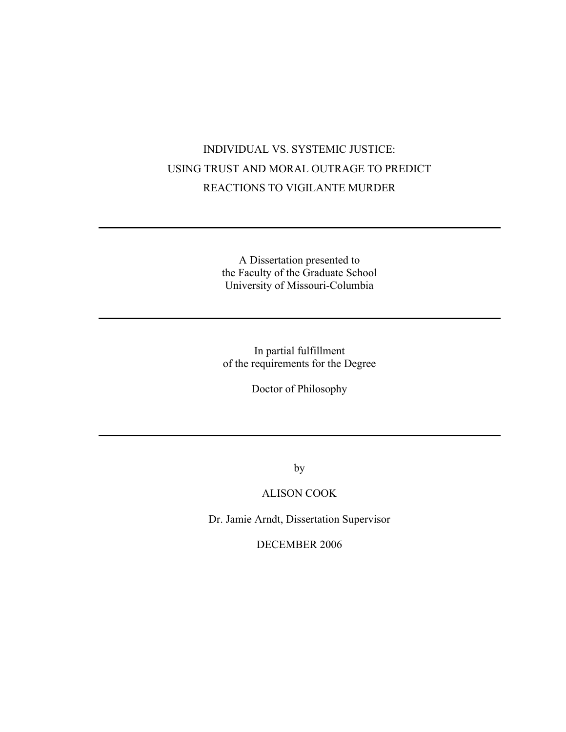# INDIVIDUAL VS. SYSTEMIC JUSTICE: USING TRUST AND MORAL OUTRAGE TO PREDICT REACTIONS TO VIGILANTE MURDER

---

A Dissertation presented to
the Faculty of the Graduate School
University of Missouri-Columbia

---

In partial fulfillment
of the requirements for the Degree

Doctor of Philosophy

---

by

ALISON COOK

Dr. Jamie Arndt, Dissertation Supervisor

DECEMBER 2006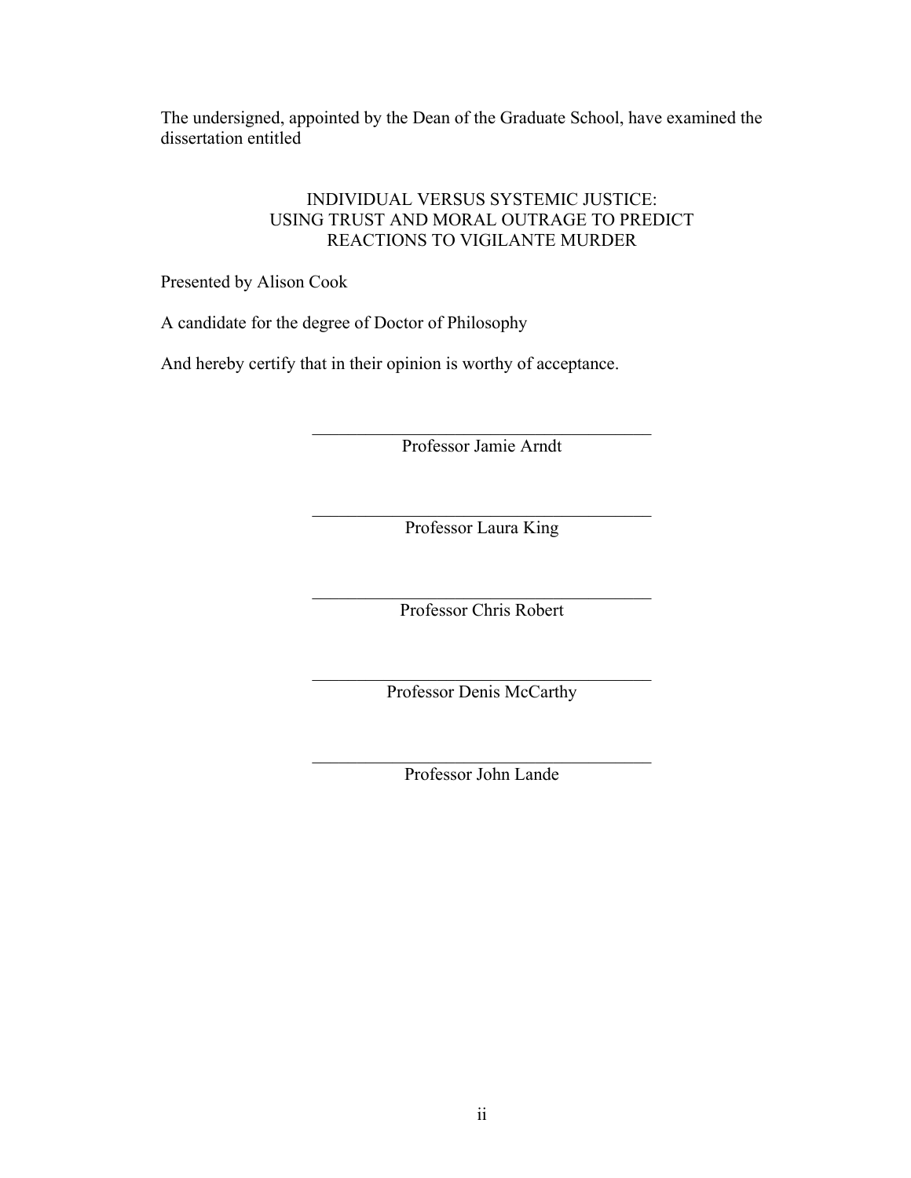The undersigned, appointed by the Dean of the Graduate School, have examined the dissertation entitled

INDIVIDUAL VERSUS SYSTEMIC JUSTICE:
USING TRUST AND MORAL OUTRAGE TO PREDICT
REACTIONS TO VIGILANTE MURDER

Presented by Alison Cook

A candidate for the degree of Doctor of Philosophy

And hereby certify that in their opinion is worthy of acceptance.

\_\_\_\_\_\_\_\_\_\_\_\_\_\_\_\_\_\_\_\_\_\_\_\_\_\_\_\_\_\_\_\_\_\_\_\_\_\_\_\_

Professor Jamie Arndt

\_\_\_\_\_\_\_\_\_\_\_\_\_\_\_\_\_\_\_\_\_\_\_\_\_\_\_\_\_\_\_\_\_\_\_\_\_\_\_\_

Professor Laura King

\_\_\_\_\_\_\_\_\_\_\_\_\_\_\_\_\_\_\_\_\_\_\_\_\_\_\_\_\_\_\_\_\_\_\_\_\_\_\_\_

Professor Chris Robert

\_\_\_\_\_\_\_\_\_\_\_\_\_\_\_\_\_\_\_\_\_\_\_\_\_\_\_\_\_\_\_\_\_\_\_\_\_\_\_\_

Professor Denis McCarthy

\_\_\_\_\_\_\_\_\_\_\_\_\_\_\_\_\_\_\_\_\_\_\_\_\_\_\_\_\_\_\_\_\_\_\_\_\_\_\_\_

Professor John Lande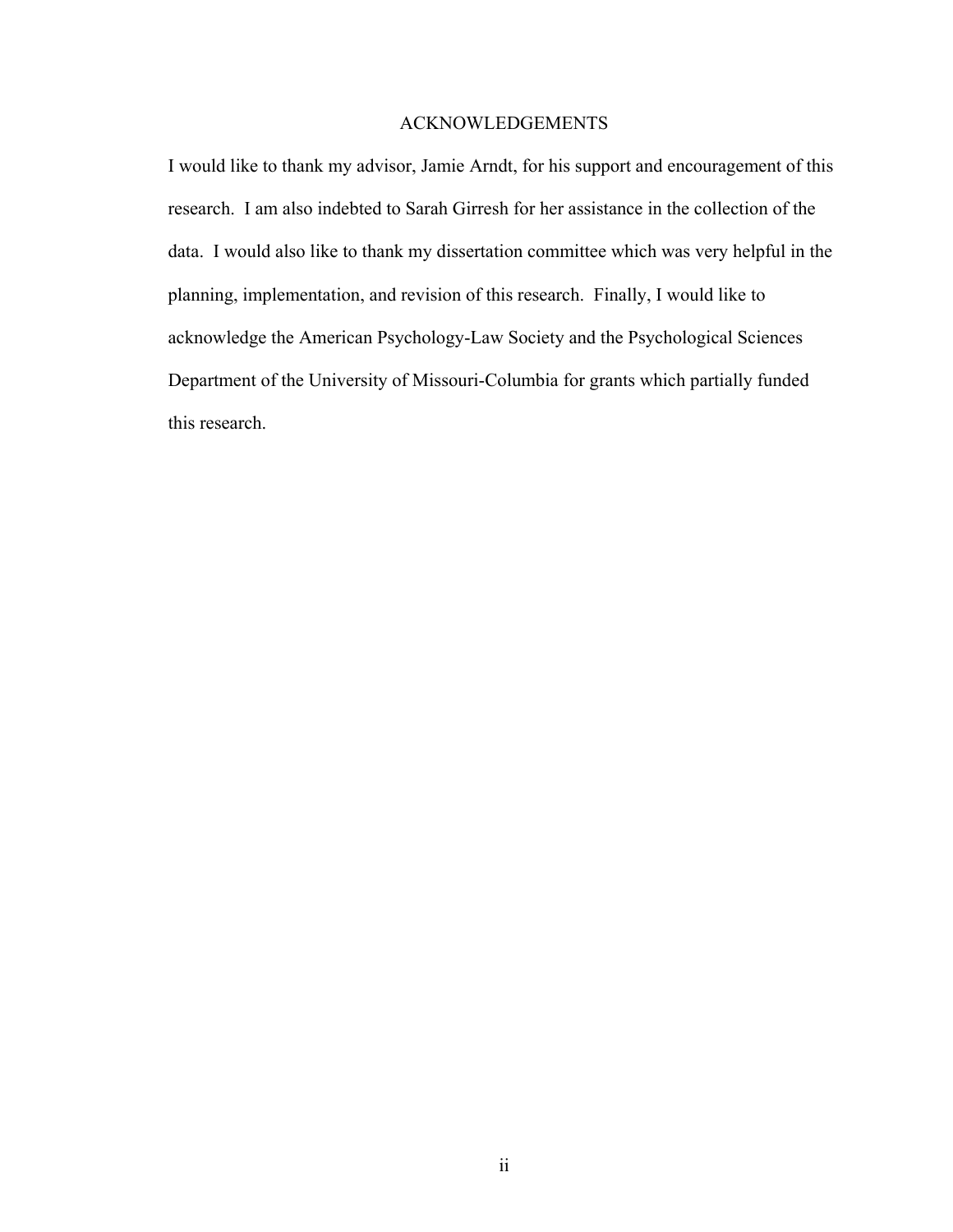# ACKNOWLEDGEMENTS

I would like to thank my advisor, Jamie Arndt, for his support and encouragement of this research. I am also indebted to Sarah Girresh for her assistance in the collection of the data. I would also like to thank my dissertation committee which was very helpful in the planning, implementation, and revision of this research. Finally, I would like to acknowledge the American Psychology-Law Society and the Psychological Sciences Department of the University of Missouri-Columbia for grants which partially funded this research.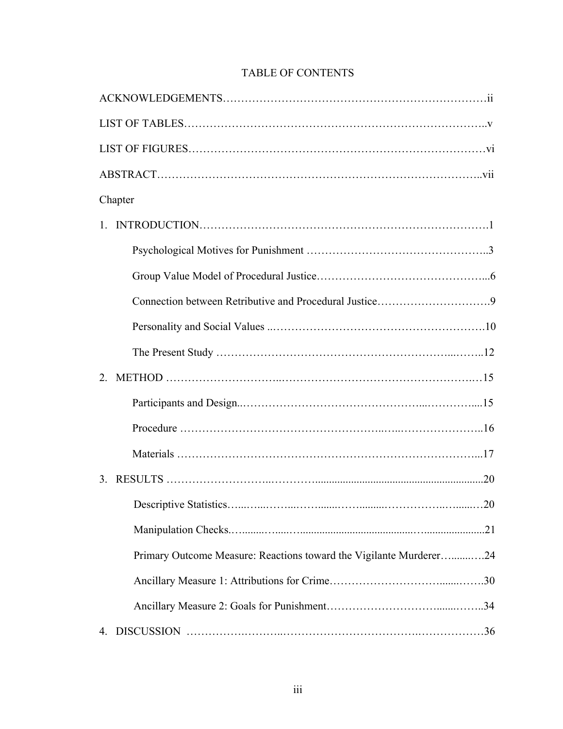# TABLE OF CONTENTS

ACKNOWLEDGEMENTS……………………………………………………………ii

LIST OF TABLES……………………………………………………………………..v

LIST OF FIGURES……………………………………………………………………vi

ABSTRACT……………………………………………………………………………..vii

Chapter

1. INTRODUCTION……………………………………………………………………1
   - Psychological Motives for Punishment …………………………………………..3
   - Group Value Model of Procedural Justice………………………………………...6
   - Connection between Retributive and Procedural Justice………………………….9
   - Personality and Social Values ..……………………………………………….10
   - The Present Study ……………………………………………………...……..12
2. METHOD ……………………….……………………………………………….…15
   - Participants and Design..……………………………………...…………....15
   - Procedure …………………………………………….…..………………..16
   - Materials ……………………………………………………………………...17
3. RESULTS ……………………….……….........................................................20
   - Descriptive Statistics…..…...……...……........…….........……………..…......…20
   - Manipulation Checks.…........…....…...................................…......................21
   - Primary Outcome Measure: Reactions toward the Vigilante Murderer…........….24
   - Ancillary Measure 1: Attributions for Crime………………………........…….30
   - Ancillary Measure 2: Goals for Punishment…………………………........……..34
4. DISCUSSION ……………….……..……………………………….………………36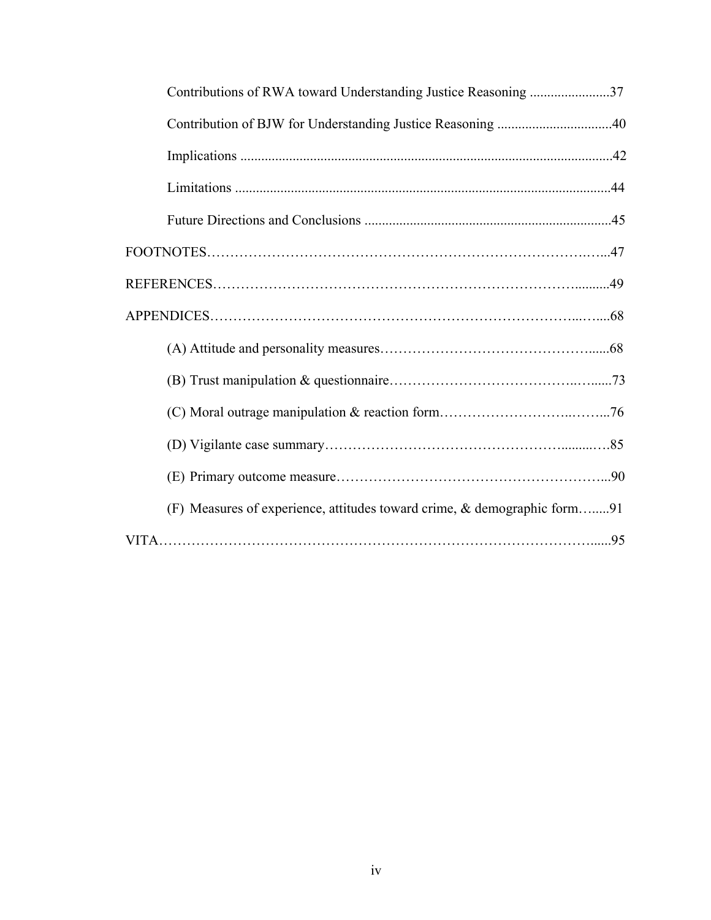Contributions of RWA toward Understanding Justice Reasoning .......................37

Contribution of BJW for Understanding Justice Reasoning ................................40

Implications .........................................................................................................42

Limitations ...........................................................................................................44

Future Directions and Conclusions ......................................................................45

FOOTNOTES……………………………………………………………………….…...47

REFERENCES……………………………………………………………………..........49

APPENDICES…………………………………………………………………...….....68

(A) Attitude and personality measures…………………………………………......68

(B) Trust manipulation & questionnaire…………………………………..…......73

(C) Moral outrage manipulation & reaction form………………………..……...76

(D) Vigilante case summary…………………………………………….........…85

(E) Primary outcome measure…………………………………………………...90

(F) Measures of experience, attitudes toward crime, & demographic form….....91

VITA………………………………………………………………………………….....95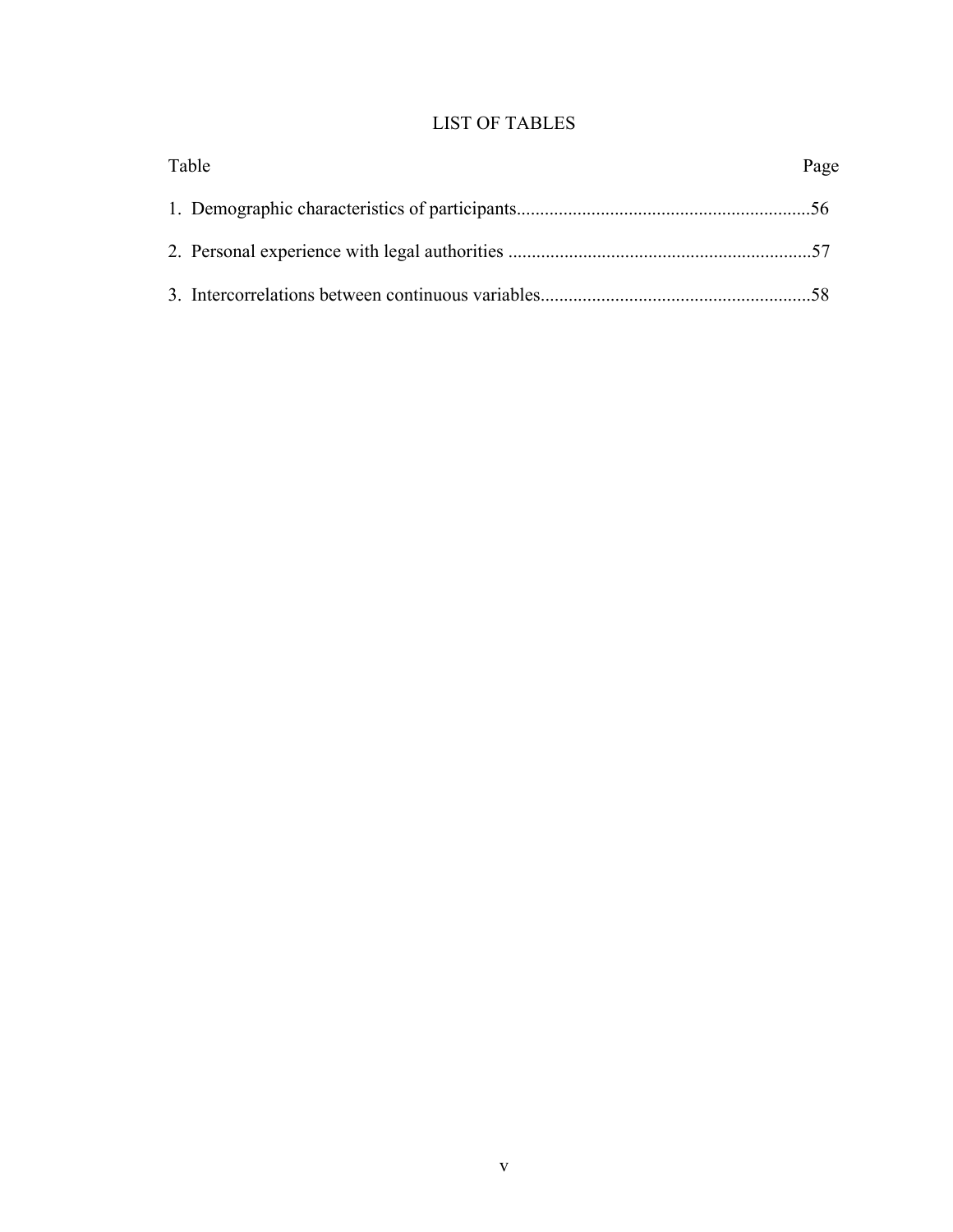# LIST OF TABLES

| Table | Page |
|---|---|
| 1. Demographic characteristics of participants | 56 |
| 2. Personal experience with legal authorities | 57 |
| 3. Intercorrelations between continuous variables | 58 |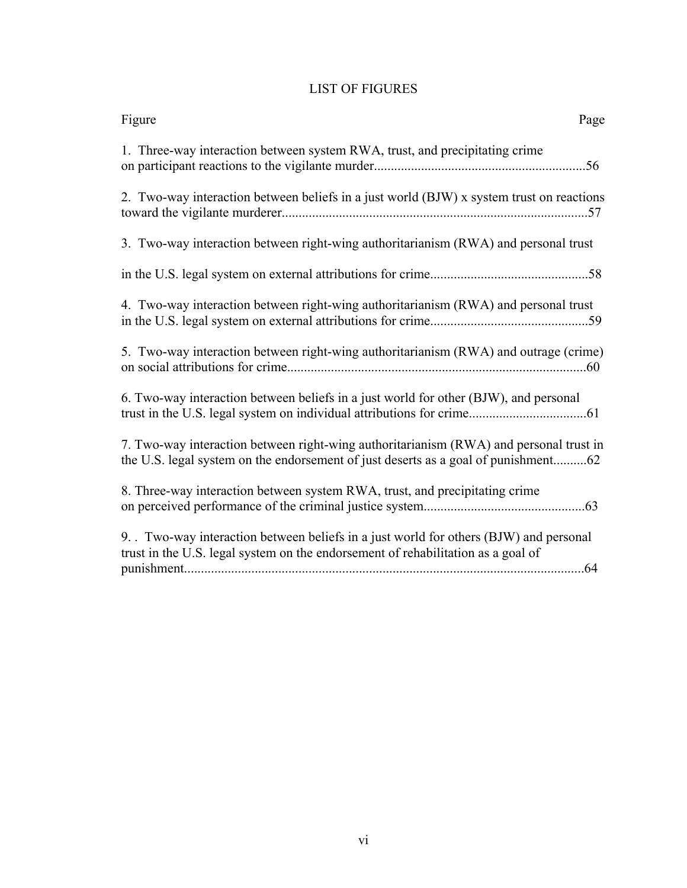# LIST OF FIGURES

| Figure | Page |
|---|---|
| 1. Three-way interaction between system RWA, trust, and precipitating crime on participant reactions to the vigilante murder | 56 |
| 2. Two-way interaction between beliefs in a just world (BJW) x system trust on reactions toward the vigilante murderer | 57 |
| 3. Two-way interaction between right-wing authoritarianism (RWA) and personal trust in the U.S. legal system on external attributions for crime | 58 |
| 4. Two-way interaction between right-wing authoritarianism (RWA) and personal trust in the U.S. legal system on external attributions for crime | 59 |
| 5. Two-way interaction between right-wing authoritarianism (RWA) and outrage (crime) on social attributions for crime | 60 |
| 6. Two-way interaction between beliefs in a just world for other (BJW), and personal trust in the U.S. legal system on individual attributions for crime | 61 |
| 7. Two-way interaction between right-wing authoritarianism (RWA) and personal trust in the U.S. legal system on the endorsement of just deserts as a goal of punishment | 62 |
| 8. Three-way interaction between system RWA, trust, and precipitating crime on perceived performance of the criminal justice system | 63 |
| 9. . Two-way interaction between beliefs in a just world for others (BJW) and personal trust in the U.S. legal system on the endorsement of rehabilitation as a goal of punishment | 64 |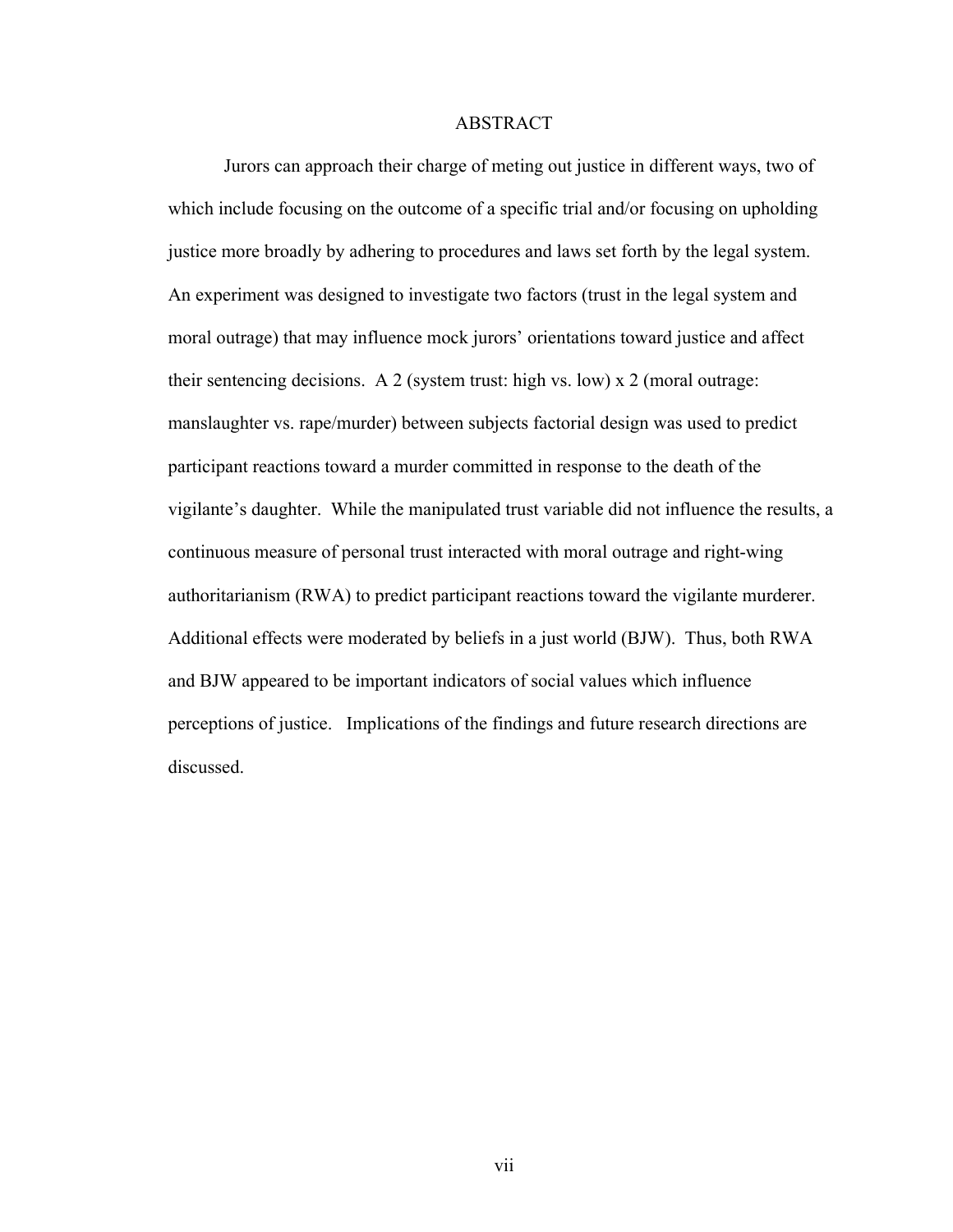# ABSTRACT

Jurors can approach their charge of meting out justice in different ways, two of which include focusing on the outcome of a specific trial and/or focusing on upholding justice more broadly by adhering to procedures and laws set forth by the legal system. An experiment was designed to investigate two factors (trust in the legal system and moral outrage) that may influence mock jurors' orientations toward justice and affect their sentencing decisions. A 2 (system trust: high vs. low) x 2 (moral outrage: manslaughter vs. rape/murder) between subjects factorial design was used to predict participant reactions toward a murder committed in response to the death of the vigilante's daughter. While the manipulated trust variable did not influence the results, a continuous measure of personal trust interacted with moral outrage and right-wing authoritarianism (RWA) to predict participant reactions toward the vigilante murderer. Additional effects were moderated by beliefs in a just world (BJW). Thus, both RWA and BJW appeared to be important indicators of social values which influence perceptions of justice. Implications of the findings and future research directions are discussed.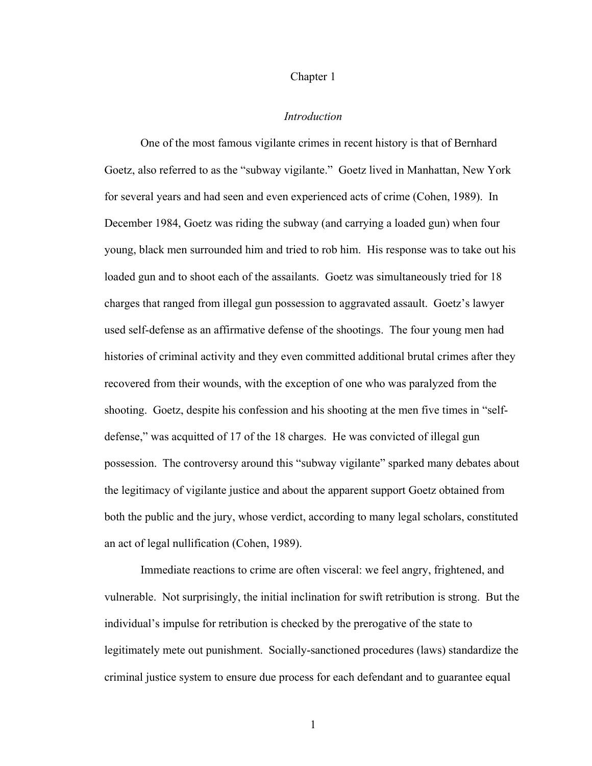# Chapter 1

## *Introduction*

One of the most famous vigilante crimes in recent history is that of Bernhard Goetz, also referred to as the "subway vigilante." Goetz lived in Manhattan, New York for several years and had seen and even experienced acts of crime (Cohen, 1989). In December 1984, Goetz was riding the subway (and carrying a loaded gun) when four young, black men surrounded him and tried to rob him. His response was to take out his loaded gun and to shoot each of the assailants. Goetz was simultaneously tried for 18 charges that ranged from illegal gun possession to aggravated assault. Goetz's lawyer used self-defense as an affirmative defense of the shootings. The four young men had histories of criminal activity and they even committed additional brutal crimes after they recovered from their wounds, with the exception of one who was paralyzed from the shooting. Goetz, despite his confession and his shooting at the men five times in "self-defense," was acquitted of 17 of the 18 charges. He was convicted of illegal gun possession. The controversy around this "subway vigilante" sparked many debates about the legitimacy of vigilante justice and about the apparent support Goetz obtained from both the public and the jury, whose verdict, according to many legal scholars, constituted an act of legal nullification (Cohen, 1989).

Immediate reactions to crime are often visceral: we feel angry, frightened, and vulnerable. Not surprisingly, the initial inclination for swift retribution is strong. But the individual's impulse for retribution is checked by the prerogative of the state to legitimately mete out punishment. Socially-sanctioned procedures (laws) standardize the criminal justice system to ensure due process for each defendant and to guarantee equal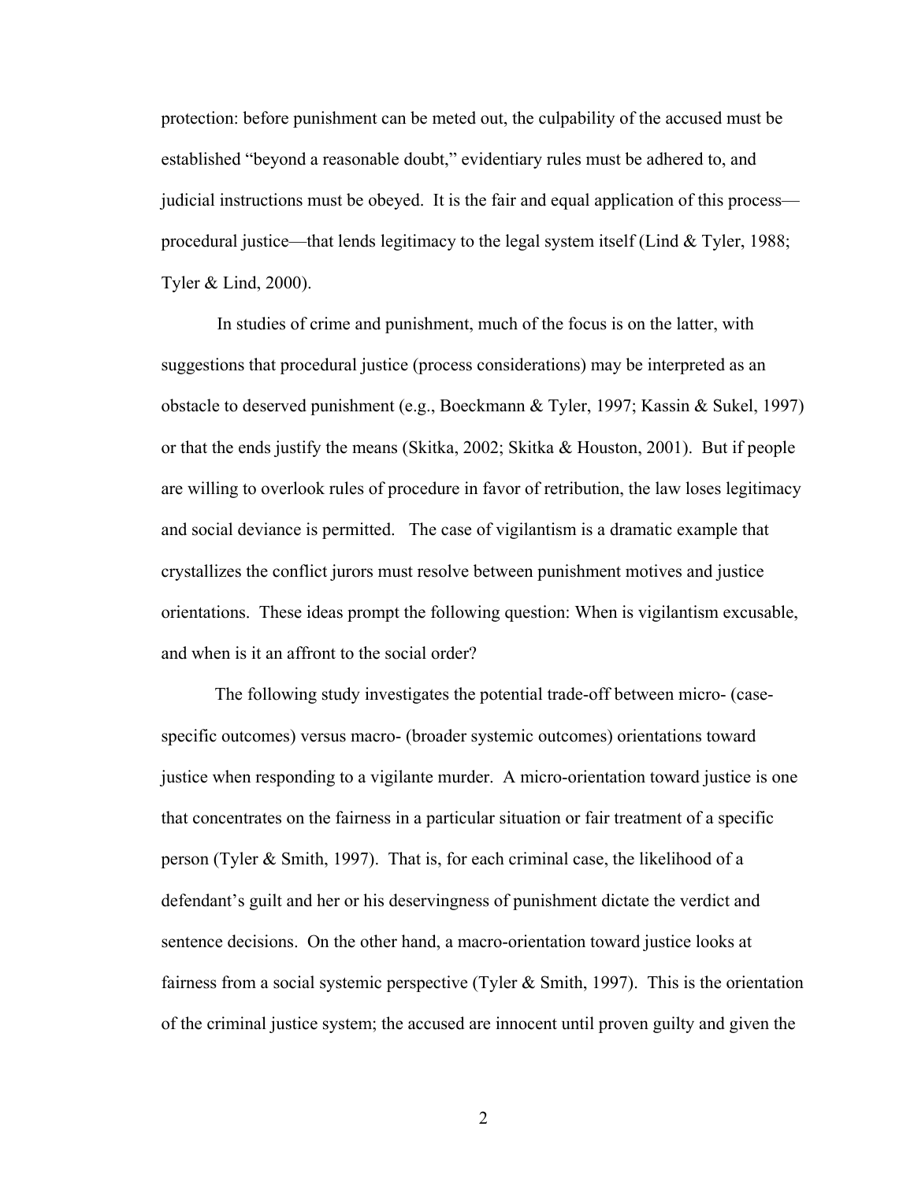protection: before punishment can be meted out, the culpability of the accused must be established "beyond a reasonable doubt," evidentiary rules must be adhered to, and judicial instructions must be obeyed. It is the fair and equal application of this process—procedural justice—that lends legitimacy to the legal system itself (Lind & Tyler, 1988; Tyler & Lind, 2000).

In studies of crime and punishment, much of the focus is on the latter, with suggestions that procedural justice (process considerations) may be interpreted as an obstacle to deserved punishment (e.g., Boeckmann & Tyler, 1997; Kassin & Sukel, 1997) or that the ends justify the means (Skitka, 2002; Skitka & Houston, 2001). But if people are willing to overlook rules of procedure in favor of retribution, the law loses legitimacy and social deviance is permitted. The case of vigilantism is a dramatic example that crystallizes the conflict jurors must resolve between punishment motives and justice orientations. These ideas prompt the following question: When is vigilantism excusable, and when is it an affront to the social order?

The following study investigates the potential trade-off between micro- (case-specific outcomes) versus macro- (broader systemic outcomes) orientations toward justice when responding to a vigilante murder. A micro-orientation toward justice is one that concentrates on the fairness in a particular situation or fair treatment of a specific person (Tyler & Smith, 1997). That is, for each criminal case, the likelihood of a defendant's guilt and her or his deservingness of punishment dictate the verdict and sentence decisions. On the other hand, a macro-orientation toward justice looks at fairness from a social systemic perspective (Tyler & Smith, 1997). This is the orientation of the criminal justice system; the accused are innocent until proven guilty and given the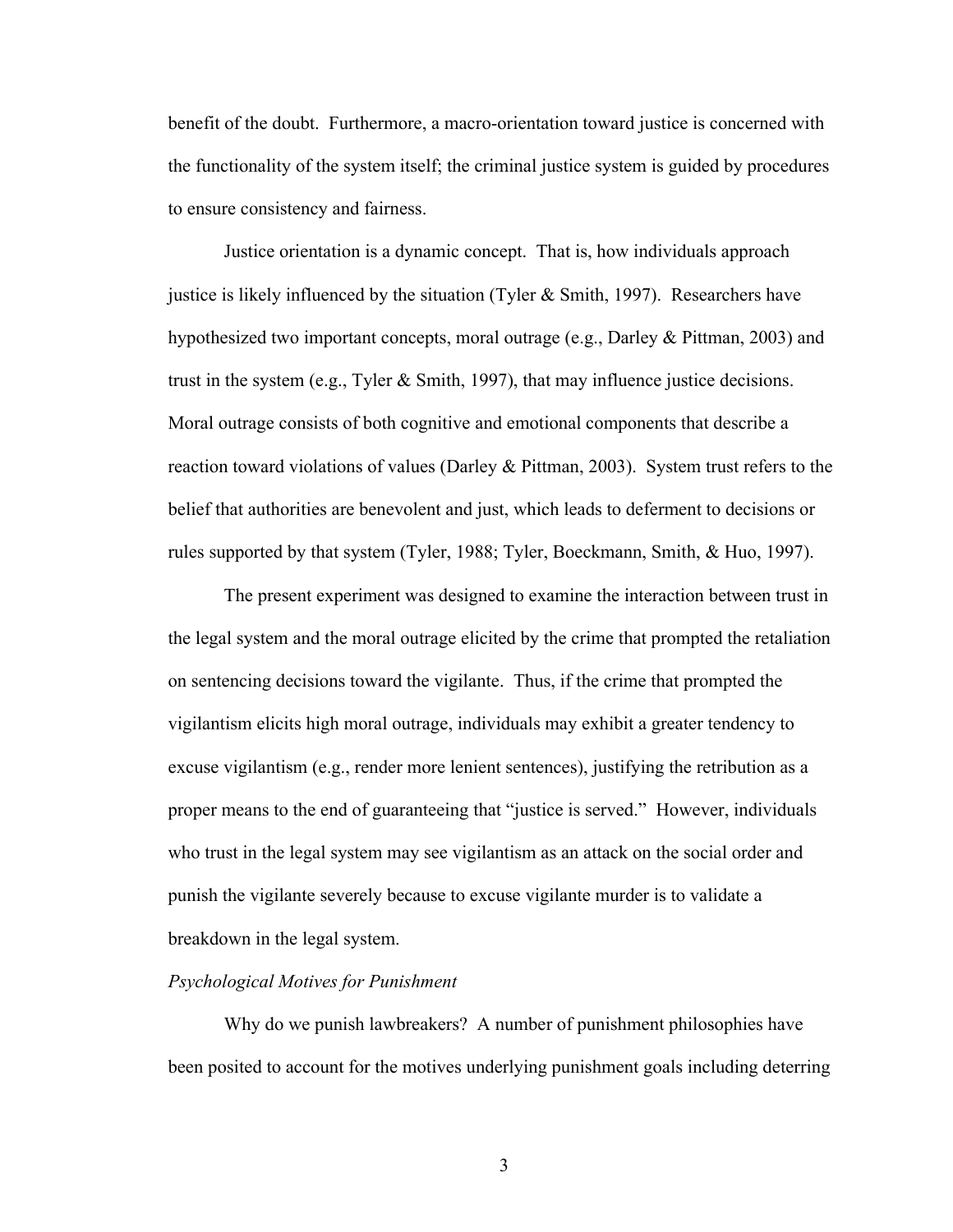benefit of the doubt. Furthermore, a macro-orientation toward justice is concerned with the functionality of the system itself; the criminal justice system is guided by procedures to ensure consistency and fairness.

Justice orientation is a dynamic concept. That is, how individuals approach justice is likely influenced by the situation (Tyler & Smith, 1997). Researchers have hypothesized two important concepts, moral outrage (e.g., Darley & Pittman, 2003) and trust in the system (e.g., Tyler & Smith, 1997), that may influence justice decisions. Moral outrage consists of both cognitive and emotional components that describe a reaction toward violations of values (Darley & Pittman, 2003). System trust refers to the belief that authorities are benevolent and just, which leads to deferment to decisions or rules supported by that system (Tyler, 1988; Tyler, Boeckmann, Smith, & Huo, 1997).

The present experiment was designed to examine the interaction between trust in the legal system and the moral outrage elicited by the crime that prompted the retaliation on sentencing decisions toward the vigilante. Thus, if the crime that prompted the vigilantism elicits high moral outrage, individuals may exhibit a greater tendency to excuse vigilantism (e.g., render more lenient sentences), justifying the retribution as a proper means to the end of guaranteeing that "justice is served." However, individuals who trust in the legal system may see vigilantism as an attack on the social order and punish the vigilante severely because to excuse vigilante murder is to validate a breakdown in the legal system.

*Psychological Motives for Punishment*

Why do we punish lawbreakers? A number of punishment philosophies have been posited to account for the motives underlying punishment goals including deterring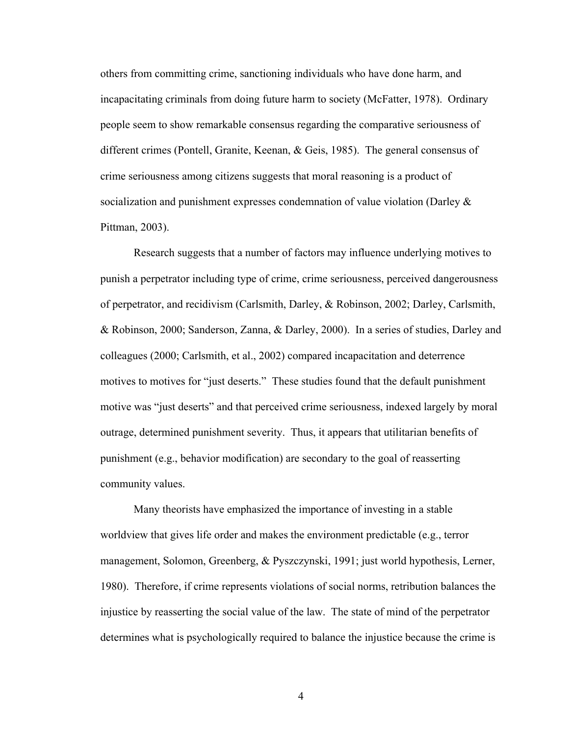others from committing crime, sanctioning individuals who have done harm, and incapacitating criminals from doing future harm to society (McFatter, 1978). Ordinary people seem to show remarkable consensus regarding the comparative seriousness of different crimes (Pontell, Granite, Keenan, & Geis, 1985). The general consensus of crime seriousness among citizens suggests that moral reasoning is a product of socialization and punishment expresses condemnation of value violation (Darley & Pittman, 2003).

Research suggests that a number of factors may influence underlying motives to punish a perpetrator including type of crime, crime seriousness, perceived dangerousness of perpetrator, and recidivism (Carlsmith, Darley, & Robinson, 2002; Darley, Carlsmith, & Robinson, 2000; Sanderson, Zanna, & Darley, 2000). In a series of studies, Darley and colleagues (2000; Carlsmith, et al., 2002) compared incapacitation and deterrence motives to motives for "just deserts." These studies found that the default punishment motive was "just deserts" and that perceived crime seriousness, indexed largely by moral outrage, determined punishment severity. Thus, it appears that utilitarian benefits of punishment (e.g., behavior modification) are secondary to the goal of reasserting community values.

Many theorists have emphasized the importance of investing in a stable worldview that gives life order and makes the environment predictable (e.g., terror management, Solomon, Greenberg, & Pyszczynski, 1991; just world hypothesis, Lerner, 1980). Therefore, if crime represents violations of social norms, retribution balances the injustice by reasserting the social value of the law. The state of mind of the perpetrator determines what is psychologically required to balance the injustice because the crime is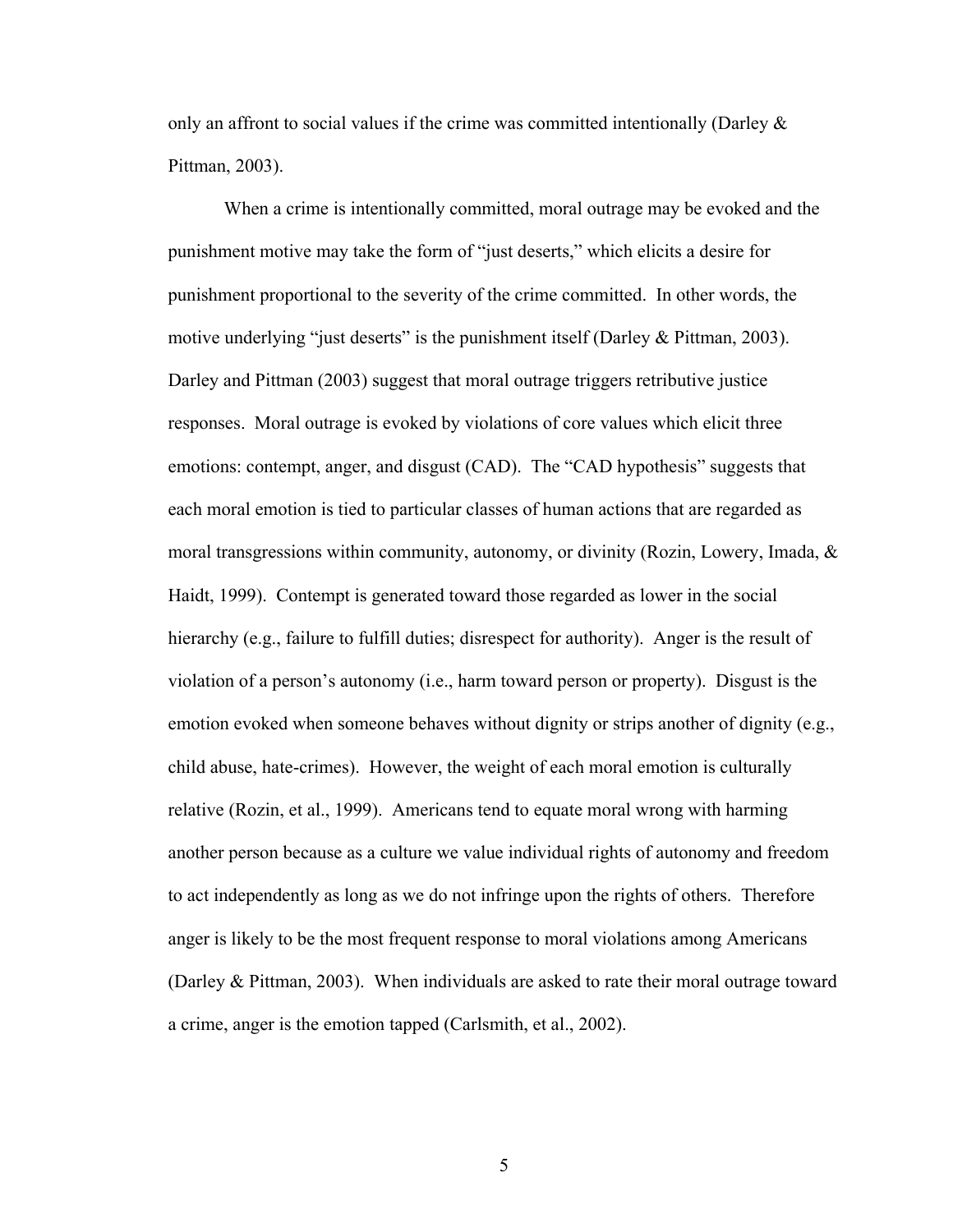only an affront to social values if the crime was committed intentionally (Darley & Pittman, 2003).

When a crime is intentionally committed, moral outrage may be evoked and the punishment motive may take the form of "just deserts," which elicits a desire for punishment proportional to the severity of the crime committed. In other words, the motive underlying "just deserts" is the punishment itself (Darley & Pittman, 2003). Darley and Pittman (2003) suggest that moral outrage triggers retributive justice responses. Moral outrage is evoked by violations of core values which elicit three emotions: contempt, anger, and disgust (CAD). The "CAD hypothesis" suggests that each moral emotion is tied to particular classes of human actions that are regarded as moral transgressions within community, autonomy, or divinity (Rozin, Lowery, Imada, & Haidt, 1999). Contempt is generated toward those regarded as lower in the social hierarchy (e.g., failure to fulfill duties; disrespect for authority). Anger is the result of violation of a person's autonomy (i.e., harm toward person or property). Disgust is the emotion evoked when someone behaves without dignity or strips another of dignity (e.g., child abuse, hate-crimes). However, the weight of each moral emotion is culturally relative (Rozin, et al., 1999). Americans tend to equate moral wrong with harming another person because as a culture we value individual rights of autonomy and freedom to act independently as long as we do not infringe upon the rights of others. Therefore anger is likely to be the most frequent response to moral violations among Americans (Darley & Pittman, 2003). When individuals are asked to rate their moral outrage toward a crime, anger is the emotion tapped (Carlsmith, et al., 2002).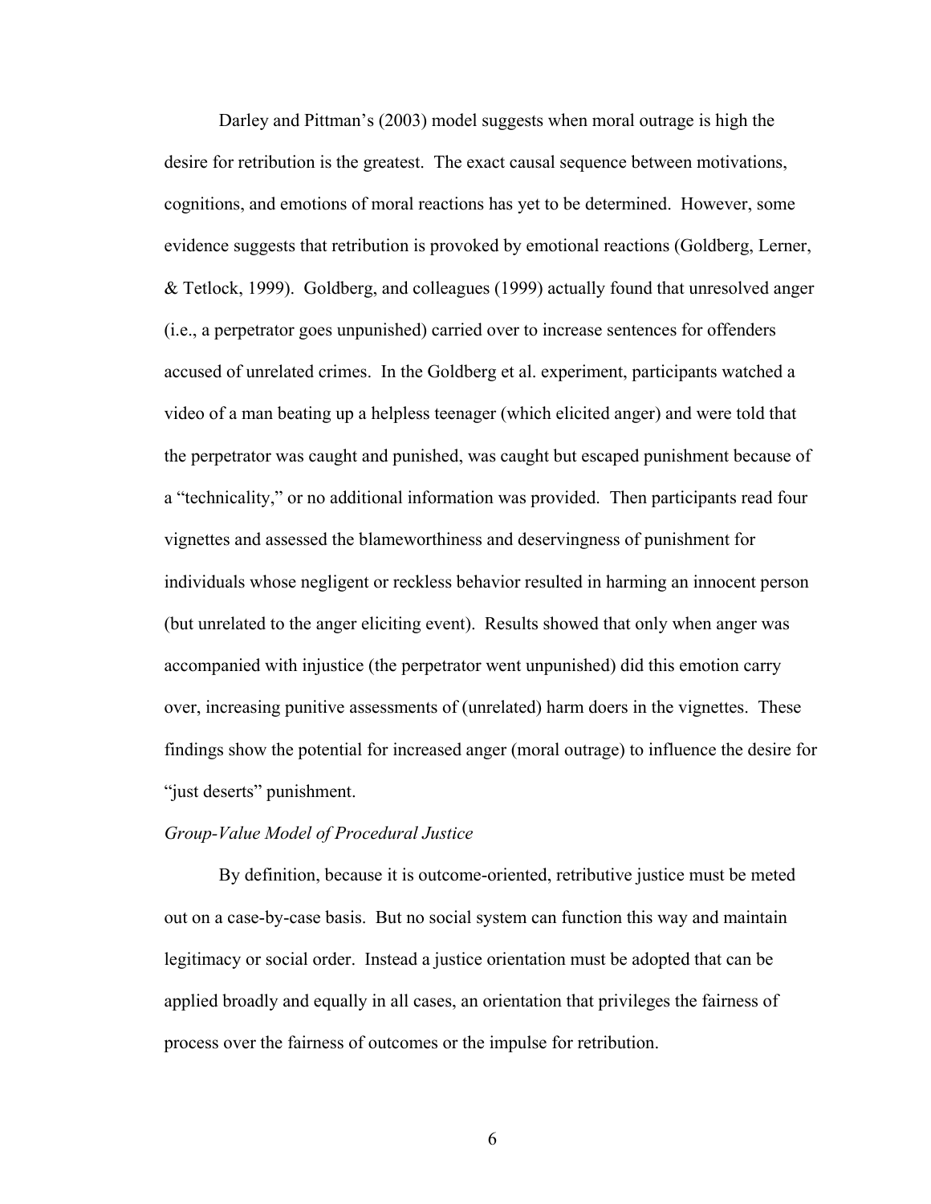Darley and Pittman's (2003) model suggests when moral outrage is high the desire for retribution is the greatest. The exact causal sequence between motivations, cognitions, and emotions of moral reactions has yet to be determined. However, some evidence suggests that retribution is provoked by emotional reactions (Goldberg, Lerner, & Tetlock, 1999). Goldberg, and colleagues (1999) actually found that unresolved anger (i.e., a perpetrator goes unpunished) carried over to increase sentences for offenders accused of unrelated crimes. In the Goldberg et al. experiment, participants watched a video of a man beating up a helpless teenager (which elicited anger) and were told that the perpetrator was caught and punished, was caught but escaped punishment because of a "technicality," or no additional information was provided. Then participants read four vignettes and assessed the blameworthiness and deservingness of punishment for individuals whose negligent or reckless behavior resulted in harming an innocent person (but unrelated to the anger eliciting event). Results showed that only when anger was accompanied with injustice (the perpetrator went unpunished) did this emotion carry over, increasing punitive assessments of (unrelated) harm doers in the vignettes. These findings show the potential for increased anger (moral outrage) to influence the desire for "just deserts" punishment.

### *Group-Value Model of Procedural Justice*

By definition, because it is outcome-oriented, retributive justice must be meted out on a case-by-case basis. But no social system can function this way and maintain legitimacy or social order. Instead a justice orientation must be adopted that can be applied broadly and equally in all cases, an orientation that privileges the fairness of process over the fairness of outcomes or the impulse for retribution.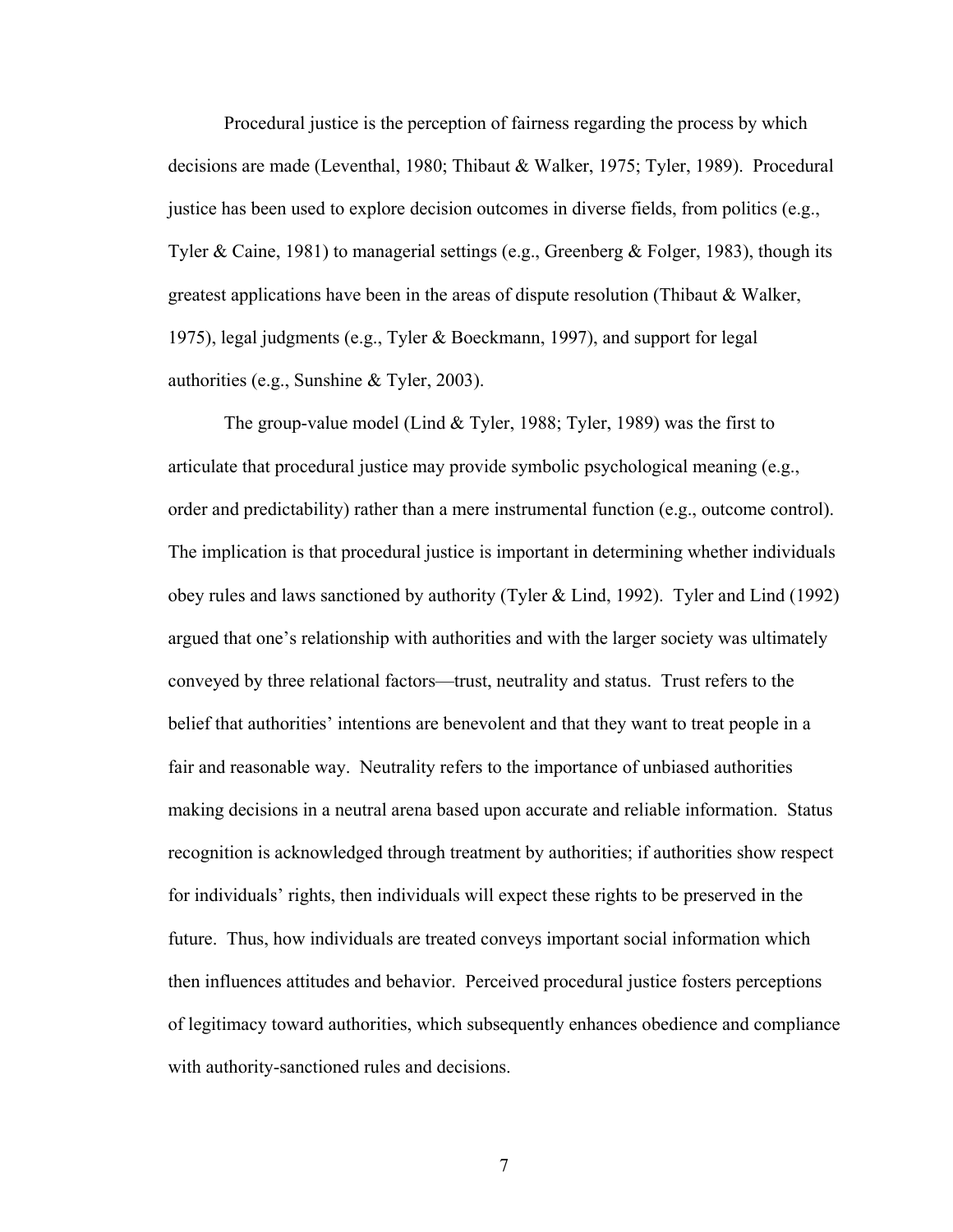Procedural justice is the perception of fairness regarding the process by which decisions are made (Leventhal, 1980; Thibaut & Walker, 1975; Tyler, 1989). Procedural justice has been used to explore decision outcomes in diverse fields, from politics (e.g., Tyler & Caine, 1981) to managerial settings (e.g., Greenberg & Folger, 1983), though its greatest applications have been in the areas of dispute resolution (Thibaut & Walker, 1975), legal judgments (e.g., Tyler & Boeckmann, 1997), and support for legal authorities (e.g., Sunshine & Tyler, 2003).

The group-value model (Lind & Tyler, 1988; Tyler, 1989) was the first to articulate that procedural justice may provide symbolic psychological meaning (e.g., order and predictability) rather than a mere instrumental function (e.g., outcome control). The implication is that procedural justice is important in determining whether individuals obey rules and laws sanctioned by authority (Tyler & Lind, 1992). Tyler and Lind (1992) argued that one's relationship with authorities and with the larger society was ultimately conveyed by three relational factors—trust, neutrality and status. Trust refers to the belief that authorities' intentions are benevolent and that they want to treat people in a fair and reasonable way. Neutrality refers to the importance of unbiased authorities making decisions in a neutral arena based upon accurate and reliable information. Status recognition is acknowledged through treatment by authorities; if authorities show respect for individuals' rights, then individuals will expect these rights to be preserved in the future. Thus, how individuals are treated conveys important social information which then influences attitudes and behavior. Perceived procedural justice fosters perceptions of legitimacy toward authorities, which subsequently enhances obedience and compliance with authority-sanctioned rules and decisions.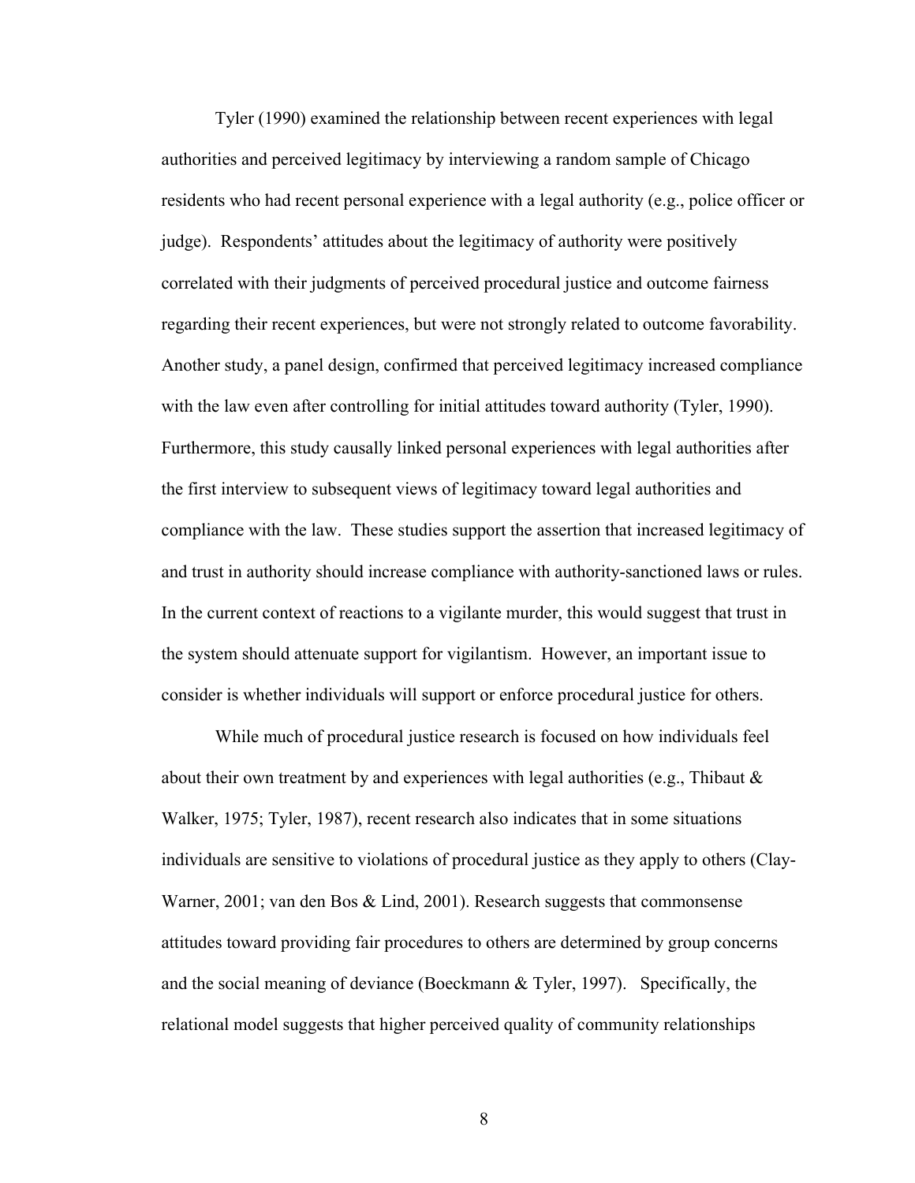Tyler (1990) examined the relationship between recent experiences with legal authorities and perceived legitimacy by interviewing a random sample of Chicago residents who had recent personal experience with a legal authority (e.g., police officer or judge). Respondents' attitudes about the legitimacy of authority were positively correlated with their judgments of perceived procedural justice and outcome fairness regarding their recent experiences, but were not strongly related to outcome favorability. Another study, a panel design, confirmed that perceived legitimacy increased compliance with the law even after controlling for initial attitudes toward authority (Tyler, 1990). Furthermore, this study causally linked personal experiences with legal authorities after the first interview to subsequent views of legitimacy toward legal authorities and compliance with the law. These studies support the assertion that increased legitimacy of and trust in authority should increase compliance with authority-sanctioned laws or rules. In the current context of reactions to a vigilante murder, this would suggest that trust in the system should attenuate support for vigilantism. However, an important issue to consider is whether individuals will support or enforce procedural justice for others.

While much of procedural justice research is focused on how individuals feel about their own treatment by and experiences with legal authorities (e.g., Thibaut & Walker, 1975; Tyler, 1987), recent research also indicates that in some situations individuals are sensitive to violations of procedural justice as they apply to others (Clay-Warner, 2001; van den Bos & Lind, 2001). Research suggests that commonsense attitudes toward providing fair procedures to others are determined by group concerns and the social meaning of deviance (Boeckmann & Tyler, 1997). Specifically, the relational model suggests that higher perceived quality of community relationships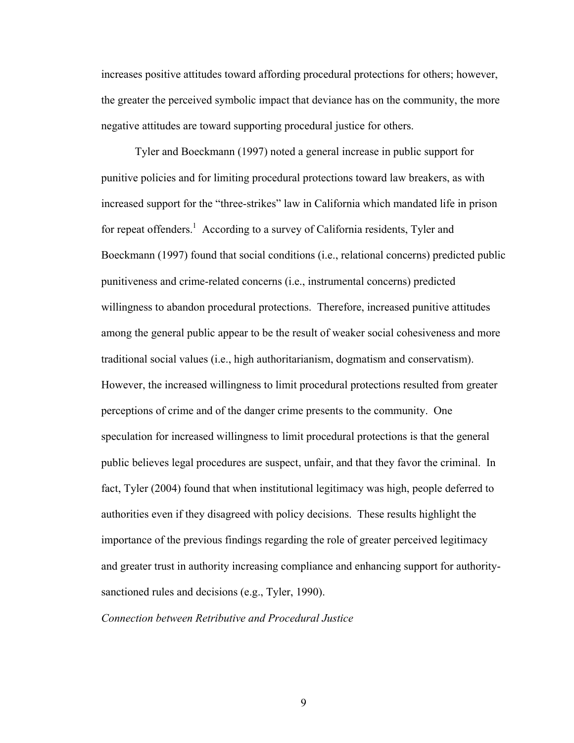increases positive attitudes toward affording procedural protections for others; however, the greater the perceived symbolic impact that deviance has on the community, the more negative attitudes are toward supporting procedural justice for others.

Tyler and Boeckmann (1997) noted a general increase in public support for punitive policies and for limiting procedural protections toward law breakers, as with increased support for the "three-strikes" law in California which mandated life in prison for repeat offenders.[1] According to a survey of California residents, Tyler and Boeckmann (1997) found that social conditions (i.e., relational concerns) predicted public punitiveness and crime-related concerns (i.e., instrumental concerns) predicted willingness to abandon procedural protections. Therefore, increased punitive attitudes among the general public appear to be the result of weaker social cohesiveness and more traditional social values (i.e., high authoritarianism, dogmatism and conservatism). However, the increased willingness to limit procedural protections resulted from greater perceptions of crime and of the danger crime presents to the community. One speculation for increased willingness to limit procedural protections is that the general public believes legal procedures are suspect, unfair, and that they favor the criminal. In fact, Tyler (2004) found that when institutional legitimacy was high, people deferred to authorities even if they disagreed with policy decisions. These results highlight the importance of the previous findings regarding the role of greater perceived legitimacy and greater trust in authority increasing compliance and enhancing support for authority-sanctioned rules and decisions (e.g., Tyler, 1990).

*Connection between Retributive and Procedural Justice*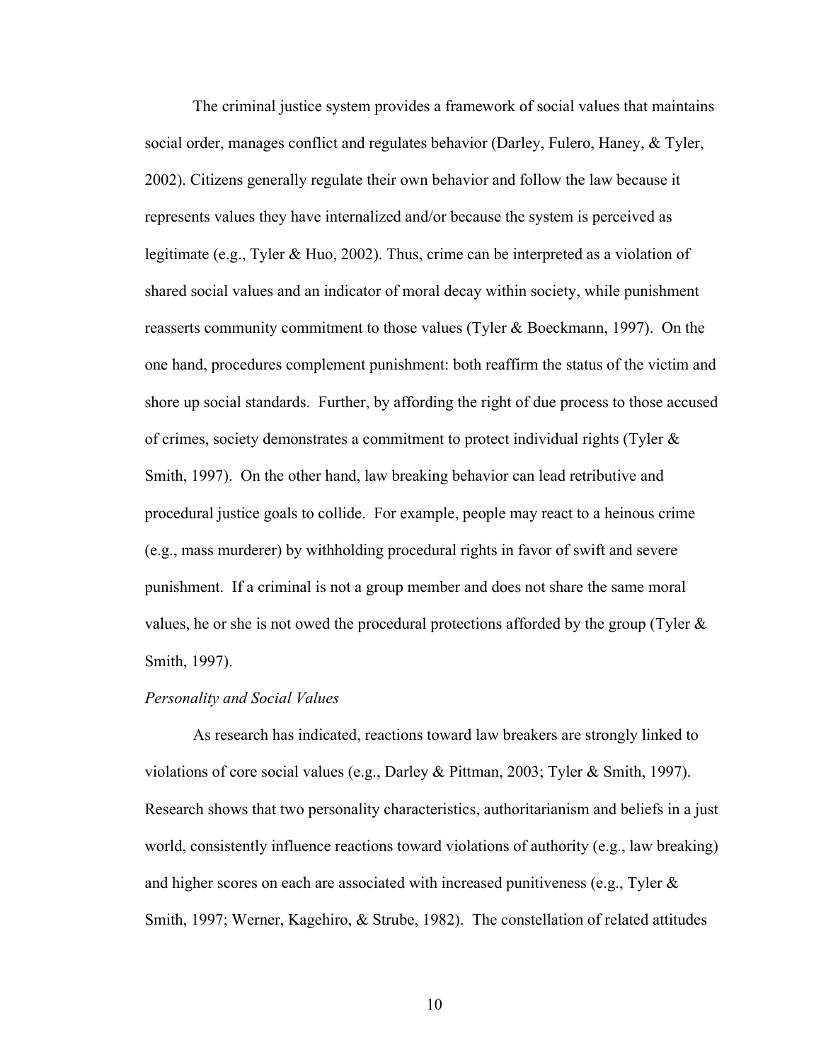The criminal justice system provides a framework of social values that maintains social order, manages conflict and regulates behavior (Darley, Fulero, Haney, & Tyler, 2002). Citizens generally regulate their own behavior and follow the law because it represents values they have internalized and/or because the system is perceived as legitimate (e.g., Tyler & Huo, 2002). Thus, crime can be interpreted as a violation of shared social values and an indicator of moral decay within society, while punishment reasserts community commitment to those values (Tyler & Boeckmann, 1997). On the one hand, procedures complement punishment: both reaffirm the status of the victim and shore up social standards. Further, by affording the right of due process to those accused of crimes, society demonstrates a commitment to protect individual rights (Tyler & Smith, 1997). On the other hand, law breaking behavior can lead retributive and procedural justice goals to collide. For example, people may react to a heinous crime (e.g., mass murderer) by withholding procedural rights in favor of swift and severe punishment. If a criminal is not a group member and does not share the same moral values, he or she is not owed the procedural protections afforded by the group (Tyler & Smith, 1997).

*Personality and Social Values*

As research has indicated, reactions toward law breakers are strongly linked to violations of core social values (e.g., Darley & Pittman, 2003; Tyler & Smith, 1997). Research shows that two personality characteristics, authoritarianism and beliefs in a just world, consistently influence reactions toward violations of authority (e.g., law breaking) and higher scores on each are associated with increased punitiveness (e.g., Tyler & Smith, 1997; Werner, Kagehiro, & Strube, 1982). The constellation of related attitudes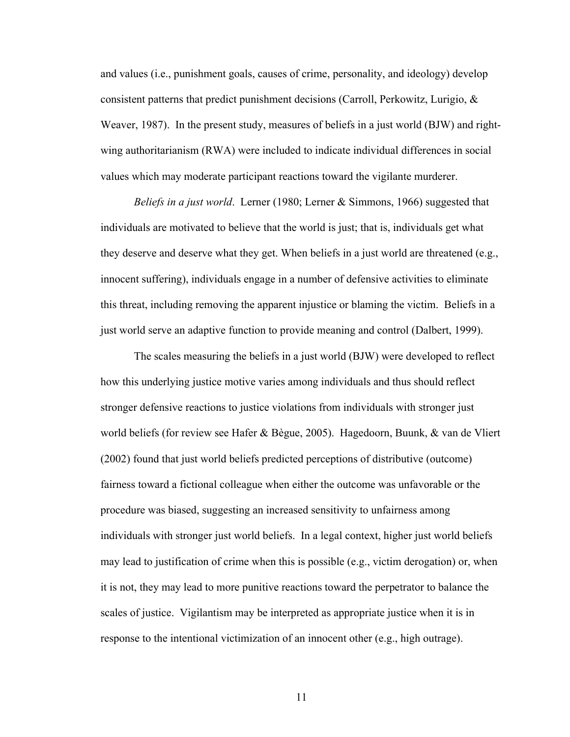and values (i.e., punishment goals, causes of crime, personality, and ideology) develop consistent patterns that predict punishment decisions (Carroll, Perkowitz, Lurigio, & Weaver, 1987). In the present study, measures of beliefs in a just world (BJW) and right-wing authoritarianism (RWA) were included to indicate individual differences in social values which may moderate participant reactions toward the vigilante murderer.

*Beliefs in a just world*. Lerner (1980; Lerner & Simmons, 1966) suggested that individuals are motivated to believe that the world is just; that is, individuals get what they deserve and deserve what they get. When beliefs in a just world are threatened (e.g., innocent suffering), individuals engage in a number of defensive activities to eliminate this threat, including removing the apparent injustice or blaming the victim. Beliefs in a just world serve an adaptive function to provide meaning and control (Dalbert, 1999).

The scales measuring the beliefs in a just world (BJW) were developed to reflect how this underlying justice motive varies among individuals and thus should reflect stronger defensive reactions to justice violations from individuals with stronger just world beliefs (for review see Hafer & Bègue, 2005). Hagedoorn, Buunk, & van de Vliert (2002) found that just world beliefs predicted perceptions of distributive (outcome) fairness toward a fictional colleague when either the outcome was unfavorable or the procedure was biased, suggesting an increased sensitivity to unfairness among individuals with stronger just world beliefs. In a legal context, higher just world beliefs may lead to justification of crime when this is possible (e.g., victim derogation) or, when it is not, they may lead to more punitive reactions toward the perpetrator to balance the scales of justice. Vigilantism may be interpreted as appropriate justice when it is in response to the intentional victimization of an innocent other (e.g., high outrage).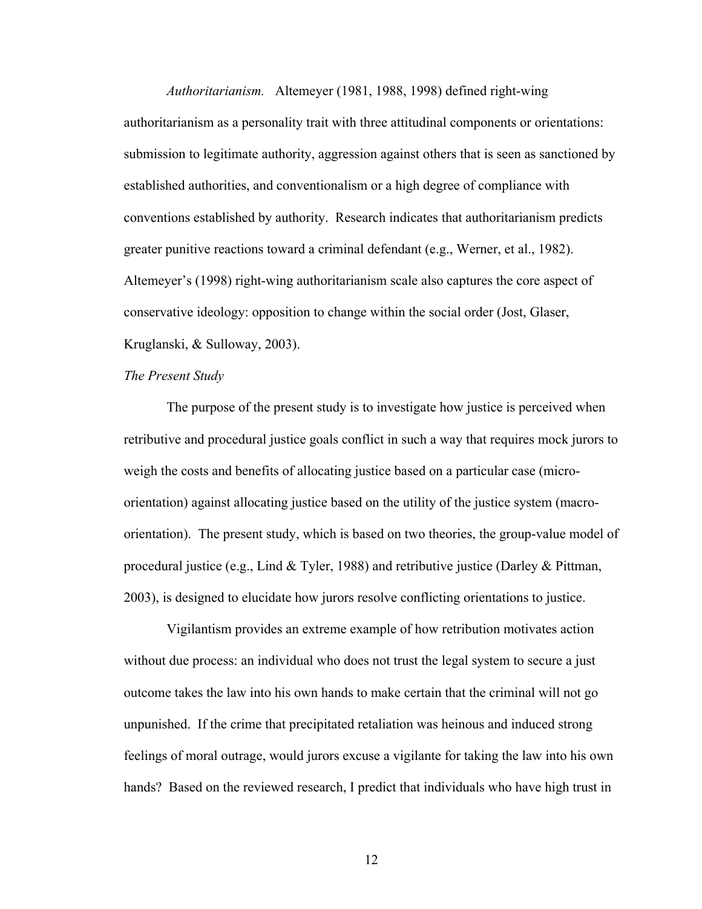*Authoritarianism.* Altemeyer (1981, 1988, 1998) defined right-wing authoritarianism as a personality trait with three attitudinal components or orientations: submission to legitimate authority, aggression against others that is seen as sanctioned by established authorities, and conventionalism or a high degree of compliance with conventions established by authority. Research indicates that authoritarianism predicts greater punitive reactions toward a criminal defendant (e.g., Werner, et al., 1982). Altemeyer's (1998) right-wing authoritarianism scale also captures the core aspect of conservative ideology: opposition to change within the social order (Jost, Glaser, Kruglanski, & Sulloway, 2003).

*The Present Study*

The purpose of the present study is to investigate how justice is perceived when retributive and procedural justice goals conflict in such a way that requires mock jurors to weigh the costs and benefits of allocating justice based on a particular case (micro-orientation) against allocating justice based on the utility of the justice system (macro-orientation). The present study, which is based on two theories, the group-value model of procedural justice (e.g., Lind & Tyler, 1988) and retributive justice (Darley & Pittman, 2003), is designed to elucidate how jurors resolve conflicting orientations to justice.

Vigilantism provides an extreme example of how retribution motivates action without due process: an individual who does not trust the legal system to secure a just outcome takes the law into his own hands to make certain that the criminal will not go unpunished. If the crime that precipitated retaliation was heinous and induced strong feelings of moral outrage, would jurors excuse a vigilante for taking the law into his own hands? Based on the reviewed research, I predict that individuals who have high trust in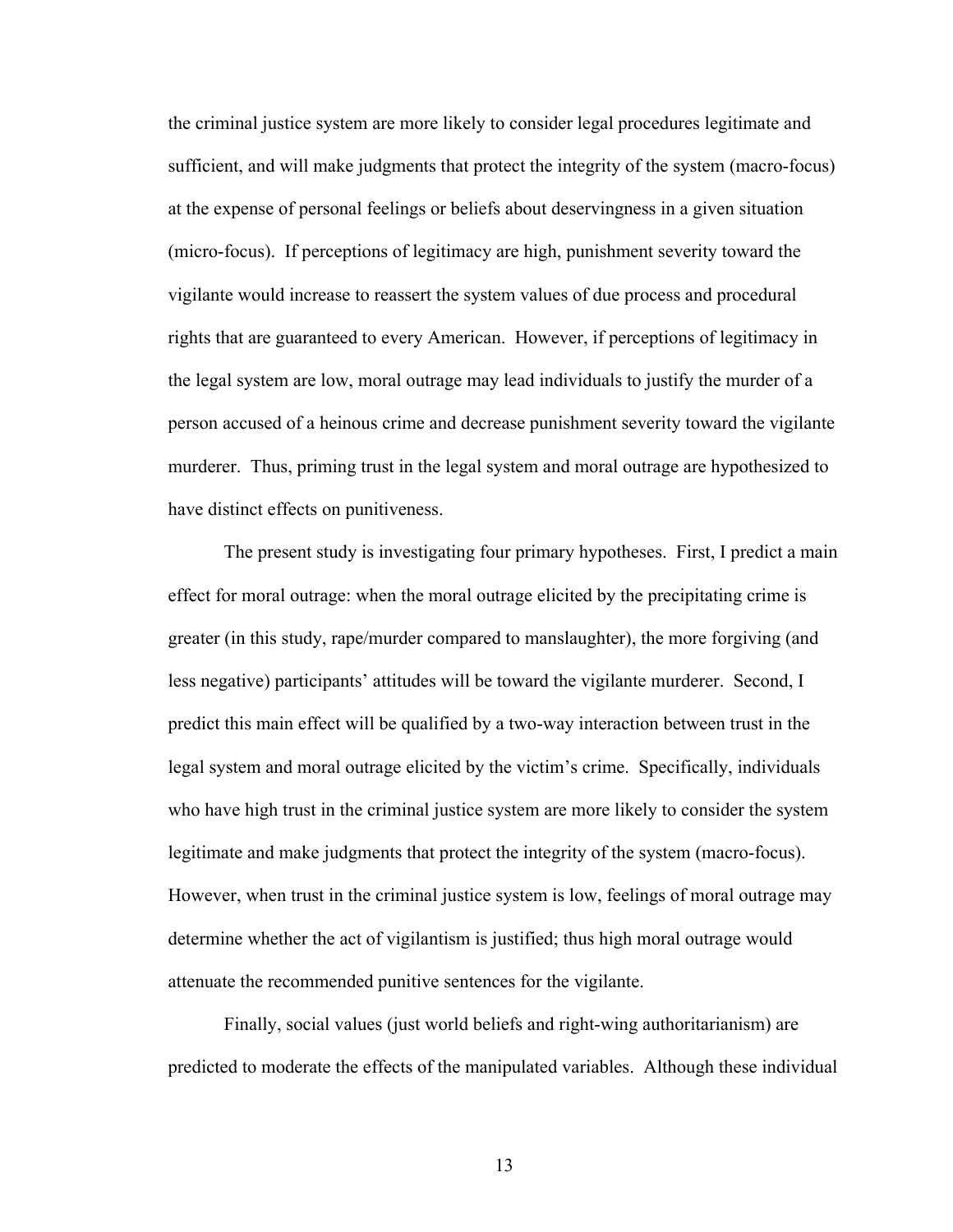the criminal justice system are more likely to consider legal procedures legitimate and sufficient, and will make judgments that protect the integrity of the system (macro-focus) at the expense of personal feelings or beliefs about deservingness in a given situation (micro-focus). If perceptions of legitimacy are high, punishment severity toward the vigilante would increase to reassert the system values of due process and procedural rights that are guaranteed to every American. However, if perceptions of legitimacy in the legal system are low, moral outrage may lead individuals to justify the murder of a person accused of a heinous crime and decrease punishment severity toward the vigilante murderer. Thus, priming trust in the legal system and moral outrage are hypothesized to have distinct effects on punitiveness.

The present study is investigating four primary hypotheses. First, I predict a main effect for moral outrage: when the moral outrage elicited by the precipitating crime is greater (in this study, rape/murder compared to manslaughter), the more forgiving (and less negative) participants' attitudes will be toward the vigilante murderer. Second, I predict this main effect will be qualified by a two-way interaction between trust in the legal system and moral outrage elicited by the victim's crime. Specifically, individuals who have high trust in the criminal justice system are more likely to consider the system legitimate and make judgments that protect the integrity of the system (macro-focus). However, when trust in the criminal justice system is low, feelings of moral outrage may determine whether the act of vigilantism is justified; thus high moral outrage would attenuate the recommended punitive sentences for the vigilante.

Finally, social values (just world beliefs and right-wing authoritarianism) are predicted to moderate the effects of the manipulated variables. Although these individual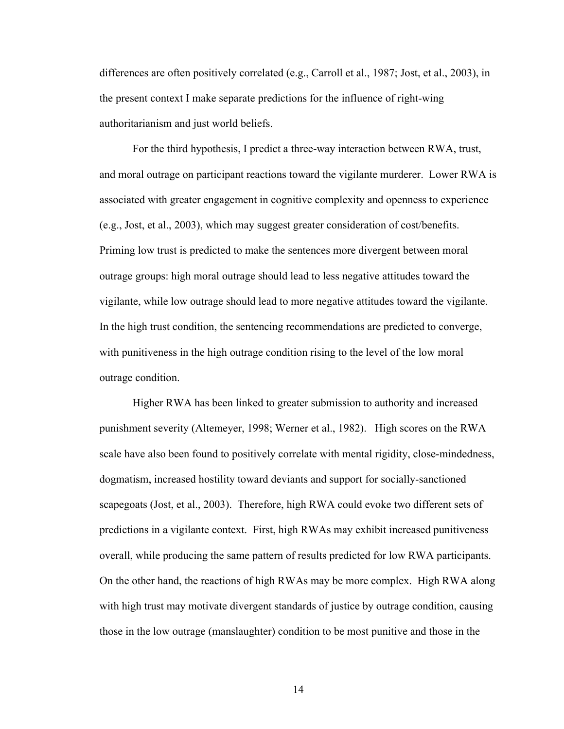differences are often positively correlated (e.g., Carroll et al., 1987; Jost, et al., 2003), in the present context I make separate predictions for the influence of right-wing authoritarianism and just world beliefs.

For the third hypothesis, I predict a three-way interaction between RWA, trust, and moral outrage on participant reactions toward the vigilante murderer. Lower RWA is associated with greater engagement in cognitive complexity and openness to experience (e.g., Jost, et al., 2003), which may suggest greater consideration of cost/benefits. Priming low trust is predicted to make the sentences more divergent between moral outrage groups: high moral outrage should lead to less negative attitudes toward the vigilante, while low outrage should lead to more negative attitudes toward the vigilante. In the high trust condition, the sentencing recommendations are predicted to converge, with punitiveness in the high outrage condition rising to the level of the low moral outrage condition.

Higher RWA has been linked to greater submission to authority and increased punishment severity (Altemeyer, 1998; Werner et al., 1982). High scores on the RWA scale have also been found to positively correlate with mental rigidity, close-mindedness, dogmatism, increased hostility toward deviants and support for socially-sanctioned scapegoats (Jost, et al., 2003). Therefore, high RWA could evoke two different sets of predictions in a vigilante context. First, high RWAs may exhibit increased punitiveness overall, while producing the same pattern of results predicted for low RWA participants. On the other hand, the reactions of high RWAs may be more complex. High RWA along with high trust may motivate divergent standards of justice by outrage condition, causing those in the low outrage (manslaughter) condition to be most punitive and those in the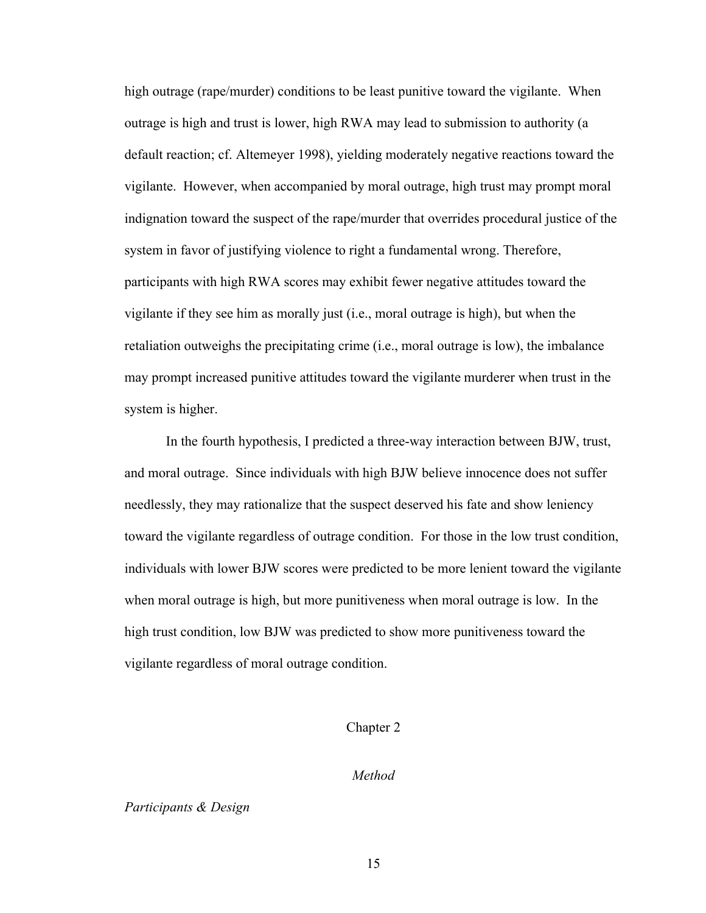high outrage (rape/murder) conditions to be least punitive toward the vigilante. When outrage is high and trust is lower, high RWA may lead to submission to authority (a default reaction; cf. Altemeyer 1998), yielding moderately negative reactions toward the vigilante. However, when accompanied by moral outrage, high trust may prompt moral indignation toward the suspect of the rape/murder that overrides procedural justice of the system in favor of justifying violence to right a fundamental wrong. Therefore, participants with high RWA scores may exhibit fewer negative attitudes toward the vigilante if they see him as morally just (i.e., moral outrage is high), but when the retaliation outweighs the precipitating crime (i.e., moral outrage is low), the imbalance may prompt increased punitive attitudes toward the vigilante murderer when trust in the system is higher.

In the fourth hypothesis, I predicted a three-way interaction between BJW, trust, and moral outrage. Since individuals with high BJW believe innocence does not suffer needlessly, they may rationalize that the suspect deserved his fate and show leniency toward the vigilante regardless of outrage condition. For those in the low trust condition, individuals with lower BJW scores were predicted to be more lenient toward the vigilante when moral outrage is high, but more punitiveness when moral outrage is low. In the high trust condition, low BJW was predicted to show more punitiveness toward the vigilante regardless of moral outrage condition.

# Chapter 2

## *Method*

### *Participants & Design*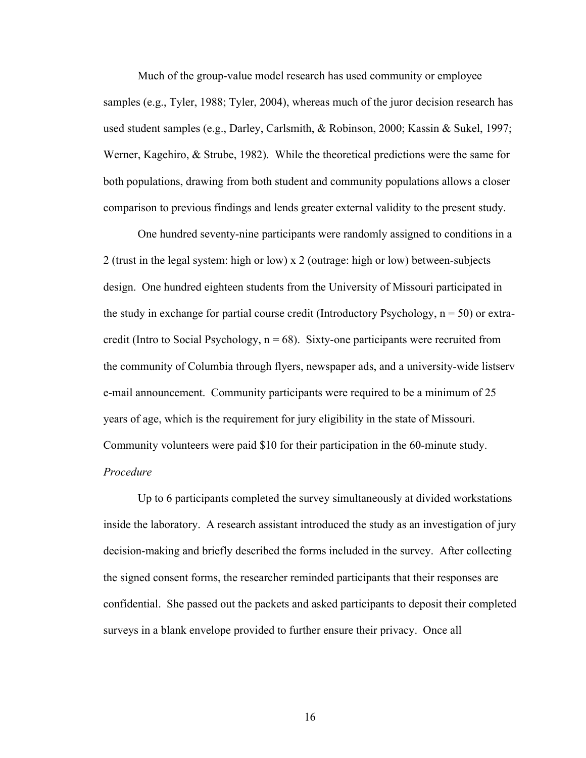Much of the group-value model research has used community or employee samples (e.g., Tyler, 1988; Tyler, 2004), whereas much of the juror decision research has used student samples (e.g., Darley, Carlsmith, & Robinson, 2000; Kassin & Sukel, 1997; Werner, Kagehiro, & Strube, 1982). While the theoretical predictions were the same for both populations, drawing from both student and community populations allows a closer comparison to previous findings and lends greater external validity to the present study.

One hundred seventy-nine participants were randomly assigned to conditions in a 2 (trust in the legal system: high or low) x 2 (outrage: high or low) between-subjects design. One hundred eighteen students from the University of Missouri participated in the study in exchange for partial course credit (Introductory Psychology, $n = 50$) or extra-credit (Intro to Social Psychology, $n = 68$). Sixty-one participants were recruited from the community of Columbia through flyers, newspaper ads, and a university-wide listserv e-mail announcement. Community participants were required to be a minimum of 25 years of age, which is the requirement for jury eligibility in the state of Missouri. Community volunteers were paid $10 for their participation in the 60-minute study.

*Procedure*

Up to 6 participants completed the survey simultaneously at divided workstations inside the laboratory. A research assistant introduced the study as an investigation of jury decision-making and briefly described the forms included in the survey. After collecting the signed consent forms, the researcher reminded participants that their responses are confidential. She passed out the packets and asked participants to deposit their completed surveys in a blank envelope provided to further ensure their privacy. Once all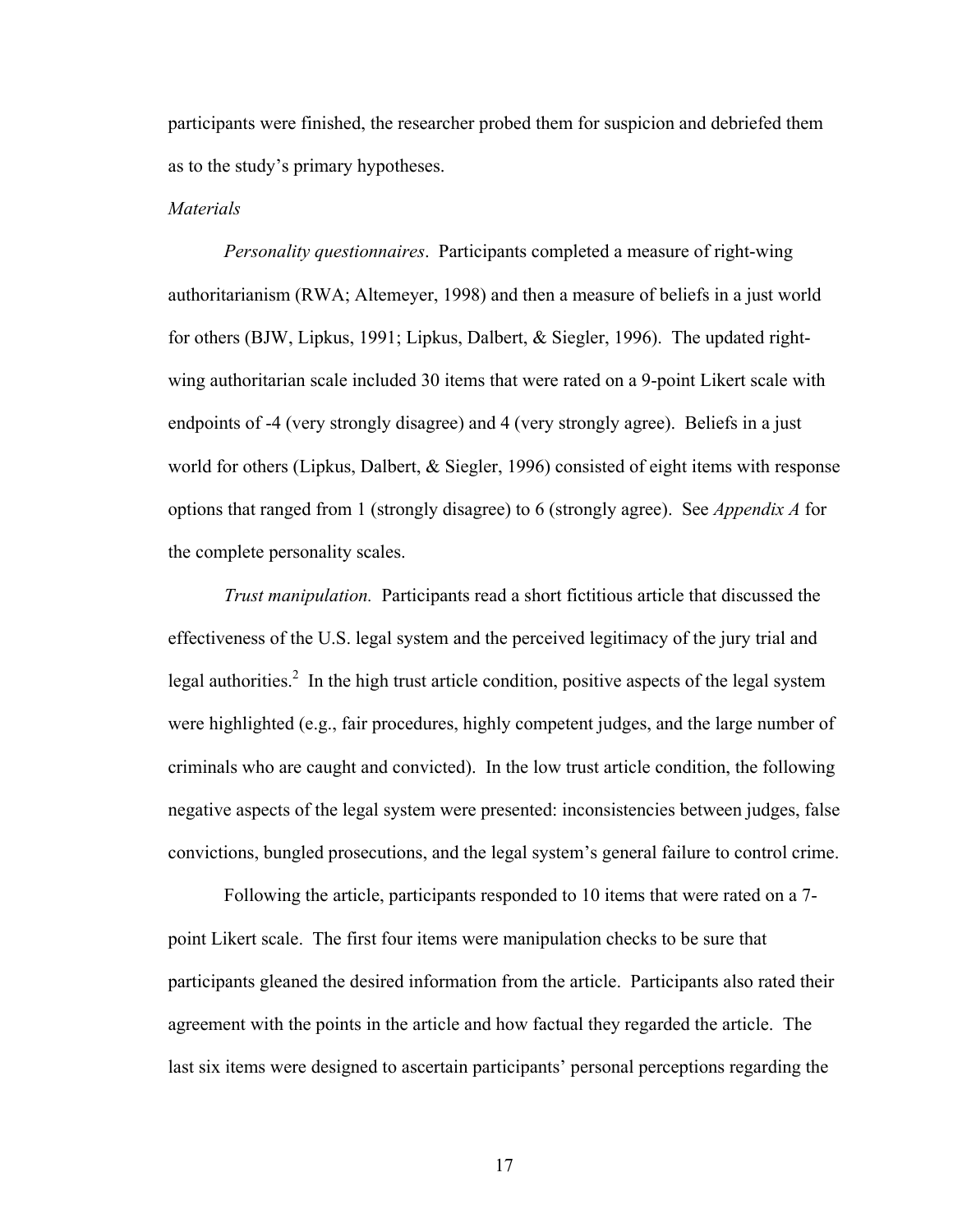participants were finished, the researcher probed them for suspicion and debriefed them as to the study's primary hypotheses.

*Materials*

*Personality questionnaires*. Participants completed a measure of right-wing authoritarianism (RWA; Altemeyer, 1998) and then a measure of beliefs in a just world for others (BJW, Lipkus, 1991; Lipkus, Dalbert, & Siegler, 1996). The updated right-wing authoritarian scale included 30 items that were rated on a 9-point Likert scale with endpoints of -4 (very strongly disagree) and 4 (very strongly agree). Beliefs in a just world for others (Lipkus, Dalbert, & Siegler, 1996) consisted of eight items with response options that ranged from 1 (strongly disagree) to 6 (strongly agree). See *Appendix A* for the complete personality scales.

*Trust manipulation.* Participants read a short fictitious article that discussed the effectiveness of the U.S. legal system and the perceived legitimacy of the jury trial and legal authorities.[2] In the high trust article condition, positive aspects of the legal system were highlighted (e.g., fair procedures, highly competent judges, and the large number of criminals who are caught and convicted). In the low trust article condition, the following negative aspects of the legal system were presented: inconsistencies between judges, false convictions, bungled prosecutions, and the legal system's general failure to control crime.

Following the article, participants responded to 10 items that were rated on a 7-point Likert scale. The first four items were manipulation checks to be sure that participants gleaned the desired information from the article. Participants also rated their agreement with the points in the article and how factual they regarded the article. The last six items were designed to ascertain participants' personal perceptions regarding the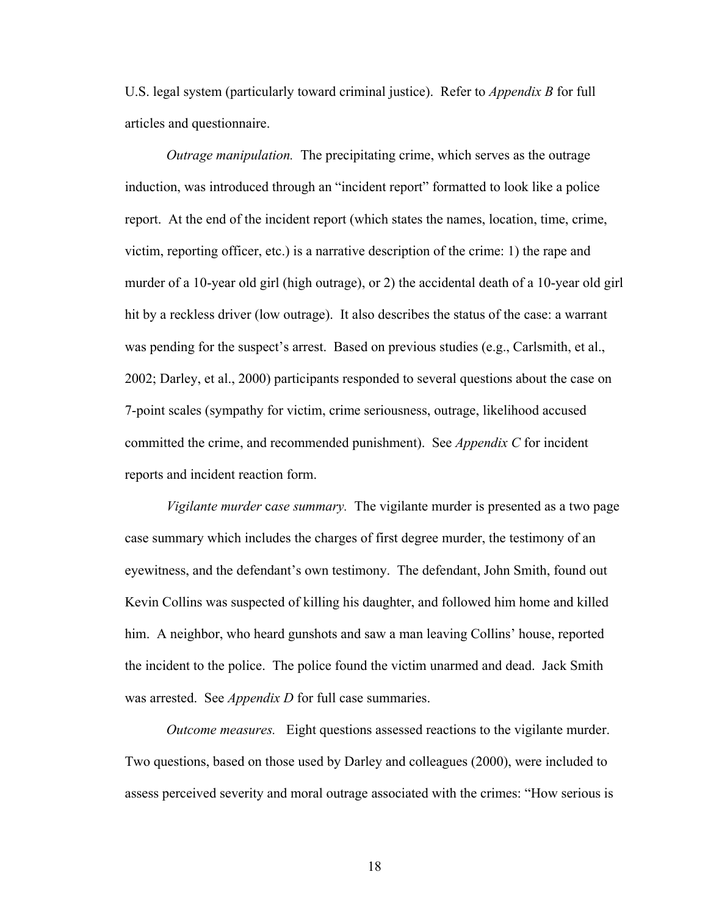U.S. legal system (particularly toward criminal justice). Refer to *Appendix B* for full articles and questionnaire.

*Outrage manipulation.* The precipitating crime, which serves as the outrage induction, was introduced through an "incident report" formatted to look like a police report. At the end of the incident report (which states the names, location, time, crime, victim, reporting officer, etc.) is a narrative description of the crime: 1) the rape and murder of a 10-year old girl (high outrage), or 2) the accidental death of a 10-year old girl hit by a reckless driver (low outrage). It also describes the status of the case: a warrant was pending for the suspect's arrest. Based on previous studies (e.g., Carlsmith, et al., 2002; Darley, et al., 2000) participants responded to several questions about the case on 7-point scales (sympathy for victim, crime seriousness, outrage, likelihood accused committed the crime, and recommended punishment). See *Appendix C* for incident reports and incident reaction form.

*Vigilante murder* case *summary.* The vigilante murder is presented as a two page case summary which includes the charges of first degree murder, the testimony of an eyewitness, and the defendant's own testimony. The defendant, John Smith, found out Kevin Collins was suspected of killing his daughter, and followed him home and killed him. A neighbor, who heard gunshots and saw a man leaving Collins' house, reported the incident to the police. The police found the victim unarmed and dead. Jack Smith was arrested. See *Appendix D* for full case summaries.

*Outcome measures.* Eight questions assessed reactions to the vigilante murder. Two questions, based on those used by Darley and colleagues (2000), were included to assess perceived severity and moral outrage associated with the crimes: "How serious is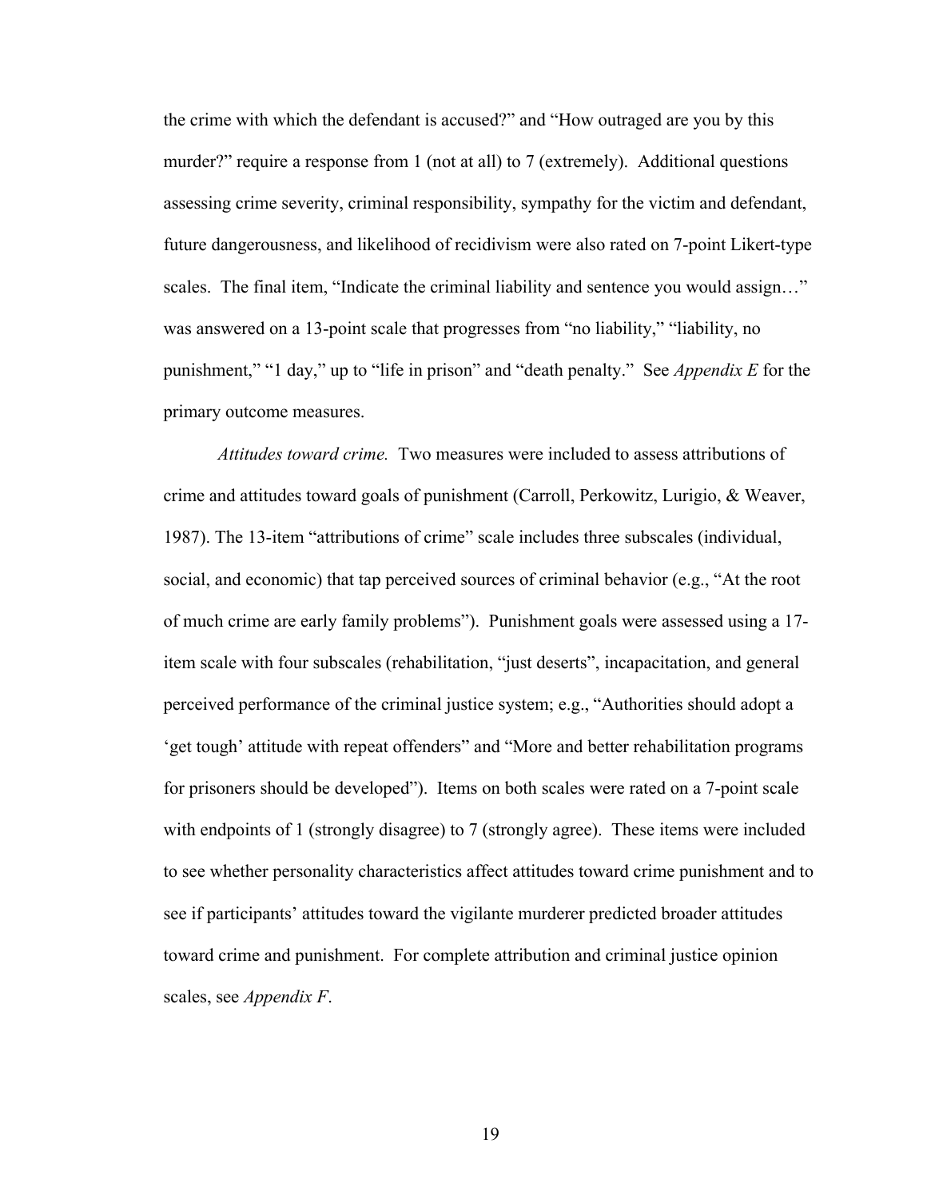the crime with which the defendant is accused?" and "How outraged are you by this murder?" require a response from 1 (not at all) to 7 (extremely). Additional questions assessing crime severity, criminal responsibility, sympathy for the victim and defendant, future dangerousness, and likelihood of recidivism were also rated on 7-point Likert-type scales. The final item, "Indicate the criminal liability and sentence you would assign…" was answered on a 13-point scale that progresses from "no liability," "liability, no punishment," "1 day," up to "life in prison" and "death penalty." See *Appendix E* for the primary outcome measures.

*Attitudes toward crime.* Two measures were included to assess attributions of crime and attitudes toward goals of punishment (Carroll, Perkowitz, Lurigio, & Weaver, 1987). The 13-item "attributions of crime" scale includes three subscales (individual, social, and economic) that tap perceived sources of criminal behavior (e.g., "At the root of much crime are early family problems"). Punishment goals were assessed using a 17-item scale with four subscales (rehabilitation, "just deserts", incapacitation, and general perceived performance of the criminal justice system; e.g., "Authorities should adopt a 'get tough' attitude with repeat offenders" and "More and better rehabilitation programs for prisoners should be developed"). Items on both scales were rated on a 7-point scale with endpoints of 1 (strongly disagree) to 7 (strongly agree). These items were included to see whether personality characteristics affect attitudes toward crime punishment and to see if participants' attitudes toward the vigilante murderer predicted broader attitudes toward crime and punishment. For complete attribution and criminal justice opinion scales, see *Appendix F*.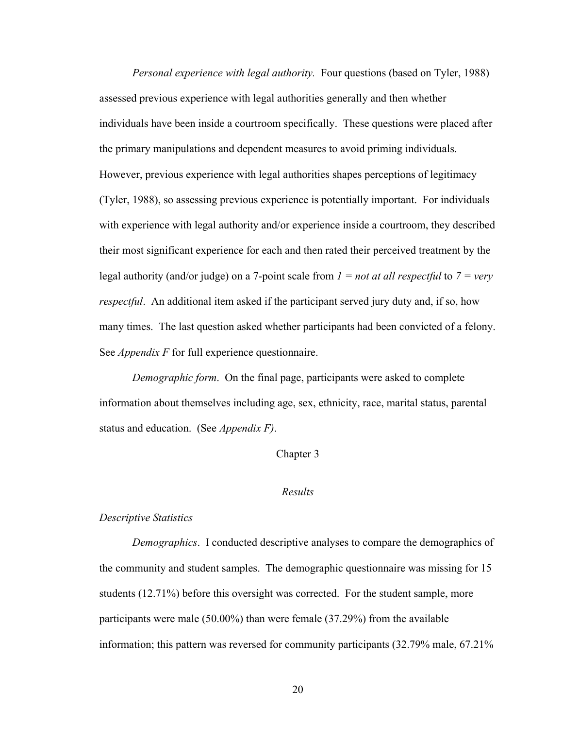*Personal experience with legal authority.* Four questions (based on Tyler, 1988) assessed previous experience with legal authorities generally and then whether individuals have been inside a courtroom specifically. These questions were placed after the primary manipulations and dependent measures to avoid priming individuals. However, previous experience with legal authorities shapes perceptions of legitimacy (Tyler, 1988), so assessing previous experience is potentially important. For individuals with experience with legal authority and/or experience inside a courtroom, they described their most significant experience for each and then rated their perceived treatment by the legal authority (and/or judge) on a 7-point scale from *1 = not at all respectful* to *7 = very respectful*. An additional item asked if the participant served jury duty and, if so, how many times. The last question asked whether participants had been convicted of a felony. See *Appendix F* for full experience questionnaire.

*Demographic form*. On the final page, participants were asked to complete information about themselves including age, sex, ethnicity, race, marital status, parental status and education. (See *Appendix F)*.

# Chapter 3

## *Results*

### *Descriptive Statistics*

*Demographics*. I conducted descriptive analyses to compare the demographics of the community and student samples. The demographic questionnaire was missing for 15 students (12.71%) before this oversight was corrected. For the student sample, more participants were male (50.00%) than were female (37.29%) from the available information; this pattern was reversed for community participants (32.79% male, 67.21%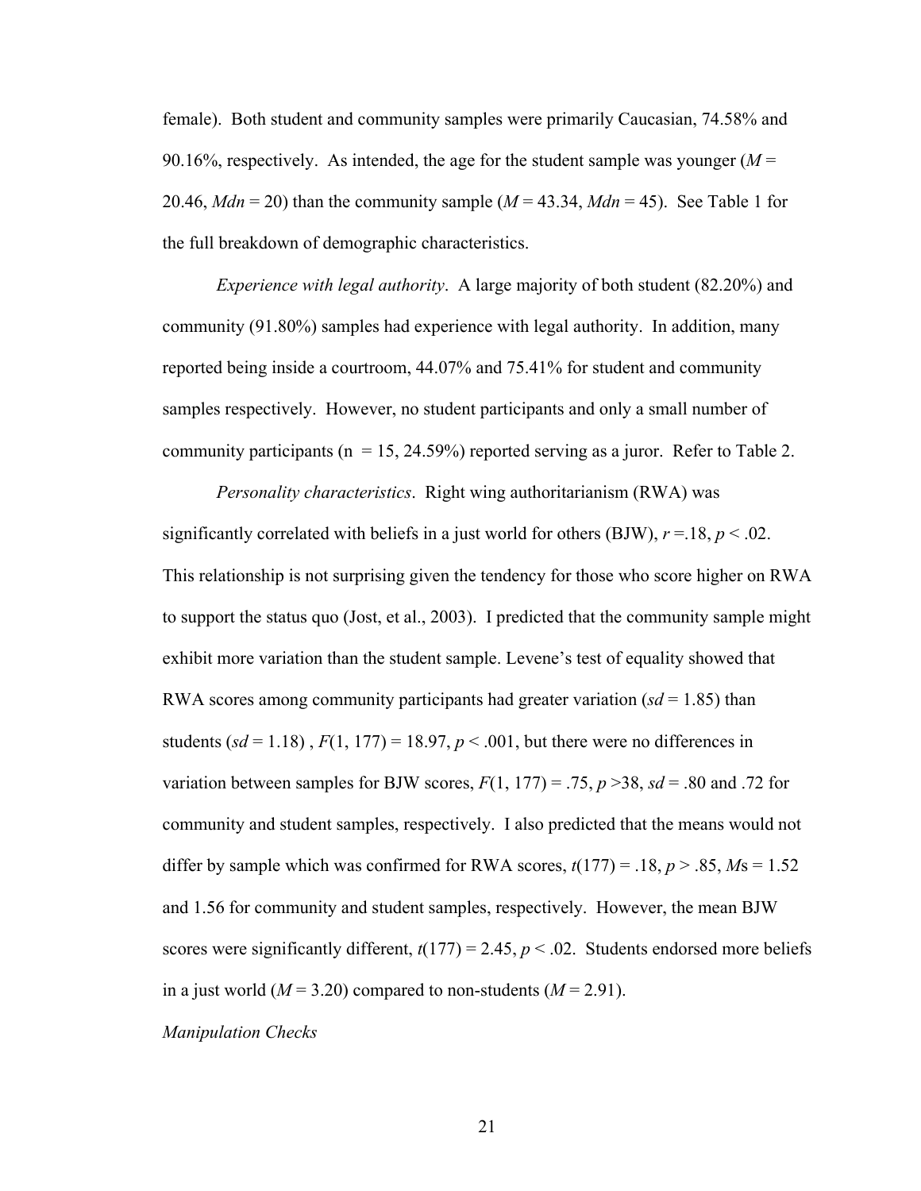female). Both student and community samples were primarily Caucasian, 74.58% and 90.16%, respectively. As intended, the age for the student sample was younger ($M$ = 20.46, $Mdn$ = 20) than the community sample ($M$ = 43.34, $Mdn$ = 45). See Table 1 for the full breakdown of demographic characteristics.

*Experience with legal authority*. A large majority of both student (82.20%) and community (91.80%) samples had experience with legal authority. In addition, many reported being inside a courtroom, 44.07% and 75.41% for student and community samples respectively. However, no student participants and only a small number of community participants (n = 15, 24.59%) reported serving as a juror. Refer to Table 2.

*Personality characteristics*. Right wing authoritarianism (RWA) was significantly correlated with beliefs in a just world for others (BJW), $r$ =.18, $p$ < .02. This relationship is not surprising given the tendency for those who score higher on RWA to support the status quo (Jost, et al., 2003). I predicted that the community sample might exhibit more variation than the student sample. Levene's test of equality showed that RWA scores among community participants had greater variation ($sd$ = 1.85) than students ($sd$ = 1.18) , $F(1, 177)$ = 18.97, $p$ < .001, but there were no differences in variation between samples for BJW scores, $F(1, 177)$ = .75, $p$ >38, $sd$ = .80 and .72 for community and student samples, respectively. I also predicted that the means would not differ by sample which was confirmed for RWA scores, $t(177)$ = .18, $p$ > .85, $M$s = 1.52 and 1.56 for community and student samples, respectively. However, the mean BJW scores were significantly different, $t(177)$ = 2.45, $p$ < .02. Students endorsed more beliefs in a just world ($M$ = 3.20) compared to non-students ($M$ = 2.91).

*Manipulation Checks*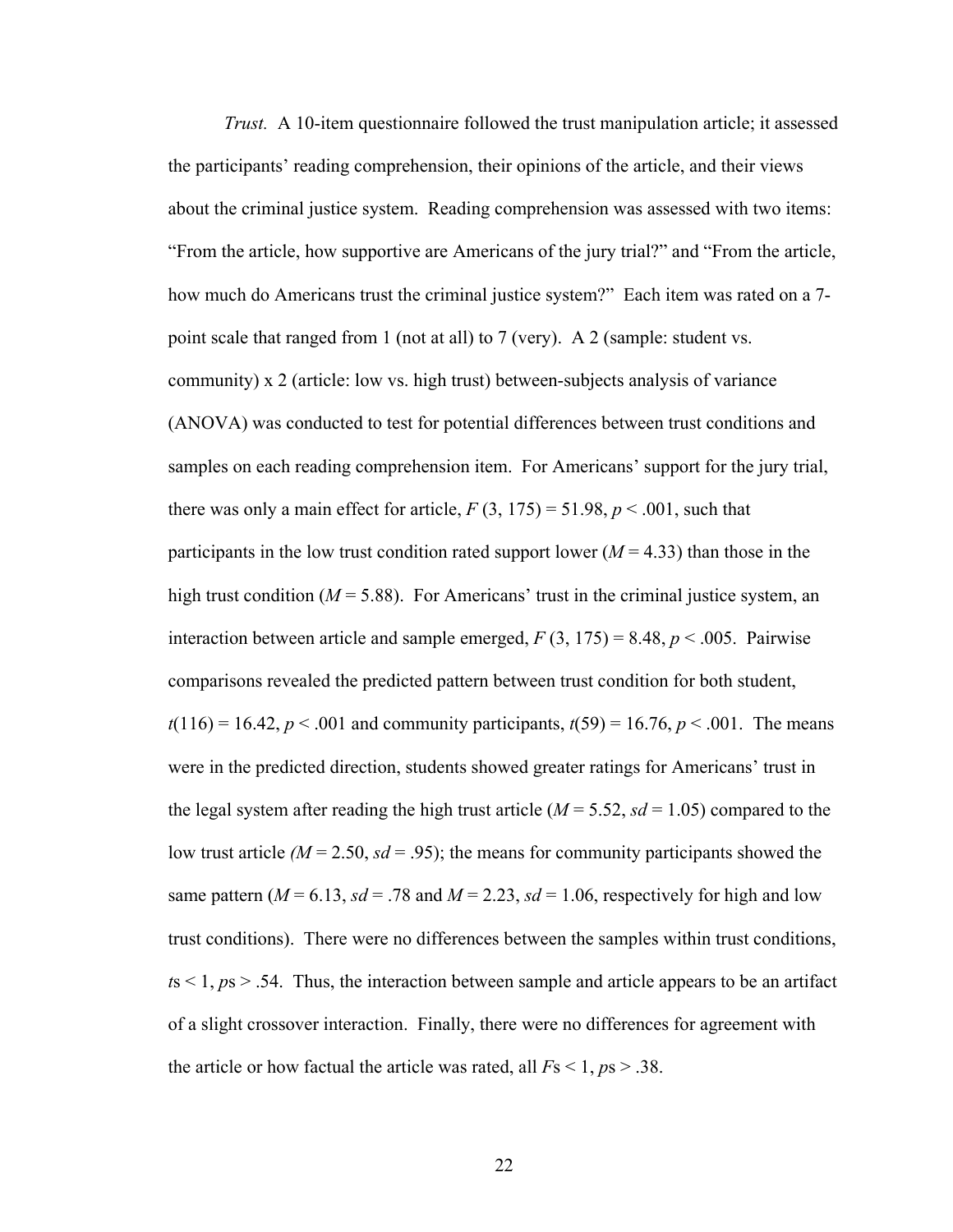*Trust.* A 10-item questionnaire followed the trust manipulation article; it assessed the participants' reading comprehension, their opinions of the article, and their views about the criminal justice system. Reading comprehension was assessed with two items: "From the article, how supportive are Americans of the jury trial?" and "From the article, how much do Americans trust the criminal justice system?" Each item was rated on a 7-point scale that ranged from 1 (not at all) to 7 (very). A 2 (sample: student vs. community) x 2 (article: low vs. high trust) between-subjects analysis of variance (ANOVA) was conducted to test for potential differences between trust conditions and samples on each reading comprehension item. For Americans' support for the jury trial, there was only a main effect for article, $F$ (3, 175) = 51.98, $p < .001$, such that participants in the low trust condition rated support lower ($M$ = 4.33) than those in the high trust condition ($M$ = 5.88). For Americans' trust in the criminal justice system, an interaction between article and sample emerged, $F$ (3, 175) = 8.48, $p < .005$. Pairwise comparisons revealed the predicted pattern between trust condition for both student, $t$(116) = 16.42, $p < .001$ and community participants, $t$(59) = 16.76, $p < .001$. The means were in the predicted direction, students showed greater ratings for Americans' trust in the legal system after reading the high trust article ($M$ = 5.52, $sd$ = 1.05) compared to the low trust article ($M$ = 2.50, $sd$ = .95); the means for community participants showed the same pattern ($M$ = 6.13, $sd$ = .78 and $M$ = 2.23, $sd$ = 1.06, respectively for high and low trust conditions). There were no differences between the samples within trust conditions, $t$s < 1, $p$s > .54. Thus, the interaction between sample and article appears to be an artifact of a slight crossover interaction. Finally, there were no differences for agreement with the article or how factual the article was rated, all $F$s < 1, $p$s > .38.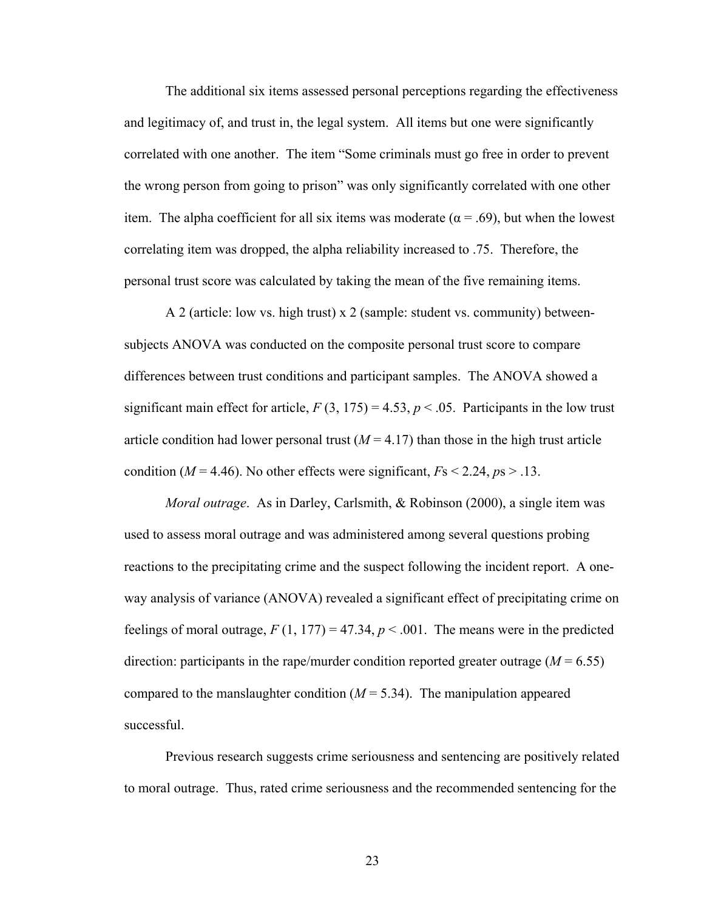The additional six items assessed personal perceptions regarding the effectiveness and legitimacy of, and trust in, the legal system. All items but one were significantly correlated with one another. The item "Some criminals must go free in order to prevent the wrong person from going to prison" was only significantly correlated with one other item. The alpha coefficient for all six items was moderate ($\alpha = .69$), but when the lowest correlating item was dropped, the alpha reliability increased to .75. Therefore, the personal trust score was calculated by taking the mean of the five remaining items.

A 2 (article: low vs. high trust) x 2 (sample: student vs. community) between-subjects ANOVA was conducted on the composite personal trust score to compare differences between trust conditions and participant samples. The ANOVA showed a significant main effect for article, $F(3, 175) = 4.53$, $p < .05$. Participants in the low trust article condition had lower personal trust ($M = 4.17$) than those in the high trust article condition ($M = 4.46$). No other effects were significant, $F$s $< 2.24$, $p$s $> .13$.

*Moral outrage*. As in Darley, Carlsmith, & Robinson (2000), a single item was used to assess moral outrage and was administered among several questions probing reactions to the precipitating crime and the suspect following the incident report. A one-way analysis of variance (ANOVA) revealed a significant effect of precipitating crime on feelings of moral outrage, $F(1, 177) = 47.34$, $p < .001$. The means were in the predicted direction: participants in the rape/murder condition reported greater outrage ($M = 6.55$) compared to the manslaughter condition ($M = 5.34$). The manipulation appeared successful.

Previous research suggests crime seriousness and sentencing are positively related to moral outrage. Thus, rated crime seriousness and the recommended sentencing for the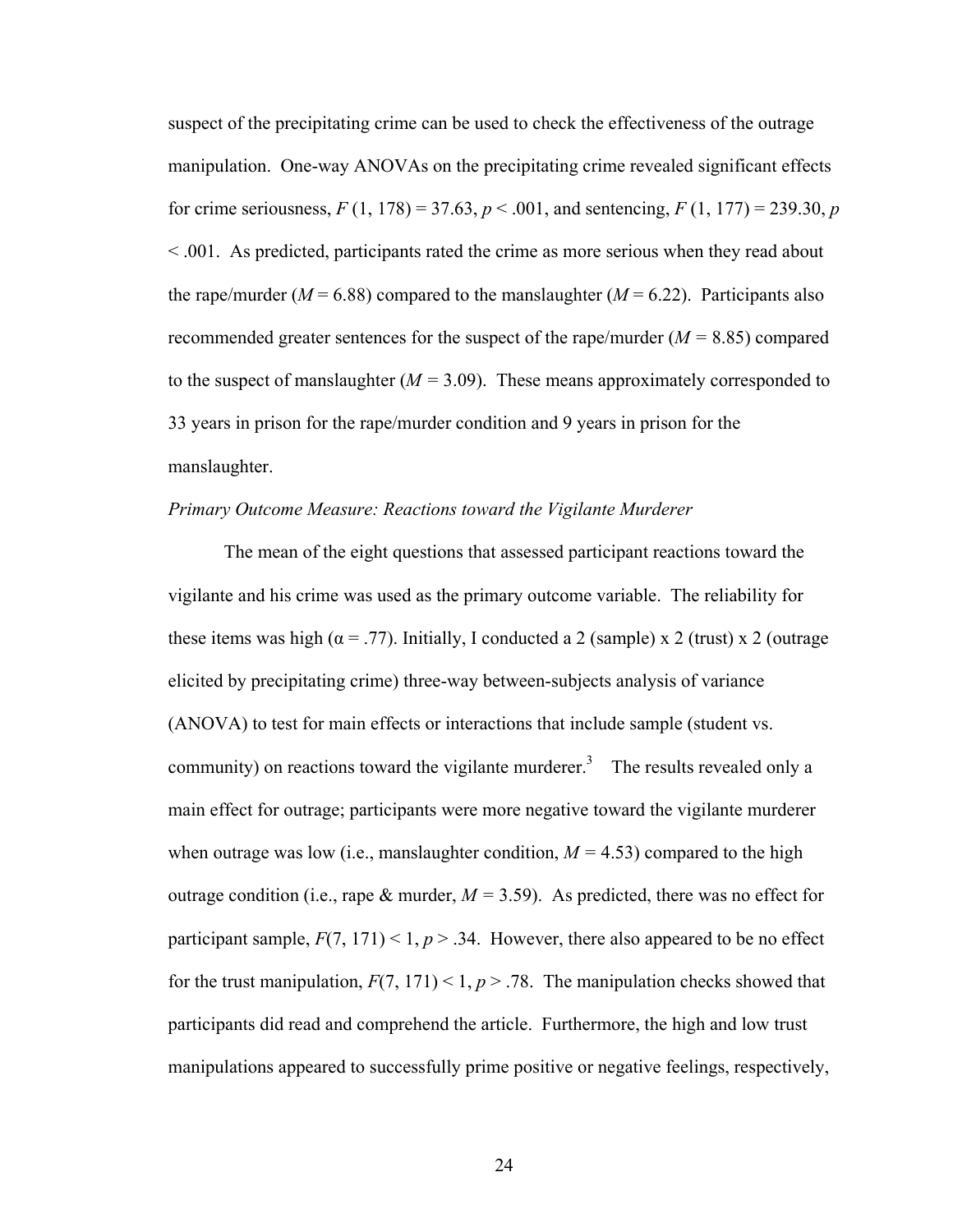suspect of the precipitating crime can be used to check the effectiveness of the outrage manipulation. One-way ANOVAs on the precipitating crime revealed significant effects for crime seriousness, $F(1, 178) = 37.63$, $p < .001$, and sentencing, $F(1, 177) = 239.30$, $p < .001$. As predicted, participants rated the crime as more serious when they read about the rape/murder ($M = 6.88$) compared to the manslaughter ($M = 6.22$). Participants also recommended greater sentences for the suspect of the rape/murder ($M = 8.85$) compared to the suspect of manslaughter ($M = 3.09$). These means approximately corresponded to 33 years in prison for the rape/murder condition and 9 years in prison for the manslaughter.

*Primary Outcome Measure: Reactions toward the Vigilante Murderer*

The mean of the eight questions that assessed participant reactions toward the vigilante and his crime was used as the primary outcome variable. The reliability for these items was high ($\alpha = .77$). Initially, I conducted a 2 (sample) x 2 (trust) x 2 (outrage elicited by precipitating crime) three-way between-subjects analysis of variance (ANOVA) to test for main effects or interactions that include sample (student vs. community) on reactions toward the vigilante murderer.[3] The results revealed only a main effect for outrage; participants were more negative toward the vigilante murderer when outrage was low (i.e., manslaughter condition, $M = 4.53$) compared to the high outrage condition (i.e., rape & murder, $M = 3.59$). As predicted, there was no effect for participant sample, $F(7, 171) < 1$, $p > .34$. However, there also appeared to be no effect for the trust manipulation, $F(7, 171) < 1$, $p > .78$. The manipulation checks showed that participants did read and comprehend the article. Furthermore, the high and low trust manipulations appeared to successfully prime positive or negative feelings, respectively,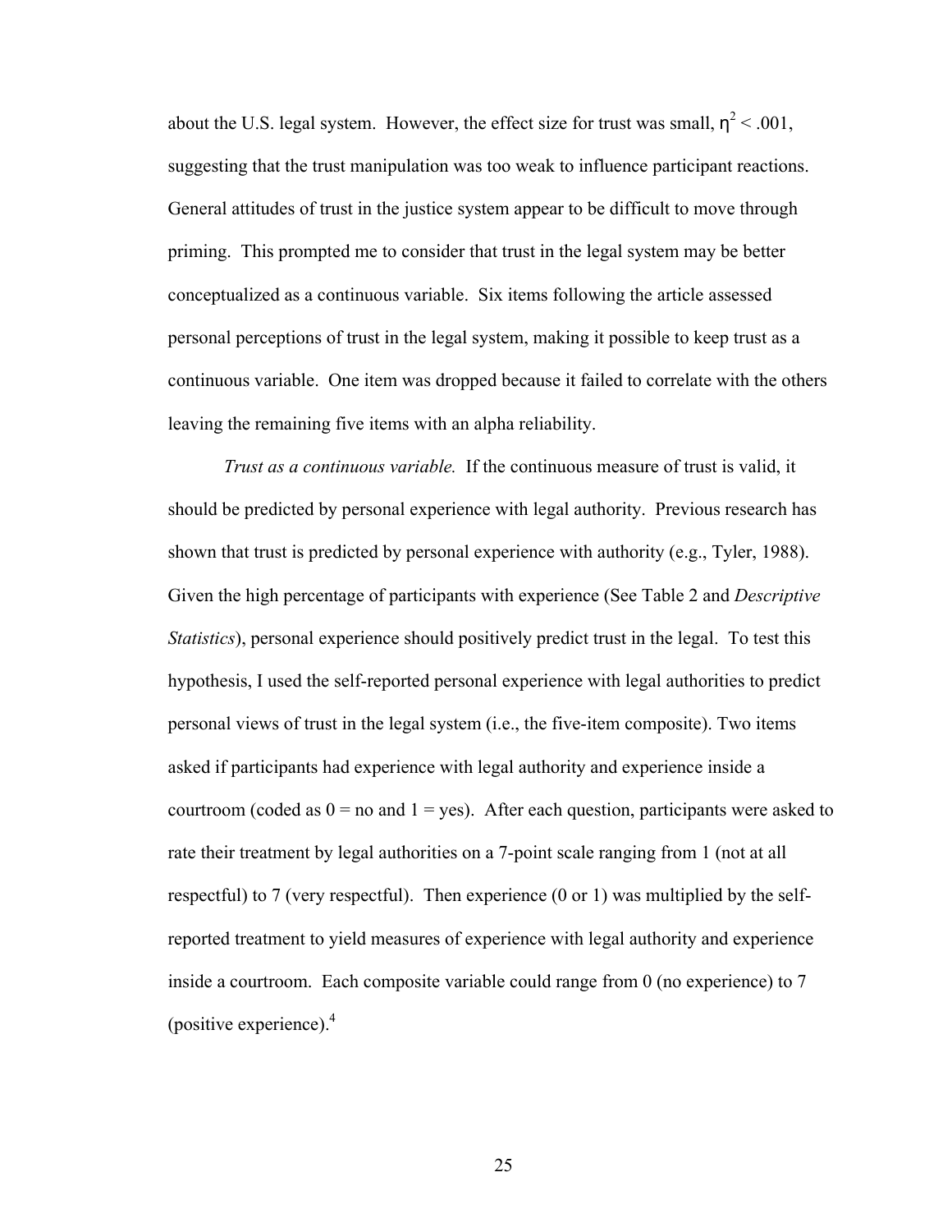about the U.S. legal system. However, the effect size for trust was small, $\eta^2 < .001$, suggesting that the trust manipulation was too weak to influence participant reactions. General attitudes of trust in the justice system appear to be difficult to move through priming. This prompted me to consider that trust in the legal system may be better conceptualized as a continuous variable. Six items following the article assessed personal perceptions of trust in the legal system, making it possible to keep trust as a continuous variable. One item was dropped because it failed to correlate with the others leaving the remaining five items with an alpha reliability.

*Trust as a continuous variable.* If the continuous measure of trust is valid, it should be predicted by personal experience with legal authority. Previous research has shown that trust is predicted by personal experience with authority (e.g., Tyler, 1988). Given the high percentage of participants with experience (See Table 2 and *Descriptive Statistics*), personal experience should positively predict trust in the legal. To test this hypothesis, I used the self-reported personal experience with legal authorities to predict personal views of trust in the legal system (i.e., the five-item composite). Two items asked if participants had experience with legal authority and experience inside a courtroom (coded as 0 = no and 1 = yes). After each question, participants were asked to rate their treatment by legal authorities on a 7-point scale ranging from 1 (not at all respectful) to 7 (very respectful). Then experience (0 or 1) was multiplied by the self-reported treatment to yield measures of experience with legal authority and experience inside a courtroom. Each composite variable could range from 0 (no experience) to 7 (positive experience).[4]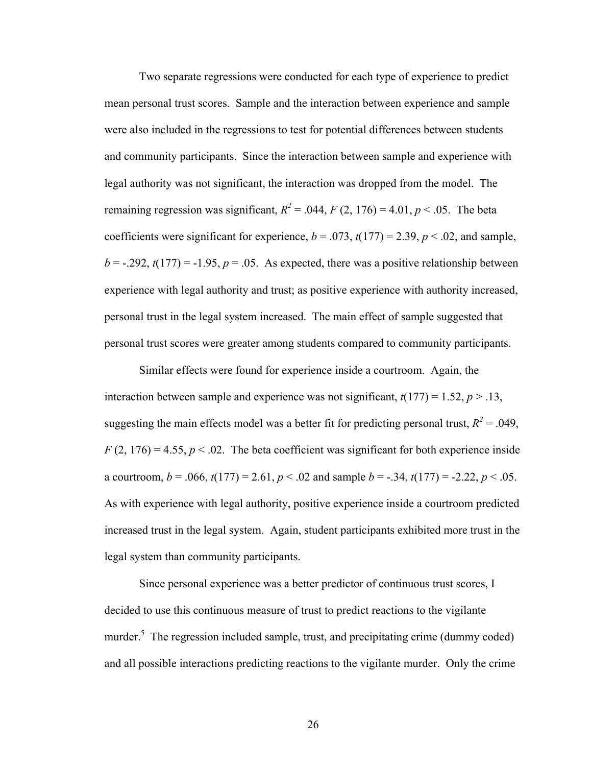Two separate regressions were conducted for each type of experience to predict mean personal trust scores. Sample and the interaction between experience and sample were also included in the regressions to test for potential differences between students and community participants. Since the interaction between sample and experience with legal authority was not significant, the interaction was dropped from the model. The remaining regression was significant, $R^2 = .044$, $F(2, 176) = 4.01$, $p < .05$. The beta coefficients were significant for experience, $b = .073$, $t(177) = 2.39$, $p < .02$, and sample, $b = -.292$, $t(177) = -1.95$, $p = .05$. As expected, there was a positive relationship between experience with legal authority and trust; as positive experience with authority increased, personal trust in the legal system increased. The main effect of sample suggested that personal trust scores were greater among students compared to community participants.

Similar effects were found for experience inside a courtroom. Again, the interaction between sample and experience was not significant, $t(177) = 1.52$, $p > .13$, suggesting the main effects model was a better fit for predicting personal trust, $R^2 = .049$, $F(2, 176) = 4.55$, $p < .02$. The beta coefficient was significant for both experience inside a courtroom, $b = .066$, $t(177) = 2.61$, $p < .02$ and sample $b = -.34$, $t(177) = -2.22$, $p < .05$. As with experience with legal authority, positive experience inside a courtroom predicted increased trust in the legal system. Again, student participants exhibited more trust in the legal system than community participants.

Since personal experience was a better predictor of continuous trust scores, I decided to use this continuous measure of trust to predict reactions to the vigilante murder.[5] The regression included sample, trust, and precipitating crime (dummy coded) and all possible interactions predicting reactions to the vigilante murder. Only the crime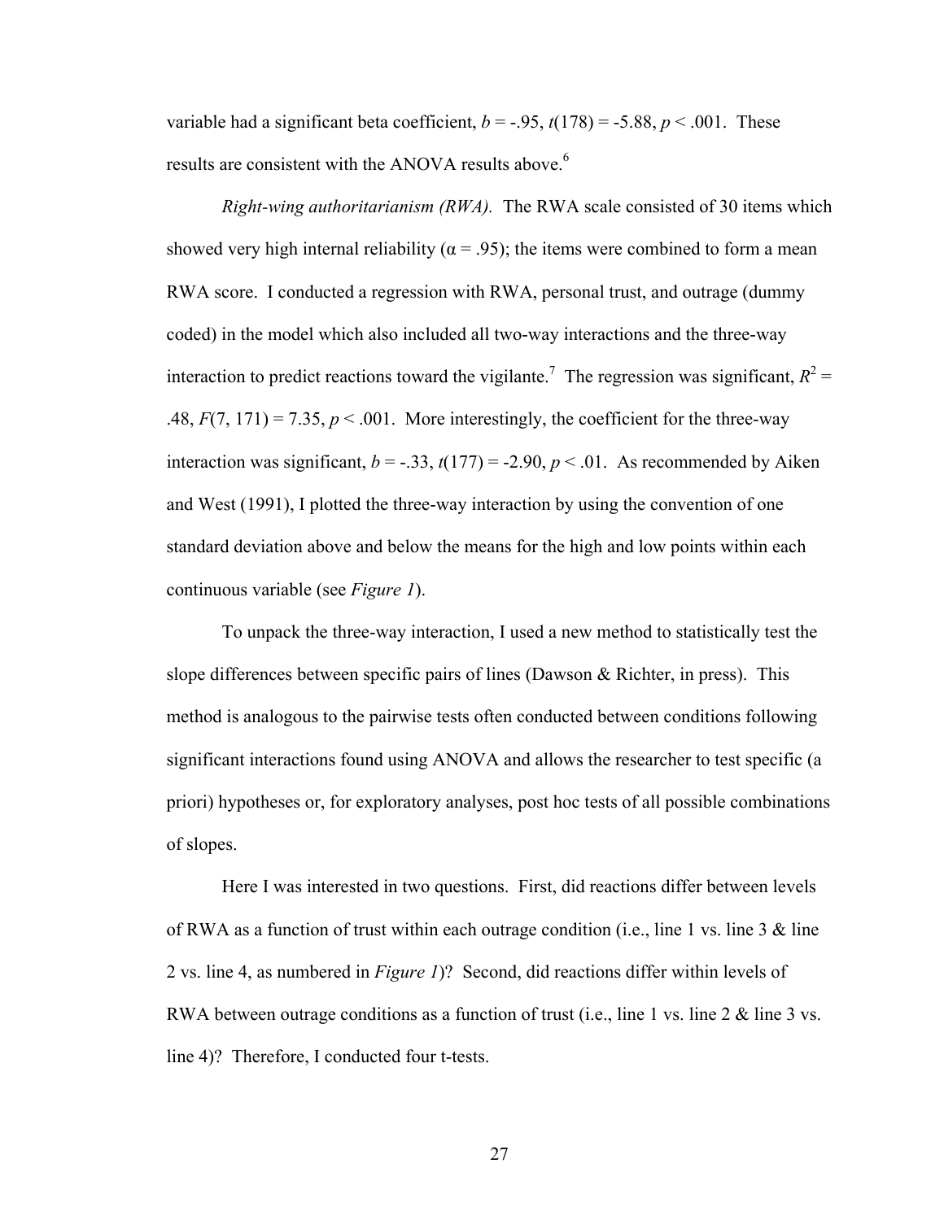variable had a significant beta coefficient, $b = -.95$, $t(178) = -5.88$, $p < .001$. These results are consistent with the ANOVA results above.[6]

*Right-wing authoritarianism (RWA).* The RWA scale consisted of 30 items which showed very high internal reliability ($\alpha = .95$); the items were combined to form a mean RWA score. I conducted a regression with RWA, personal trust, and outrage (dummy coded) in the model which also included all two-way interactions and the three-way interaction to predict reactions toward the vigilante.[7] The regression was significant, $R^2 = .48$, $F(7, 171) = 7.35$, $p < .001$. More interestingly, the coefficient for the three-way interaction was significant, $b = -.33$, $t(177) = -2.90$, $p < .01$. As recommended by Aiken and West (1991), I plotted the three-way interaction by using the convention of one standard deviation above and below the means for the high and low points within each continuous variable (see *Figure 1*).

To unpack the three-way interaction, I used a new method to statistically test the slope differences between specific pairs of lines (Dawson & Richter, in press). This method is analogous to the pairwise tests often conducted between conditions following significant interactions found using ANOVA and allows the researcher to test specific (a priori) hypotheses or, for exploratory analyses, post hoc tests of all possible combinations of slopes.

Here I was interested in two questions. First, did reactions differ between levels of RWA as a function of trust within each outrage condition (i.e., line 1 vs. line 3 & line 2 vs. line 4, as numbered in *Figure 1*)? Second, did reactions differ within levels of RWA between outrage conditions as a function of trust (i.e., line 1 vs. line 2 & line 3 vs. line 4)? Therefore, I conducted four t-tests.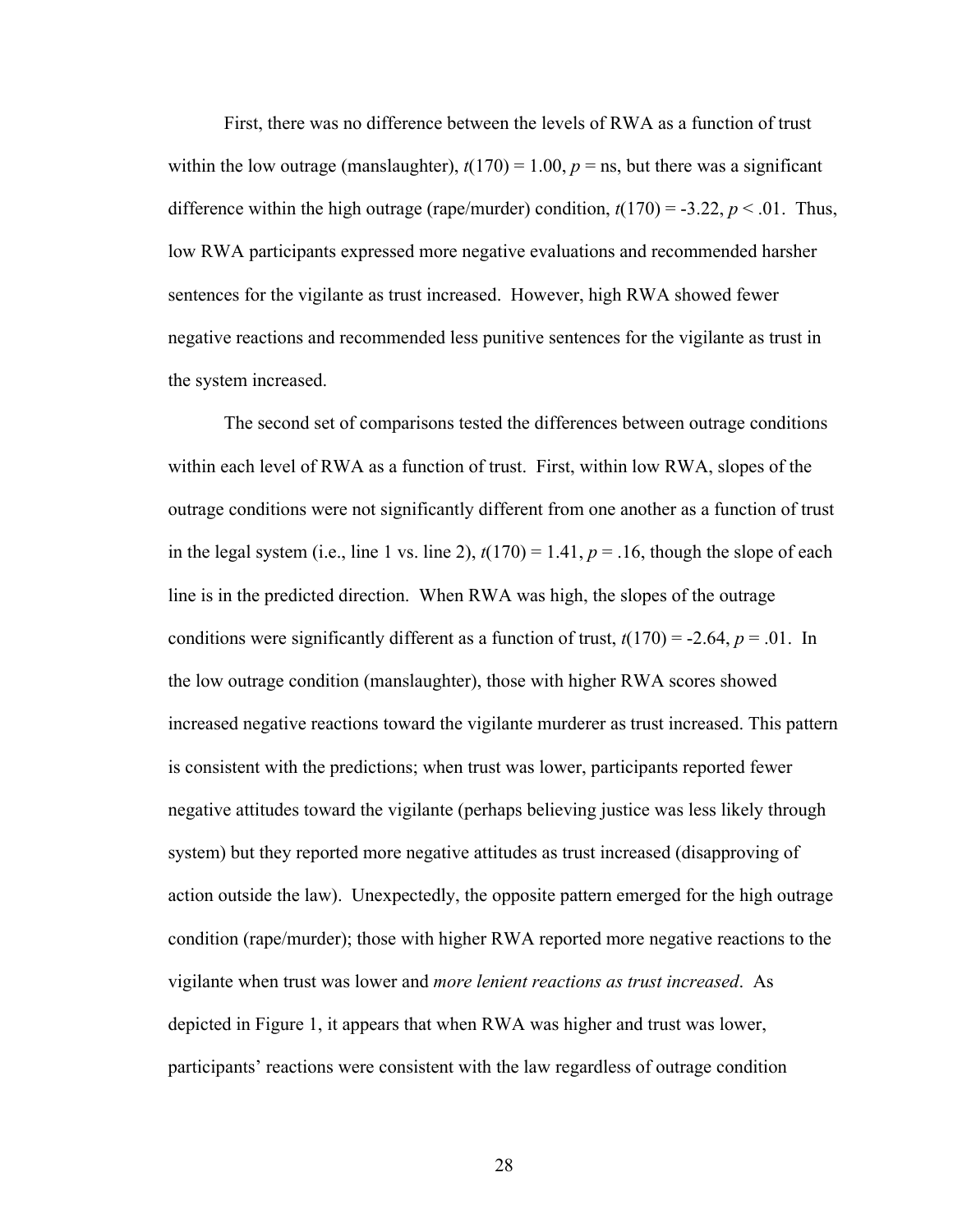First, there was no difference between the levels of RWA as a function of trust within the low outrage (manslaughter), $t(170) = 1.00$, $p$ = ns, but there was a significant difference within the high outrage (rape/murder) condition, $t(170) = -3.22$, $p < .01$. Thus, low RWA participants expressed more negative evaluations and recommended harsher sentences for the vigilante as trust increased. However, high RWA showed fewer negative reactions and recommended less punitive sentences for the vigilante as trust in the system increased.

The second set of comparisons tested the differences between outrage conditions within each level of RWA as a function of trust. First, within low RWA, slopes of the outrage conditions were not significantly different from one another as a function of trust in the legal system (i.e., line 1 vs. line 2), $t(170) = 1.41$, $p = .16$, though the slope of each line is in the predicted direction. When RWA was high, the slopes of the outrage conditions were significantly different as a function of trust, $t(170) = -2.64$, $p = .01$. In the low outrage condition (manslaughter), those with higher RWA scores showed increased negative reactions toward the vigilante murderer as trust increased. This pattern is consistent with the predictions; when trust was lower, participants reported fewer negative attitudes toward the vigilante (perhaps believing justice was less likely through system) but they reported more negative attitudes as trust increased (disapproving of action outside the law). Unexpectedly, the opposite pattern emerged for the high outrage condition (rape/murder); those with higher RWA reported more negative reactions to the vigilante when trust was lower and *more lenient reactions as trust increased*. As depicted in Figure 1, it appears that when RWA was higher and trust was lower, participants' reactions were consistent with the law regardless of outrage condition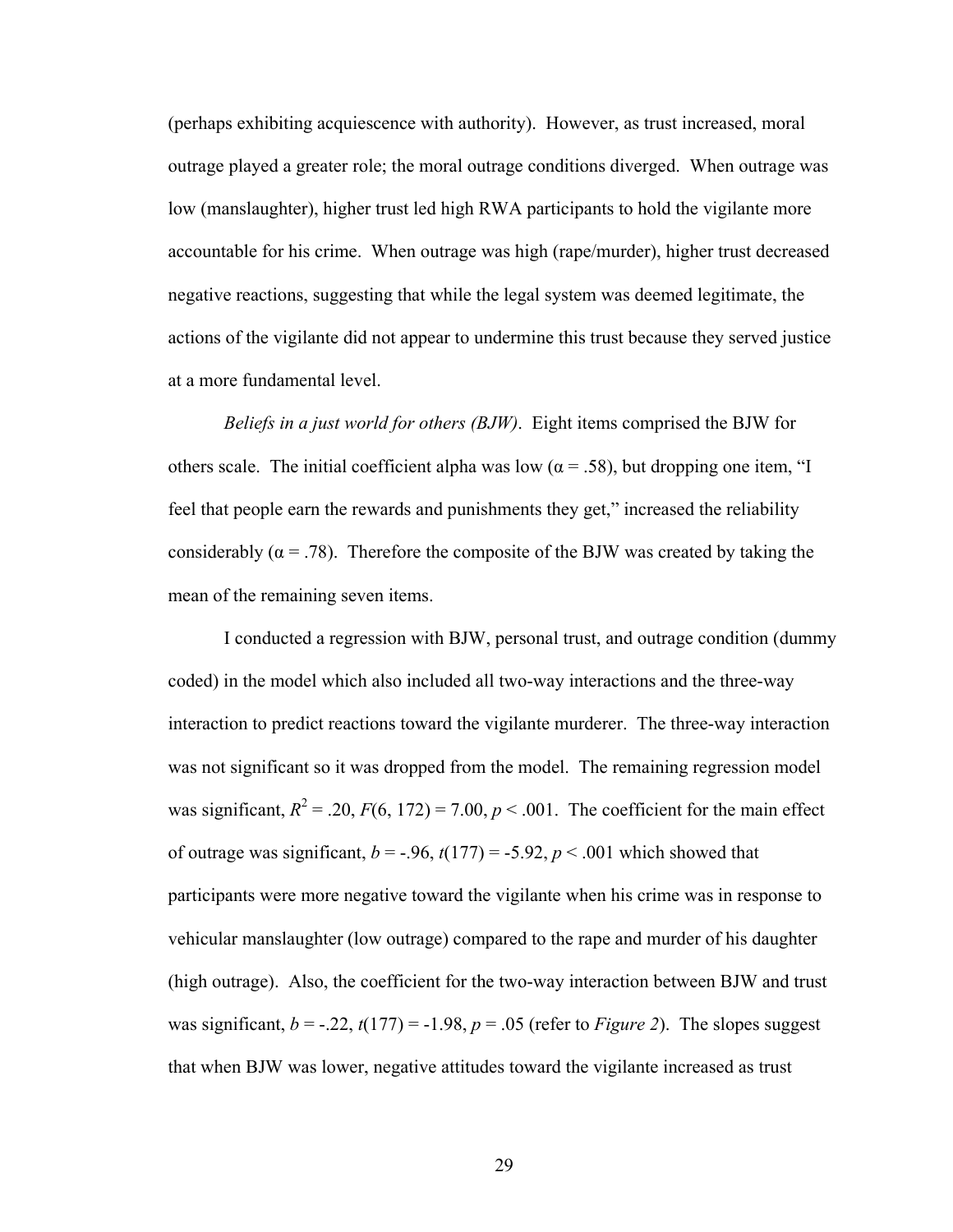(perhaps exhibiting acquiescence with authority). However, as trust increased, moral outrage played a greater role; the moral outrage conditions diverged. When outrage was low (manslaughter), higher trust led high RWA participants to hold the vigilante more accountable for his crime. When outrage was high (rape/murder), higher trust decreased negative reactions, suggesting that while the legal system was deemed legitimate, the actions of the vigilante did not appear to undermine this trust because they served justice at a more fundamental level.

*Beliefs in a just world for others (BJW)*. Eight items comprised the BJW for others scale. The initial coefficient alpha was low ($\alpha = .58$), but dropping one item, "I feel that people earn the rewards and punishments they get," increased the reliability considerably ($\alpha = .78$). Therefore the composite of the BJW was created by taking the mean of the remaining seven items.

I conducted a regression with BJW, personal trust, and outrage condition (dummy coded) in the model which also included all two-way interactions and the three-way interaction to predict reactions toward the vigilante murderer. The three-way interaction was not significant so it was dropped from the model. The remaining regression model was significant, $R^2 = .20$, $F(6, 172) = 7.00$, $p < .001$. The coefficient for the main effect of outrage was significant, $b = -.96$, $t(177) = -5.92$, $p < .001$ which showed that participants were more negative toward the vigilante when his crime was in response to vehicular manslaughter (low outrage) compared to the rape and murder of his daughter (high outrage). Also, the coefficient for the two-way interaction between BJW and trust was significant, $b = -.22$, $t(177) = -1.98$, $p = .05$ (refer to *Figure 2*). The slopes suggest that when BJW was lower, negative attitudes toward the vigilante increased as trust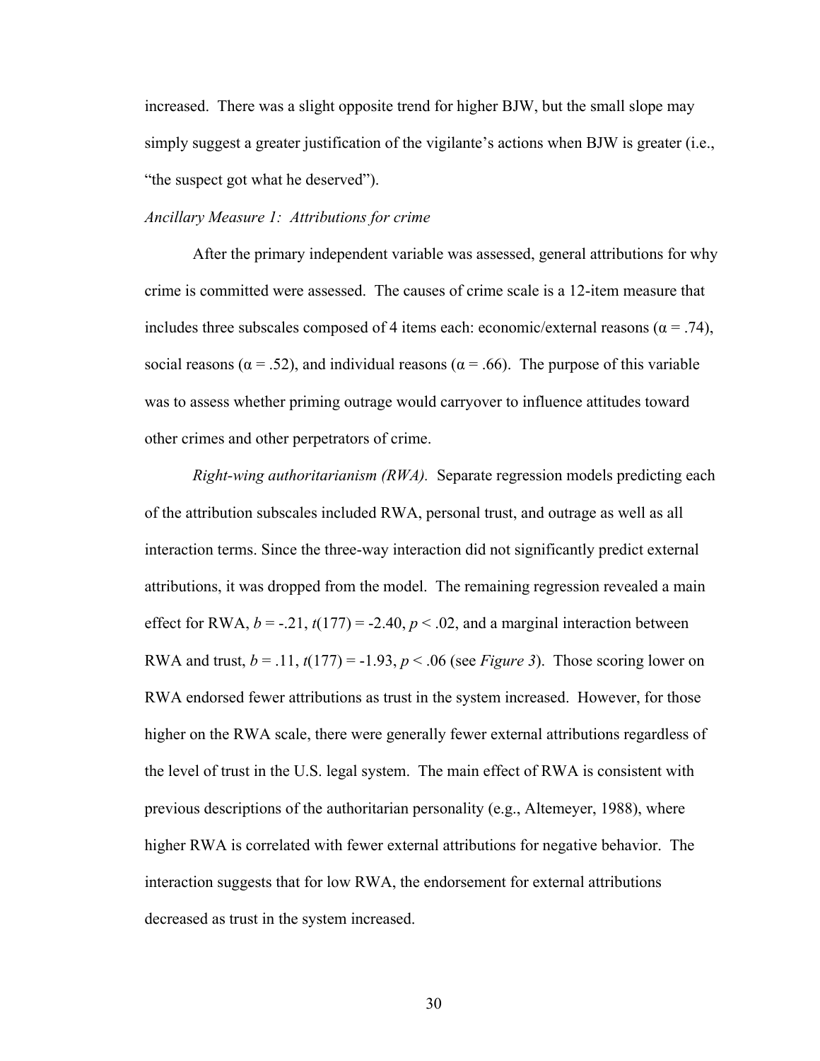increased. There was a slight opposite trend for higher BJW, but the small slope may simply suggest a greater justification of the vigilante's actions when BJW is greater (i.e., "the suspect got what he deserved").

*Ancillary Measure 1: Attributions for crime*

After the primary independent variable was assessed, general attributions for why crime is committed were assessed. The causes of crime scale is a 12-item measure that includes three subscales composed of 4 items each: economic/external reasons ($\alpha = .74$), social reasons ($\alpha = .52$), and individual reasons ($\alpha = .66$). The purpose of this variable was to assess whether priming outrage would carryover to influence attitudes toward other crimes and other perpetrators of crime.

*Right-wing authoritarianism (RWA).* Separate regression models predicting each of the attribution subscales included RWA, personal trust, and outrage as well as all interaction terms. Since the three-way interaction did not significantly predict external attributions, it was dropped from the model. The remaining regression revealed a main effect for RWA, $b = -.21$, $t(177) = -2.40$, $p < .02$, and a marginal interaction between RWA and trust, $b = .11$, $t(177) = -1.93$, $p < .06$ (see *Figure 3*). Those scoring lower on RWA endorsed fewer attributions as trust in the system increased. However, for those higher on the RWA scale, there were generally fewer external attributions regardless of the level of trust in the U.S. legal system. The main effect of RWA is consistent with previous descriptions of the authoritarian personality (e.g., Altemeyer, 1988), where higher RWA is correlated with fewer external attributions for negative behavior. The interaction suggests that for low RWA, the endorsement for external attributions decreased as trust in the system increased.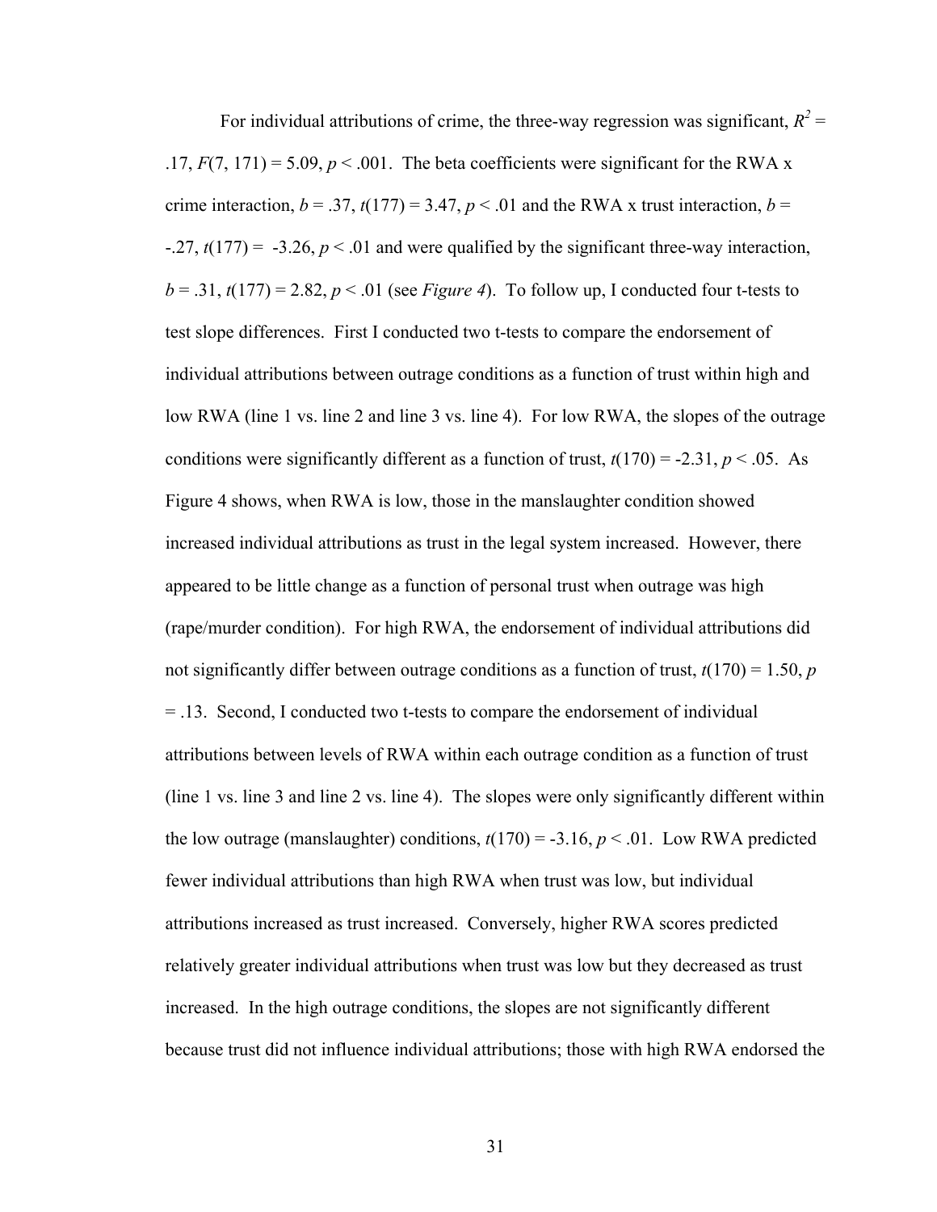For individual attributions of crime, the three-way regression was significant, $R^2 = .17$, $F(7, 171) = 5.09$, $p < .001$. The beta coefficients were significant for the RWA x crime interaction, $b = .37$, $t(177) = 3.47$, $p < .01$ and the RWA x trust interaction, $b = -.27$, $t(177) = -3.26$, $p < .01$ and were qualified by the significant three-way interaction, $b = .31$, $t(177) = 2.82$, $p < .01$ (see *Figure 4*). To follow up, I conducted four t-tests to test slope differences. First I conducted two t-tests to compare the endorsement of individual attributions between outrage conditions as a function of trust within high and low RWA (line 1 vs. line 2 and line 3 vs. line 4). For low RWA, the slopes of the outrage conditions were significantly different as a function of trust, $t(170) = -2.31$, $p < .05$. As Figure 4 shows, when RWA is low, those in the manslaughter condition showed increased individual attributions as trust in the legal system increased. However, there appeared to be little change as a function of personal trust when outrage was high (rape/murder condition). For high RWA, the endorsement of individual attributions did not significantly differ between outrage conditions as a function of trust, $t(170) = 1.50$, $p = .13$. Second, I conducted two t-tests to compare the endorsement of individual attributions between levels of RWA within each outrage condition as a function of trust (line 1 vs. line 3 and line 2 vs. line 4). The slopes were only significantly different within the low outrage (manslaughter) conditions, $t(170) = -3.16$, $p < .01$. Low RWA predicted fewer individual attributions than high RWA when trust was low, but individual attributions increased as trust increased. Conversely, higher RWA scores predicted relatively greater individual attributions when trust was low but they decreased as trust increased. In the high outrage conditions, the slopes are not significantly different because trust did not influence individual attributions; those with high RWA endorsed the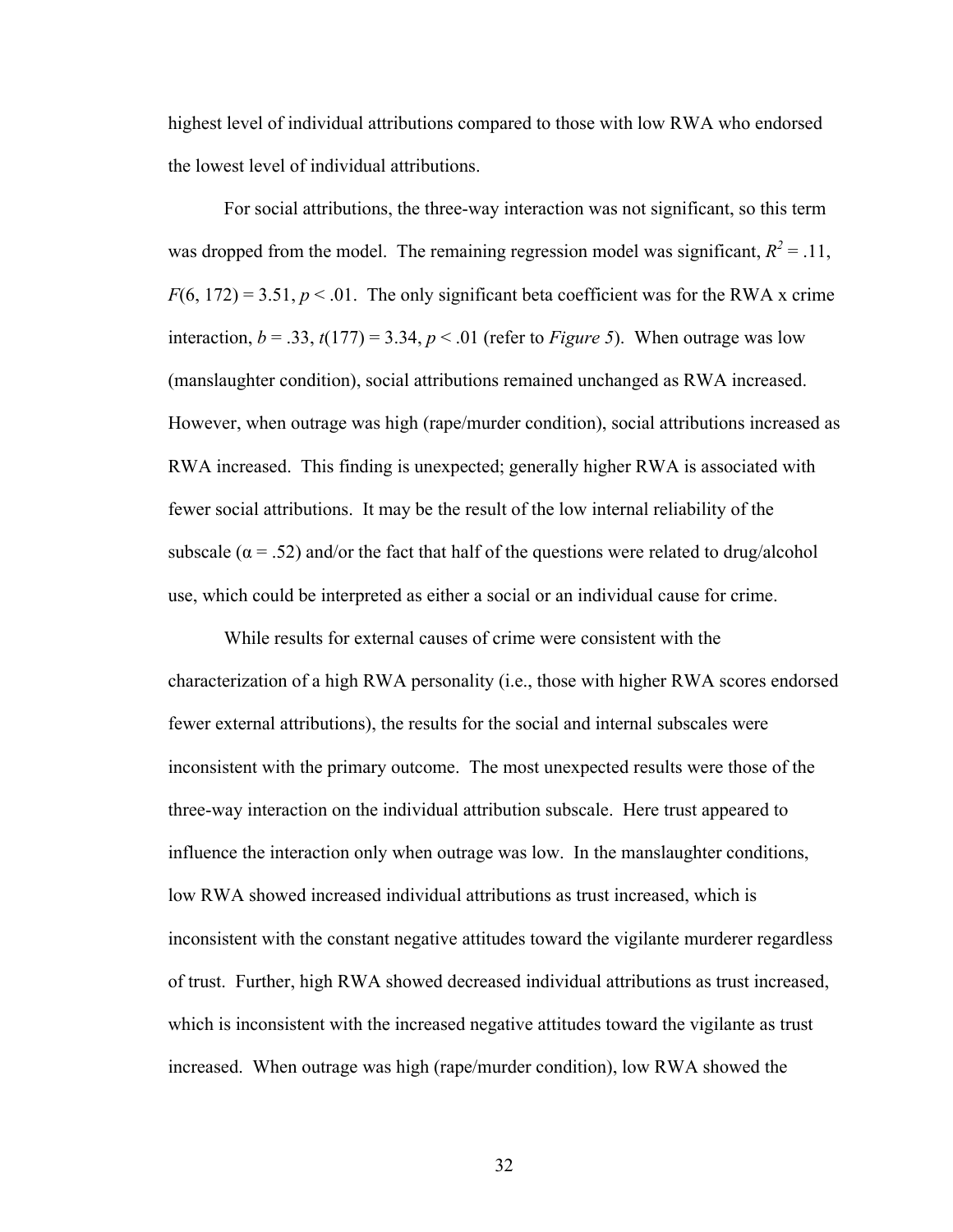highest level of individual attributions compared to those with low RWA who endorsed the lowest level of individual attributions.

For social attributions, the three-way interaction was not significant, so this term was dropped from the model. The remaining regression model was significant, $R^2 = .11$, $F(6, 172) = 3.51$, $p < .01$. The only significant beta coefficient was for the RWA x crime interaction, $b = .33$, $t(177) = 3.34$, $p < .01$ (refer to *Figure 5*). When outrage was low (manslaughter condition), social attributions remained unchanged as RWA increased. However, when outrage was high (rape/murder condition), social attributions increased as RWA increased. This finding is unexpected; generally higher RWA is associated with fewer social attributions. It may be the result of the low internal reliability of the subscale ($\alpha = .52$) and/or the fact that half of the questions were related to drug/alcohol use, which could be interpreted as either a social or an individual cause for crime.

While results for external causes of crime were consistent with the characterization of a high RWA personality (i.e., those with higher RWA scores endorsed fewer external attributions), the results for the social and internal subscales were inconsistent with the primary outcome. The most unexpected results were those of the three-way interaction on the individual attribution subscale. Here trust appeared to influence the interaction only when outrage was low. In the manslaughter conditions, low RWA showed increased individual attributions as trust increased, which is inconsistent with the constant negative attitudes toward the vigilante murderer regardless of trust. Further, high RWA showed decreased individual attributions as trust increased, which is inconsistent with the increased negative attitudes toward the vigilante as trust increased. When outrage was high (rape/murder condition), low RWA showed the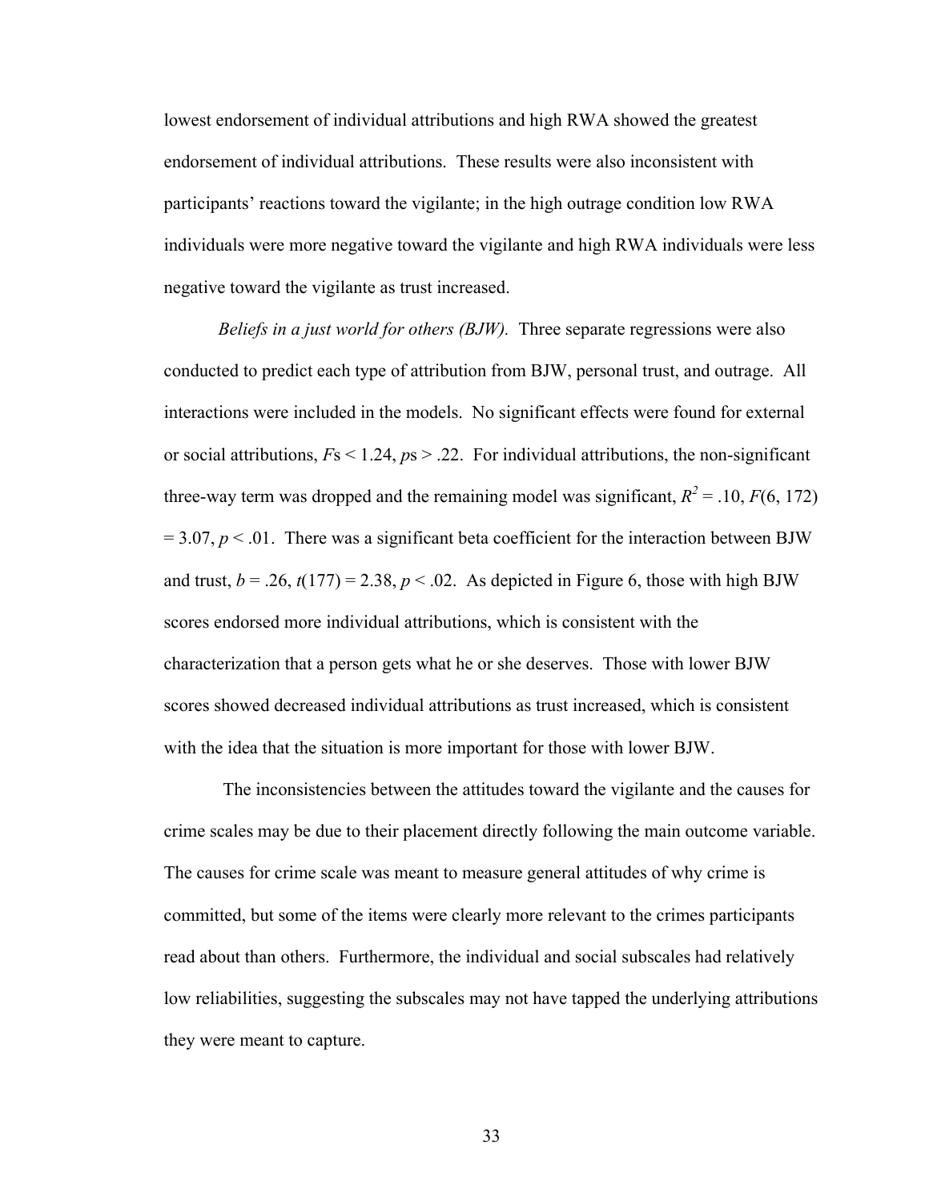lowest endorsement of individual attributions and high RWA showed the greatest endorsement of individual attributions. These results were also inconsistent with participants' reactions toward the vigilante; in the high outrage condition low RWA individuals were more negative toward the vigilante and high RWA individuals were less negative toward the vigilante as trust increased.

*Beliefs in a just world for others (BJW).* Three separate regressions were also conducted to predict each type of attribution from BJW, personal trust, and outrage. All interactions were included in the models. No significant effects were found for external or social attributions, $F$s < 1.24, $p$s > .22. For individual attributions, the non-significant three-way term was dropped and the remaining model was significant, $R^2 = .10$, $F(6, 172) = 3.07$, $p < .01$. There was a significant beta coefficient for the interaction between BJW and trust, $b = .26$, $t(177) = 2.38$, $p < .02$. As depicted in Figure 6, those with high BJW scores endorsed more individual attributions, which is consistent with the characterization that a person gets what he or she deserves. Those with lower BJW scores showed decreased individual attributions as trust increased, which is consistent with the idea that the situation is more important for those with lower BJW.

The inconsistencies between the attitudes toward the vigilante and the causes for crime scales may be due to their placement directly following the main outcome variable. The causes for crime scale was meant to measure general attitudes of why crime is committed, but some of the items were clearly more relevant to the crimes participants read about than others. Furthermore, the individual and social subscales had relatively low reliabilities, suggesting the subscales may not have tapped the underlying attributions they were meant to capture.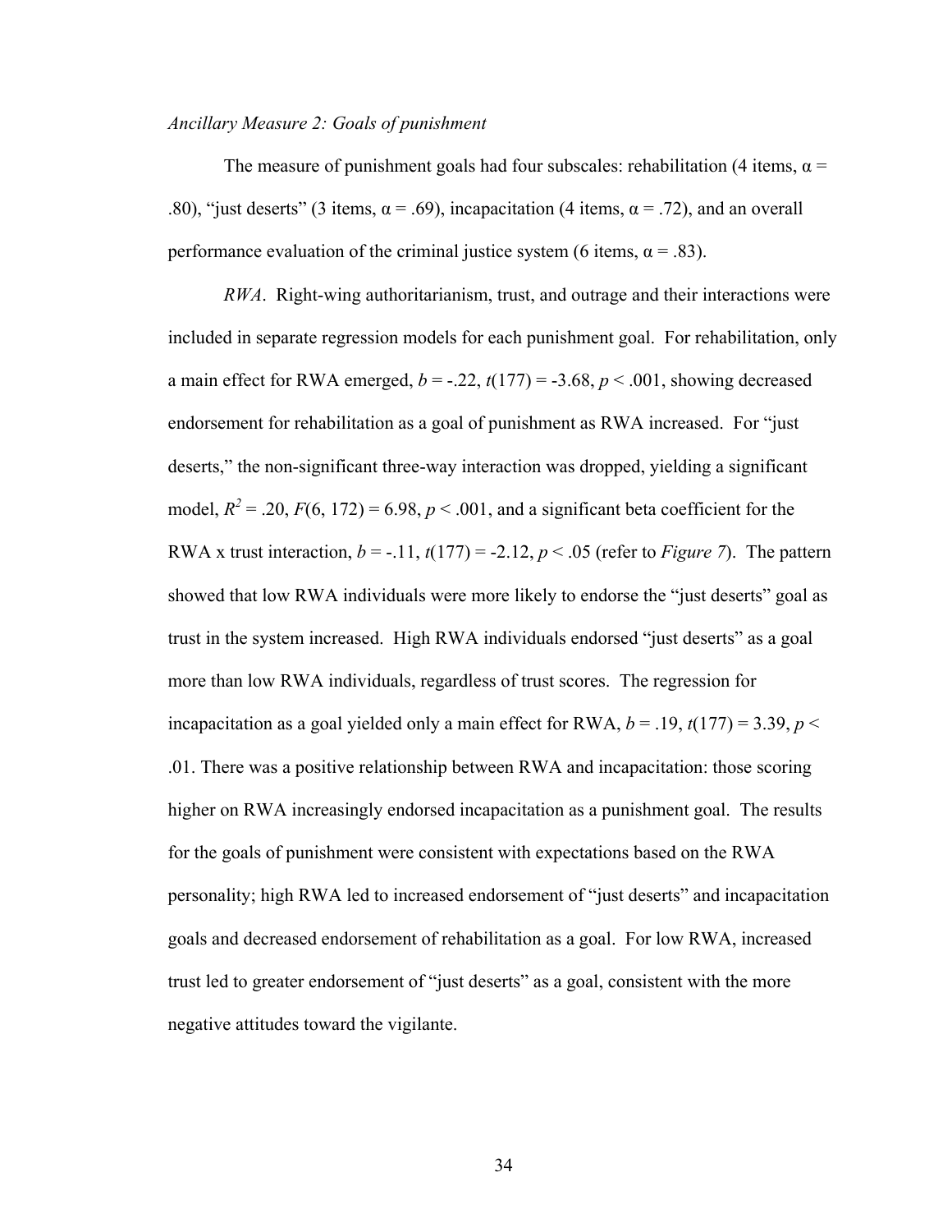*Ancillary Measure 2: Goals of punishment*

The measure of punishment goals had four subscales: rehabilitation (4 items, $\alpha = .80$), "just deserts" (3 items, $\alpha = .69$), incapacitation (4 items, $\alpha = .72$), and an overall performance evaluation of the criminal justice system (6 items, $\alpha = .83$).

*RWA*. Right-wing authoritarianism, trust, and outrage and their interactions were included in separate regression models for each punishment goal. For rehabilitation, only a main effect for RWA emerged, $b = -.22$, $t(177) = -3.68$, $p < .001$, showing decreased endorsement for rehabilitation as a goal of punishment as RWA increased. For "just deserts," the non-significant three-way interaction was dropped, yielding a significant model, $R^2 = .20$, $F(6, 172) = 6.98$, $p < .001$, and a significant beta coefficient for the RWA x trust interaction, $b = -.11$, $t(177) = -2.12$, $p < .05$ (refer to *Figure 7*). The pattern showed that low RWA individuals were more likely to endorse the "just deserts" goal as trust in the system increased. High RWA individuals endorsed "just deserts" as a goal more than low RWA individuals, regardless of trust scores. The regression for incapacitation as a goal yielded only a main effect for RWA, $b = .19$, $t(177) = 3.39$, $p < .01$. There was a positive relationship between RWA and incapacitation: those scoring higher on RWA increasingly endorsed incapacitation as a punishment goal. The results for the goals of punishment were consistent with expectations based on the RWA personality; high RWA led to increased endorsement of "just deserts" and incapacitation goals and decreased endorsement of rehabilitation as a goal. For low RWA, increased trust led to greater endorsement of "just deserts" as a goal, consistent with the more negative attitudes toward the vigilante.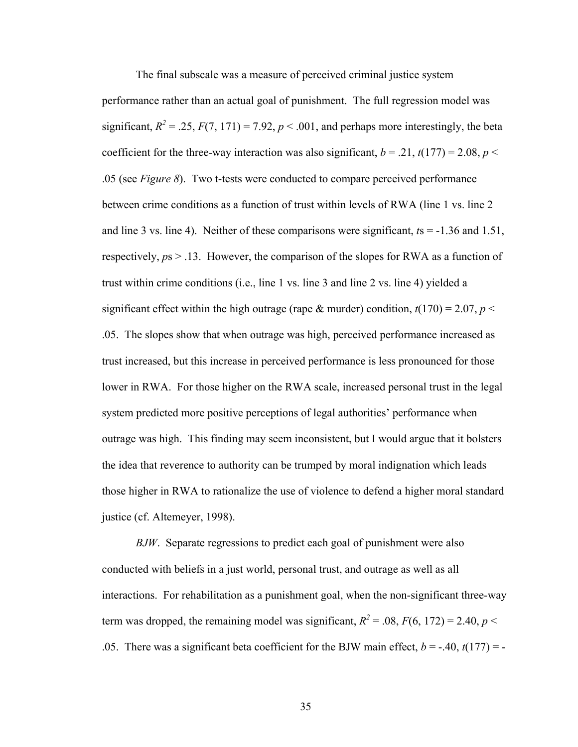The final subscale was a measure of perceived criminal justice system performance rather than an actual goal of punishment. The full regression model was significant, $R^2 = .25$, $F(7, 171) = 7.92$, $p < .001$, and perhaps more interestingly, the beta coefficient for the three-way interaction was also significant, $b = .21$, $t(177) = 2.08$, $p < .05$ (see *Figure 8*). Two t-tests were conducted to compare perceived performance between crime conditions as a function of trust within levels of RWA (line 1 vs. line 2 and line 3 vs. line 4). Neither of these comparisons were significant, *t*s = -1.36 and 1.51, respectively, *p*s > .13. However, the comparison of the slopes for RWA as a function of trust within crime conditions (i.e., line 1 vs. line 3 and line 2 vs. line 4) yielded a significant effect within the high outrage (rape & murder) condition, $t(170) = 2.07$, $p < .05$. The slopes show that when outrage was high, perceived performance increased as trust increased, but this increase in perceived performance is less pronounced for those lower in RWA. For those higher on the RWA scale, increased personal trust in the legal system predicted more positive perceptions of legal authorities' performance when outrage was high. This finding may seem inconsistent, but I would argue that it bolsters the idea that reverence to authority can be trumped by moral indignation which leads those higher in RWA to rationalize the use of violence to defend a higher moral standard justice (cf. Altemeyer, 1998).

*BJW*. Separate regressions to predict each goal of punishment were also conducted with beliefs in a just world, personal trust, and outrage as well as all interactions. For rehabilitation as a punishment goal, when the non-significant three-way term was dropped, the remaining model was significant, $R^2 = .08$, $F(6, 172) = 2.40$, $p < .05$. There was a significant beta coefficient for the BJW main effect, $b = -.40$, $t(177) = -$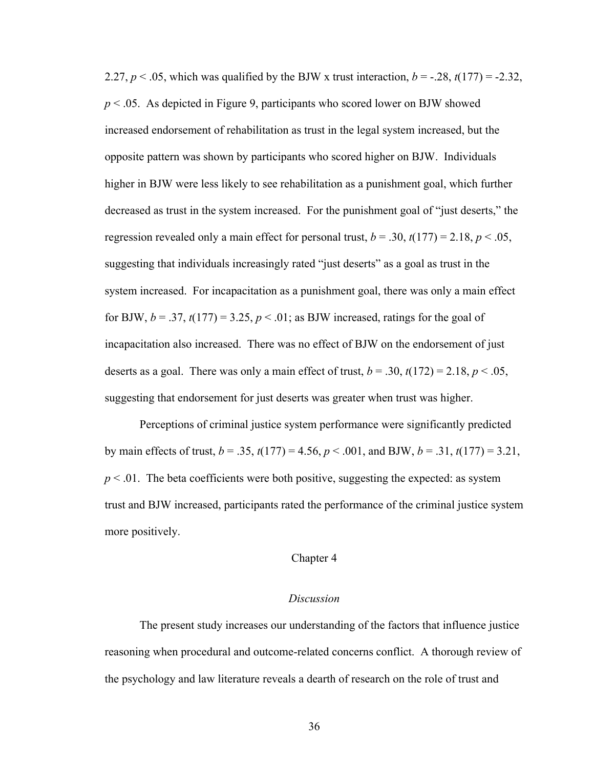2.27, $p < .05$, which was qualified by the BJW x trust interaction, $b = -.28$, $t(177) = -2.32$, $p < .05$. As depicted in Figure 9, participants who scored lower on BJW showed increased endorsement of rehabilitation as trust in the legal system increased, but the opposite pattern was shown by participants who scored higher on BJW. Individuals higher in BJW were less likely to see rehabilitation as a punishment goal, which further decreased as trust in the system increased. For the punishment goal of "just deserts," the regression revealed only a main effect for personal trust, $b = .30$, $t(177) = 2.18$, $p < .05$, suggesting that individuals increasingly rated "just deserts" as a goal as trust in the system increased. For incapacitation as a punishment goal, there was only a main effect for BJW, $b = .37$, $t(177) = 3.25$, $p < .01$; as BJW increased, ratings for the goal of incapacitation also increased. There was no effect of BJW on the endorsement of just deserts as a goal. There was only a main effect of trust, $b = .30$, $t(172) = 2.18$, $p < .05$, suggesting that endorsement for just deserts was greater when trust was higher.

Perceptions of criminal justice system performance were significantly predicted by main effects of trust, $b = .35$, $t(177) = 4.56$, $p < .001$, and BJW, $b = .31$, $t(177) = 3.21$, $p < .01$. The beta coefficients were both positive, suggesting the expected: as system trust and BJW increased, participants rated the performance of the criminal justice system more positively.

# Chapter 4

## *Discussion*

The present study increases our understanding of the factors that influence justice reasoning when procedural and outcome-related concerns conflict. A thorough review of the psychology and law literature reveals a dearth of research on the role of trust and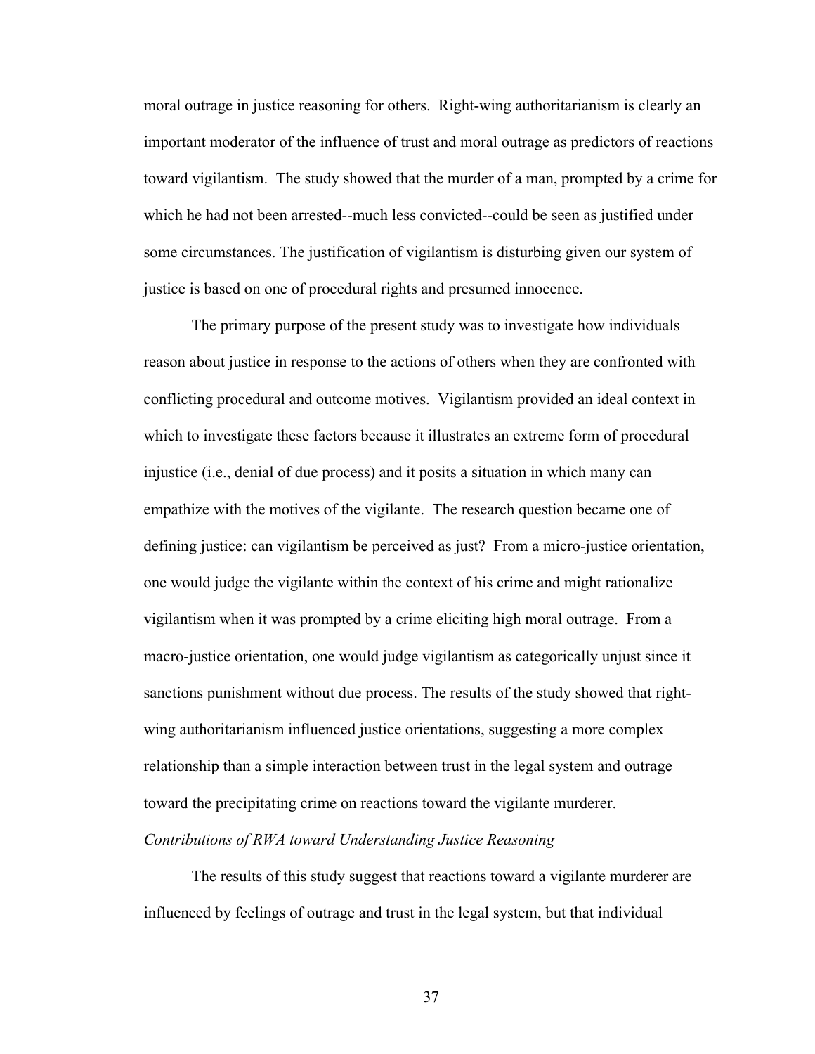moral outrage in justice reasoning for others. Right-wing authoritarianism is clearly an important moderator of the influence of trust and moral outrage as predictors of reactions toward vigilantism. The study showed that the murder of a man, prompted by a crime for which he had not been arrested--much less convicted--could be seen as justified under some circumstances. The justification of vigilantism is disturbing given our system of justice is based on one of procedural rights and presumed innocence.

The primary purpose of the present study was to investigate how individuals reason about justice in response to the actions of others when they are confronted with conflicting procedural and outcome motives. Vigilantism provided an ideal context in which to investigate these factors because it illustrates an extreme form of procedural injustice (i.e., denial of due process) and it posits a situation in which many can empathize with the motives of the vigilante. The research question became one of defining justice: can vigilantism be perceived as just? From a micro-justice orientation, one would judge the vigilante within the context of his crime and might rationalize vigilantism when it was prompted by a crime eliciting high moral outrage. From a macro-justice orientation, one would judge vigilantism as categorically unjust since it sanctions punishment without due process. The results of the study showed that right-wing authoritarianism influenced justice orientations, suggesting a more complex relationship than a simple interaction between trust in the legal system and outrage toward the precipitating crime on reactions toward the vigilante murderer.

*Contributions of RWA toward Understanding Justice Reasoning*

The results of this study suggest that reactions toward a vigilante murderer are influenced by feelings of outrage and trust in the legal system, but that individual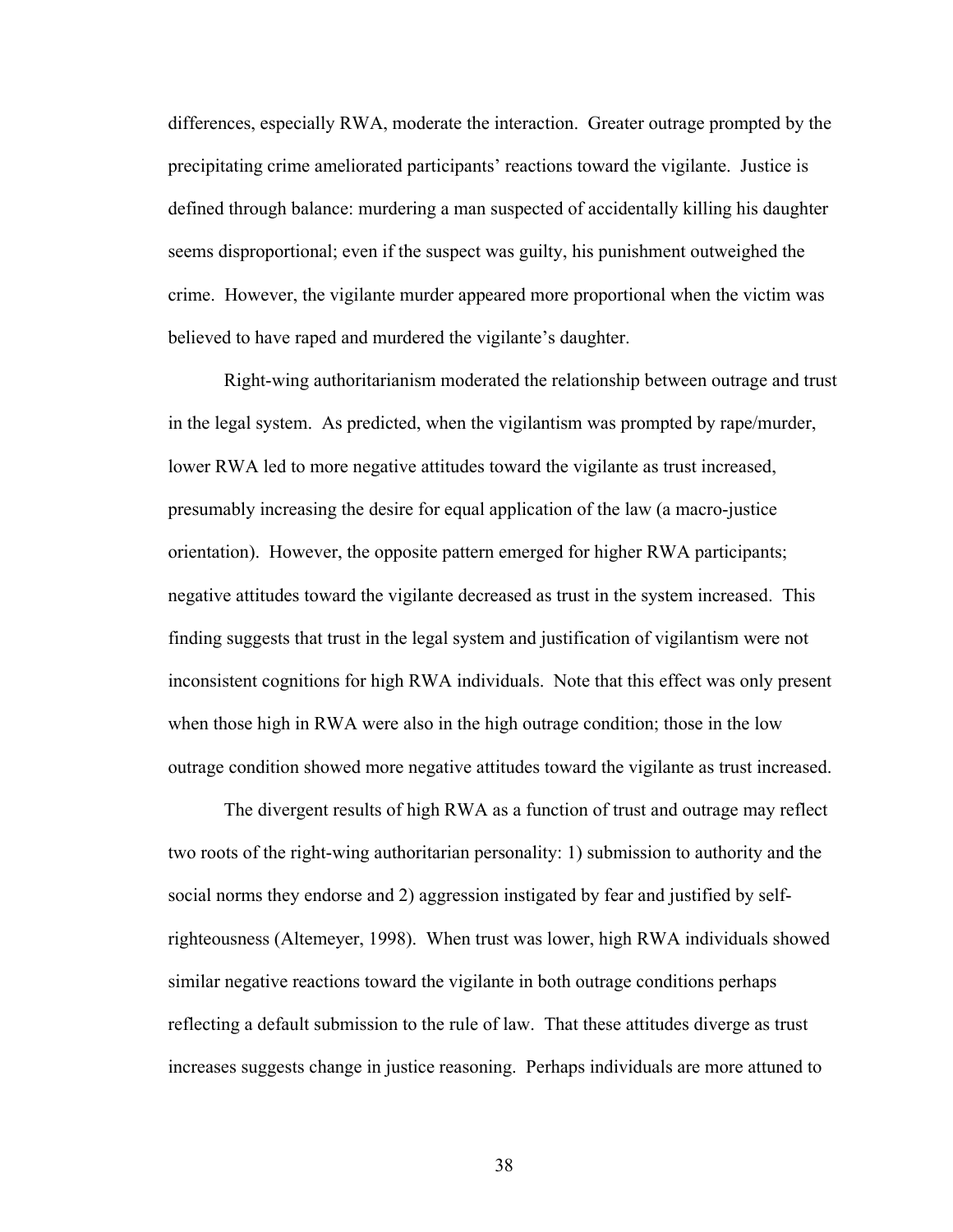differences, especially RWA, moderate the interaction. Greater outrage prompted by the precipitating crime ameliorated participants' reactions toward the vigilante. Justice is defined through balance: murdering a man suspected of accidentally killing his daughter seems disproportional; even if the suspect was guilty, his punishment outweighed the crime. However, the vigilante murder appeared more proportional when the victim was believed to have raped and murdered the vigilante's daughter.

Right-wing authoritarianism moderated the relationship between outrage and trust in the legal system. As predicted, when the vigilantism was prompted by rape/murder, lower RWA led to more negative attitudes toward the vigilante as trust increased, presumably increasing the desire for equal application of the law (a macro-justice orientation). However, the opposite pattern emerged for higher RWA participants; negative attitudes toward the vigilante decreased as trust in the system increased. This finding suggests that trust in the legal system and justification of vigilantism were not inconsistent cognitions for high RWA individuals. Note that this effect was only present when those high in RWA were also in the high outrage condition; those in the low outrage condition showed more negative attitudes toward the vigilante as trust increased.

The divergent results of high RWA as a function of trust and outrage may reflect two roots of the right-wing authoritarian personality: 1) submission to authority and the social norms they endorse and 2) aggression instigated by fear and justified by self-righteousness (Altemeyer, 1998). When trust was lower, high RWA individuals showed similar negative reactions toward the vigilante in both outrage conditions perhaps reflecting a default submission to the rule of law. That these attitudes diverge as trust increases suggests change in justice reasoning. Perhaps individuals are more attuned to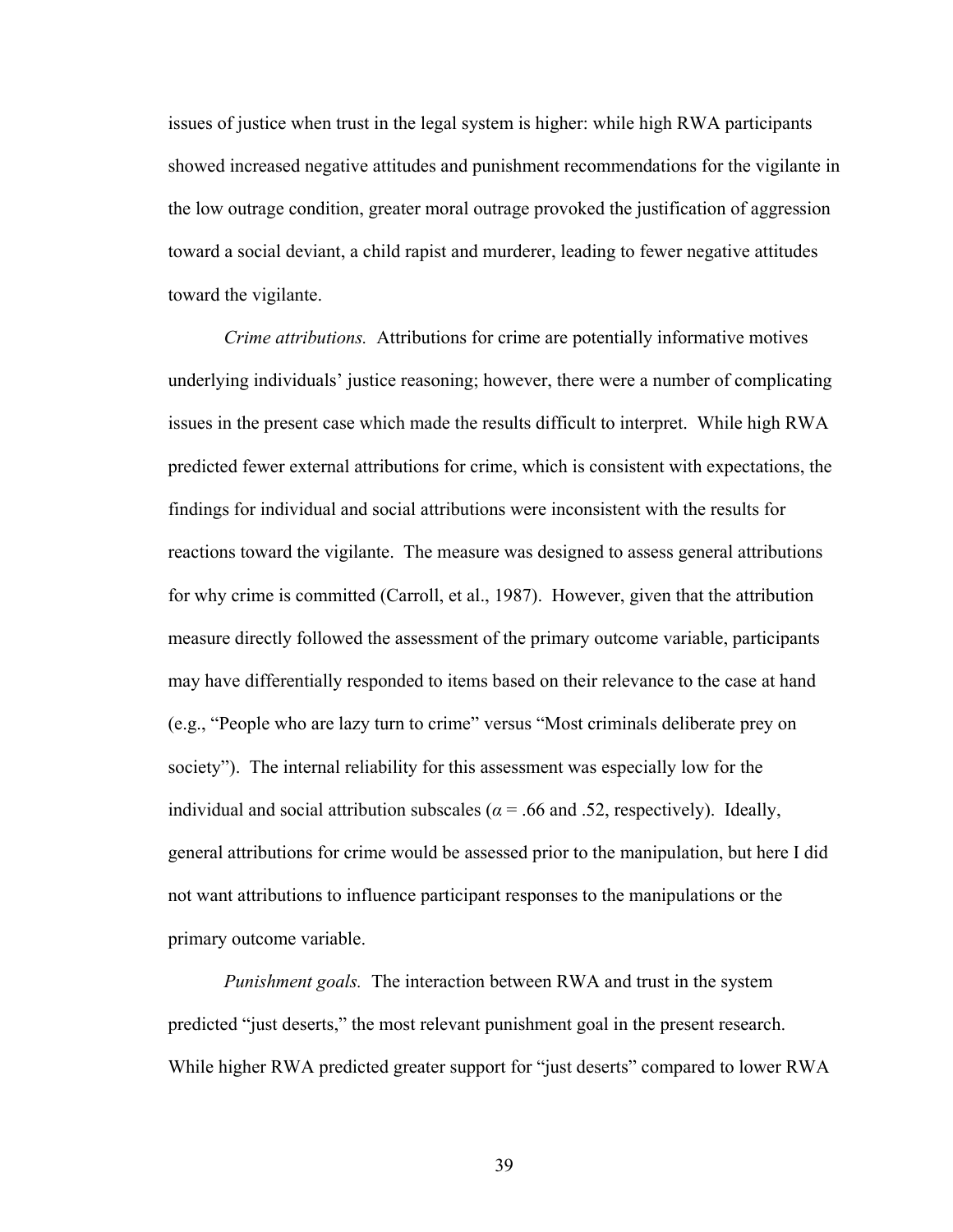issues of justice when trust in the legal system is higher: while high RWA participants showed increased negative attitudes and punishment recommendations for the vigilante in the low outrage condition, greater moral outrage provoked the justification of aggression toward a social deviant, a child rapist and murderer, leading to fewer negative attitudes toward the vigilante.

*Crime attributions.* Attributions for crime are potentially informative motives underlying individuals' justice reasoning; however, there were a number of complicating issues in the present case which made the results difficult to interpret. While high RWA predicted fewer external attributions for crime, which is consistent with expectations, the findings for individual and social attributions were inconsistent with the results for reactions toward the vigilante. The measure was designed to assess general attributions for why crime is committed (Carroll, et al., 1987). However, given that the attribution measure directly followed the assessment of the primary outcome variable, participants may have differentially responded to items based on their relevance to the case at hand (e.g., "People who are lazy turn to crime" versus "Most criminals deliberate prey on society"). The internal reliability for this assessment was especially low for the individual and social attribution subscales ($\alpha$ = .66 and .52, respectively). Ideally, general attributions for crime would be assessed prior to the manipulation, but here I did not want attributions to influence participant responses to the manipulations or the primary outcome variable.

*Punishment goals.* The interaction between RWA and trust in the system predicted "just deserts," the most relevant punishment goal in the present research. While higher RWA predicted greater support for "just deserts" compared to lower RWA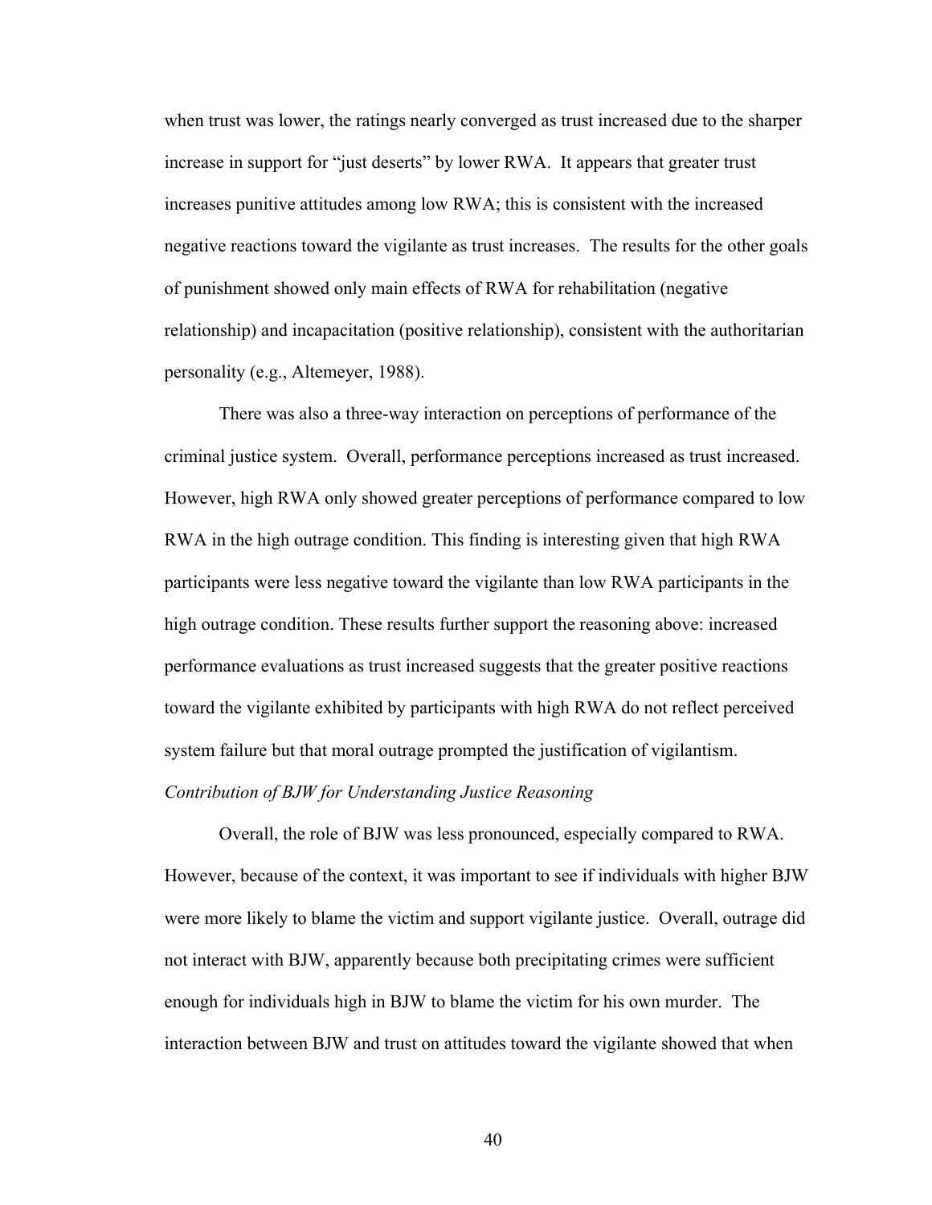when trust was lower, the ratings nearly converged as trust increased due to the sharper increase in support for "just deserts" by lower RWA. It appears that greater trust increases punitive attitudes among low RWA; this is consistent with the increased negative reactions toward the vigilante as trust increases. The results for the other goals of punishment showed only main effects of RWA for rehabilitation (negative relationship) and incapacitation (positive relationship), consistent with the authoritarian personality (e.g., Altemeyer, 1988).

There was also a three-way interaction on perceptions of performance of the criminal justice system. Overall, performance perceptions increased as trust increased. However, high RWA only showed greater perceptions of performance compared to low RWA in the high outrage condition. This finding is interesting given that high RWA participants were less negative toward the vigilante than low RWA participants in the high outrage condition. These results further support the reasoning above: increased performance evaluations as trust increased suggests that the greater positive reactions toward the vigilante exhibited by participants with high RWA do not reflect perceived system failure but that moral outrage prompted the justification of vigilantism.

*Contribution of BJW for Understanding Justice Reasoning*

Overall, the role of BJW was less pronounced, especially compared to RWA. However, because of the context, it was important to see if individuals with higher BJW were more likely to blame the victim and support vigilante justice. Overall, outrage did not interact with BJW, apparently because both precipitating crimes were sufficient enough for individuals high in BJW to blame the victim for his own murder. The interaction between BJW and trust on attitudes toward the vigilante showed that when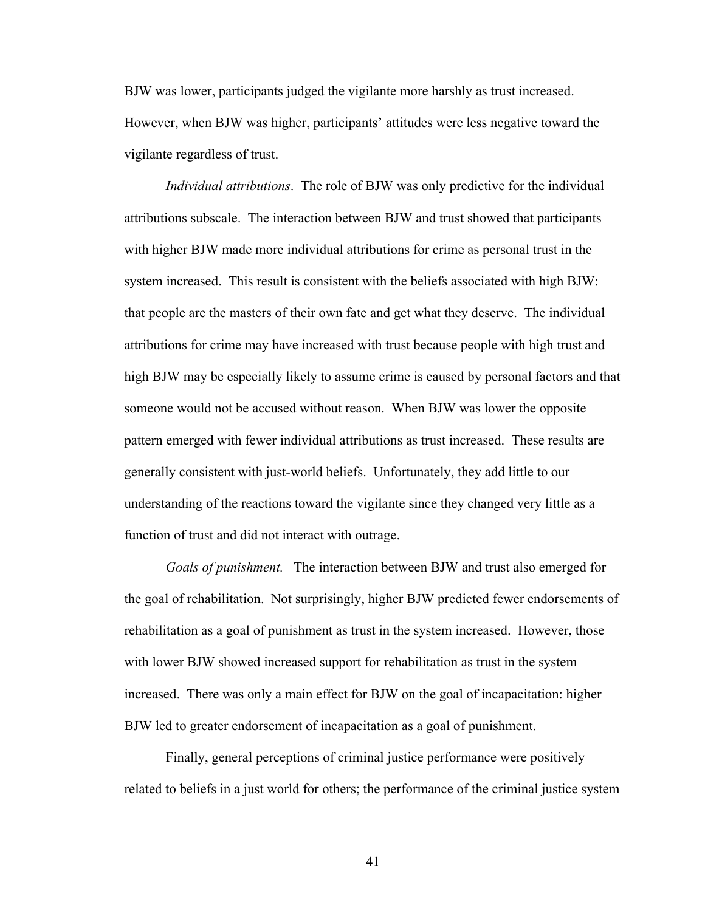BJW was lower, participants judged the vigilante more harshly as trust increased. However, when BJW was higher, participants' attitudes were less negative toward the vigilante regardless of trust.

*Individual attributions*. The role of BJW was only predictive for the individual attributions subscale. The interaction between BJW and trust showed that participants with higher BJW made more individual attributions for crime as personal trust in the system increased. This result is consistent with the beliefs associated with high BJW: that people are the masters of their own fate and get what they deserve. The individual attributions for crime may have increased with trust because people with high trust and high BJW may be especially likely to assume crime is caused by personal factors and that someone would not be accused without reason. When BJW was lower the opposite pattern emerged with fewer individual attributions as trust increased. These results are generally consistent with just-world beliefs. Unfortunately, they add little to our understanding of the reactions toward the vigilante since they changed very little as a function of trust and did not interact with outrage.

*Goals of punishment.* The interaction between BJW and trust also emerged for the goal of rehabilitation. Not surprisingly, higher BJW predicted fewer endorsements of rehabilitation as a goal of punishment as trust in the system increased. However, those with lower BJW showed increased support for rehabilitation as trust in the system increased. There was only a main effect for BJW on the goal of incapacitation: higher BJW led to greater endorsement of incapacitation as a goal of punishment.

Finally, general perceptions of criminal justice performance were positively related to beliefs in a just world for others; the performance of the criminal justice system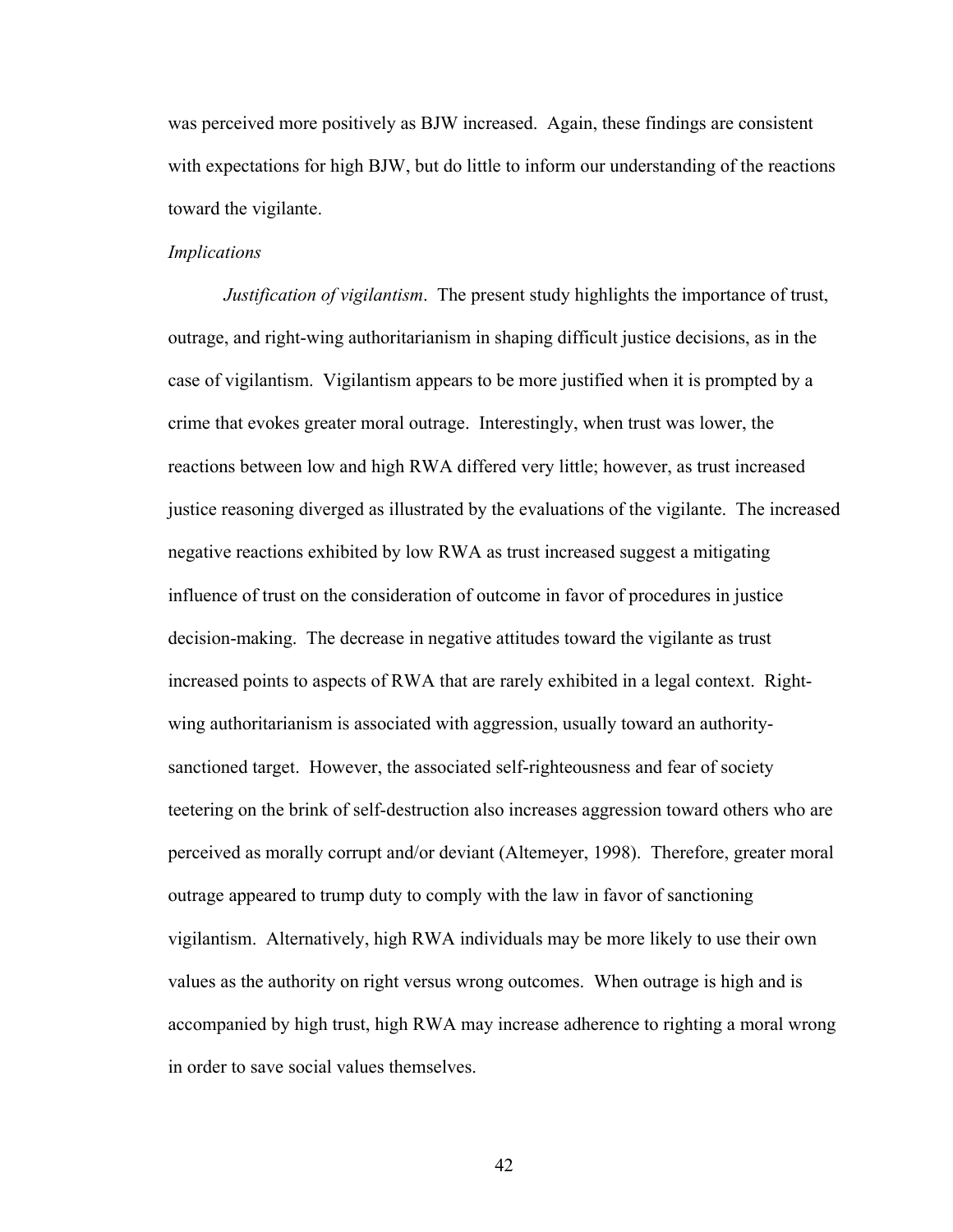was perceived more positively as BJW increased. Again, these findings are consistent with expectations for high BJW, but do little to inform our understanding of the reactions toward the vigilante.

*Implications*

*Justification of vigilantism*. The present study highlights the importance of trust, outrage, and right-wing authoritarianism in shaping difficult justice decisions, as in the case of vigilantism. Vigilantism appears to be more justified when it is prompted by a crime that evokes greater moral outrage. Interestingly, when trust was lower, the reactions between low and high RWA differed very little; however, as trust increased justice reasoning diverged as illustrated by the evaluations of the vigilante. The increased negative reactions exhibited by low RWA as trust increased suggest a mitigating influence of trust on the consideration of outcome in favor of procedures in justice decision-making. The decrease in negative attitudes toward the vigilante as trust increased points to aspects of RWA that are rarely exhibited in a legal context. Right-wing authoritarianism is associated with aggression, usually toward an authority-sanctioned target. However, the associated self-righteousness and fear of society teetering on the brink of self-destruction also increases aggression toward others who are perceived as morally corrupt and/or deviant (Altemeyer, 1998). Therefore, greater moral outrage appeared to trump duty to comply with the law in favor of sanctioning vigilantism. Alternatively, high RWA individuals may be more likely to use their own values as the authority on right versus wrong outcomes. When outrage is high and is accompanied by high trust, high RWA may increase adherence to righting a moral wrong in order to save social values themselves.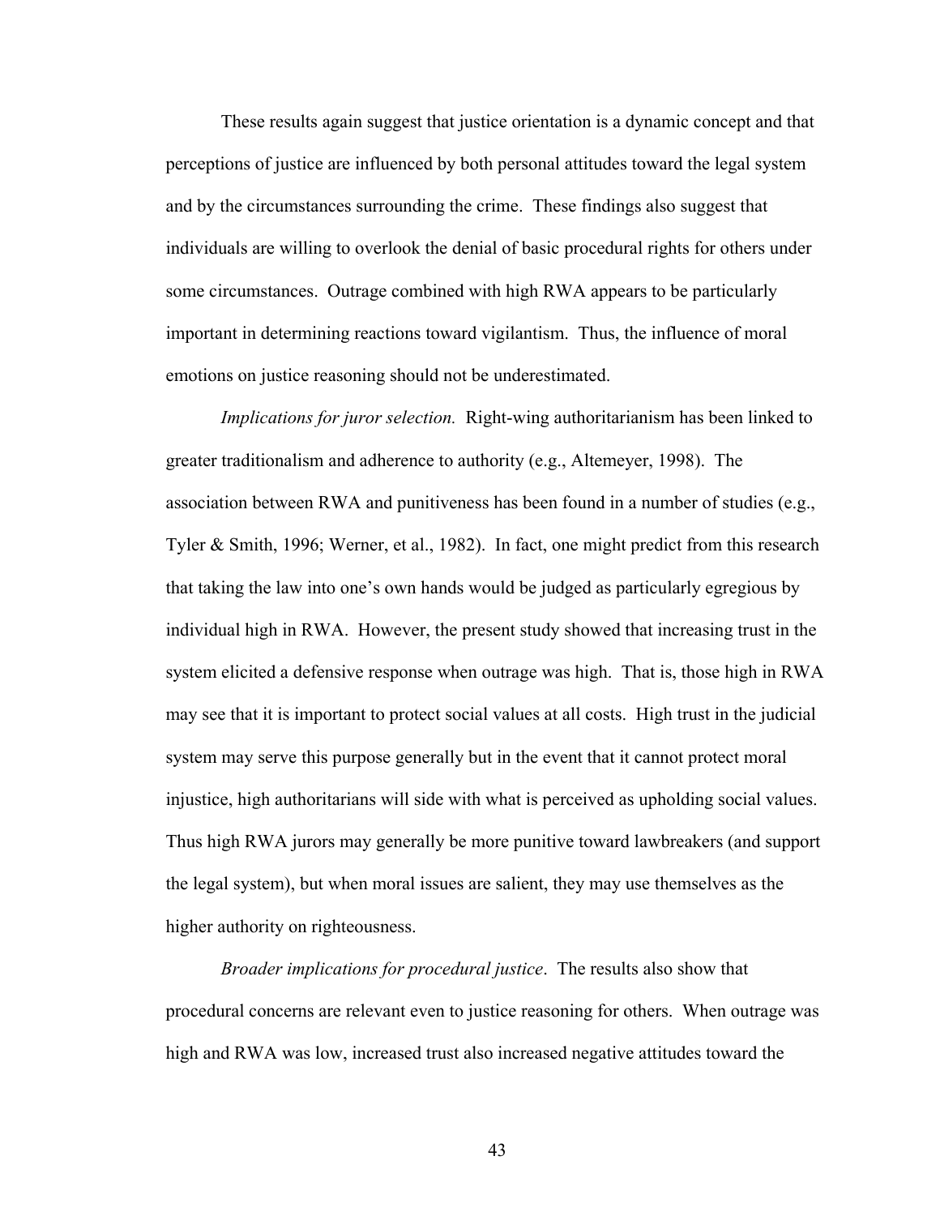These results again suggest that justice orientation is a dynamic concept and that perceptions of justice are influenced by both personal attitudes toward the legal system and by the circumstances surrounding the crime. These findings also suggest that individuals are willing to overlook the denial of basic procedural rights for others under some circumstances. Outrage combined with high RWA appears to be particularly important in determining reactions toward vigilantism. Thus, the influence of moral emotions on justice reasoning should not be underestimated.

*Implications for juror selection.* Right-wing authoritarianism has been linked to greater traditionalism and adherence to authority (e.g., Altemeyer, 1998). The association between RWA and punitiveness has been found in a number of studies (e.g., Tyler & Smith, 1996; Werner, et al., 1982). In fact, one might predict from this research that taking the law into one's own hands would be judged as particularly egregious by individual high in RWA. However, the present study showed that increasing trust in the system elicited a defensive response when outrage was high. That is, those high in RWA may see that it is important to protect social values at all costs. High trust in the judicial system may serve this purpose generally but in the event that it cannot protect moral injustice, high authoritarians will side with what is perceived as upholding social values. Thus high RWA jurors may generally be more punitive toward lawbreakers (and support the legal system), but when moral issues are salient, they may use themselves as the higher authority on righteousness.

*Broader implications for procedural justice*. The results also show that procedural concerns are relevant even to justice reasoning for others. When outrage was high and RWA was low, increased trust also increased negative attitudes toward the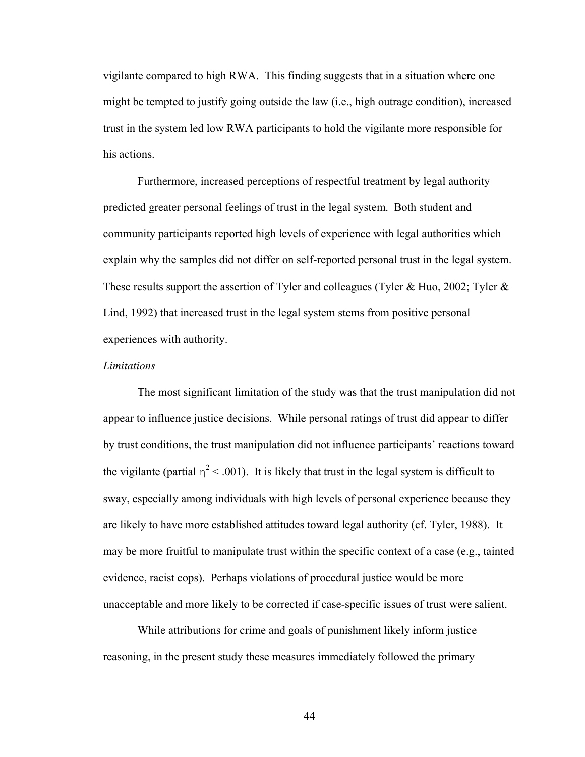vigilante compared to high RWA. This finding suggests that in a situation where one might be tempted to justify going outside the law (i.e., high outrage condition), increased trust in the system led low RWA participants to hold the vigilante more responsible for his actions.

Furthermore, increased perceptions of respectful treatment by legal authority predicted greater personal feelings of trust in the legal system. Both student and community participants reported high levels of experience with legal authorities which explain why the samples did not differ on self-reported personal trust in the legal system. These results support the assertion of Tyler and colleagues (Tyler & Huo, 2002; Tyler & Lind, 1992) that increased trust in the legal system stems from positive personal experiences with authority.

*Limitations*

The most significant limitation of the study was that the trust manipulation did not appear to influence justice decisions. While personal ratings of trust did appear to differ by trust conditions, the trust manipulation did not influence participants' reactions toward the vigilante (partial $\eta^2 < .001$). It is likely that trust in the legal system is difficult to sway, especially among individuals with high levels of personal experience because they are likely to have more established attitudes toward legal authority (cf. Tyler, 1988). It may be more fruitful to manipulate trust within the specific context of a case (e.g., tainted evidence, racist cops). Perhaps violations of procedural justice would be more unacceptable and more likely to be corrected if case-specific issues of trust were salient.

While attributions for crime and goals of punishment likely inform justice reasoning, in the present study these measures immediately followed the primary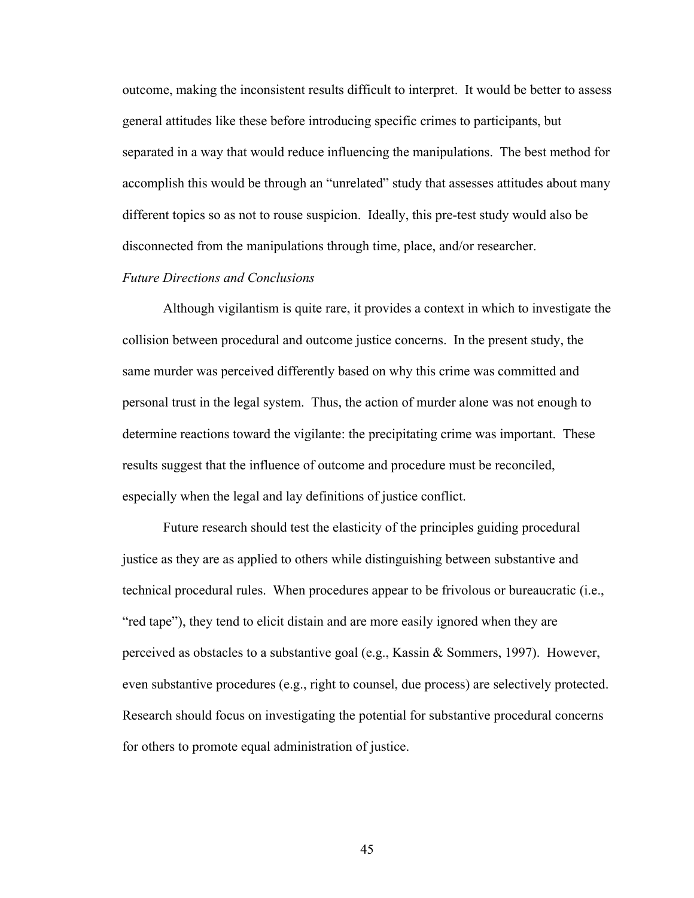outcome, making the inconsistent results difficult to interpret. It would be better to assess general attitudes like these before introducing specific crimes to participants, but separated in a way that would reduce influencing the manipulations. The best method for accomplish this would be through an "unrelated" study that assesses attitudes about many different topics so as not to rouse suspicion. Ideally, this pre-test study would also be disconnected from the manipulations through time, place, and/or researcher.

### *Future Directions and Conclusions*

Although vigilantism is quite rare, it provides a context in which to investigate the collision between procedural and outcome justice concerns. In the present study, the same murder was perceived differently based on why this crime was committed and personal trust in the legal system. Thus, the action of murder alone was not enough to determine reactions toward the vigilante: the precipitating crime was important. These results suggest that the influence of outcome and procedure must be reconciled, especially when the legal and lay definitions of justice conflict.

Future research should test the elasticity of the principles guiding procedural justice as they are as applied to others while distinguishing between substantive and technical procedural rules. When procedures appear to be frivolous or bureaucratic (i.e., "red tape"), they tend to elicit distain and are more easily ignored when they are perceived as obstacles to a substantive goal (e.g., Kassin & Sommers, 1997). However, even substantive procedures (e.g., right to counsel, due process) are selectively protected. Research should focus on investigating the potential for substantive procedural concerns for others to promote equal administration of justice.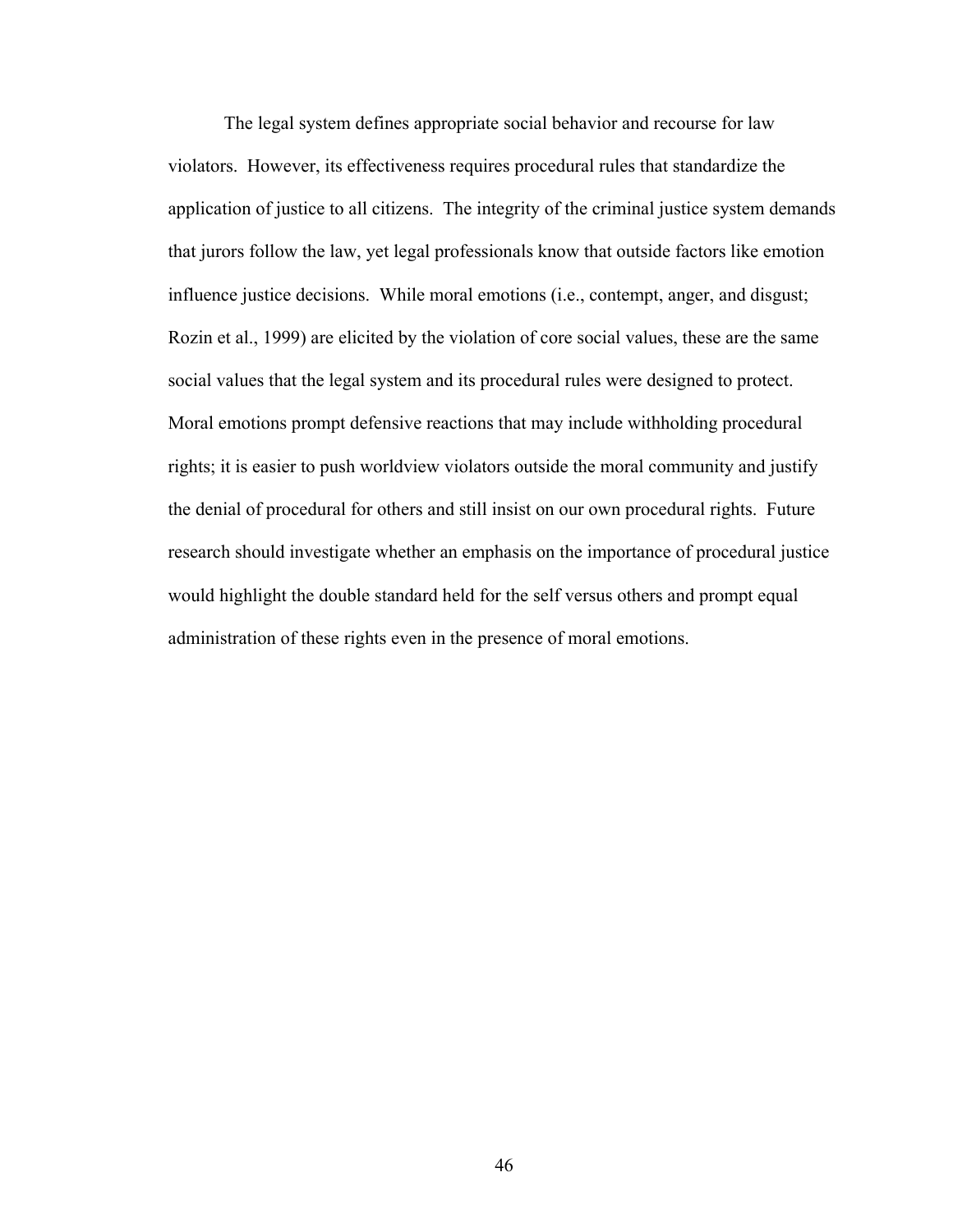The legal system defines appropriate social behavior and recourse for law violators. However, its effectiveness requires procedural rules that standardize the application of justice to all citizens. The integrity of the criminal justice system demands that jurors follow the law, yet legal professionals know that outside factors like emotion influence justice decisions. While moral emotions (i.e., contempt, anger, and disgust; Rozin et al., 1999) are elicited by the violation of core social values, these are the same social values that the legal system and its procedural rules were designed to protect. Moral emotions prompt defensive reactions that may include withholding procedural rights; it is easier to push worldview violators outside the moral community and justify the denial of procedural for others and still insist on our own procedural rights. Future research should investigate whether an emphasis on the importance of procedural justice would highlight the double standard held for the self versus others and prompt equal administration of these rights even in the presence of moral emotions.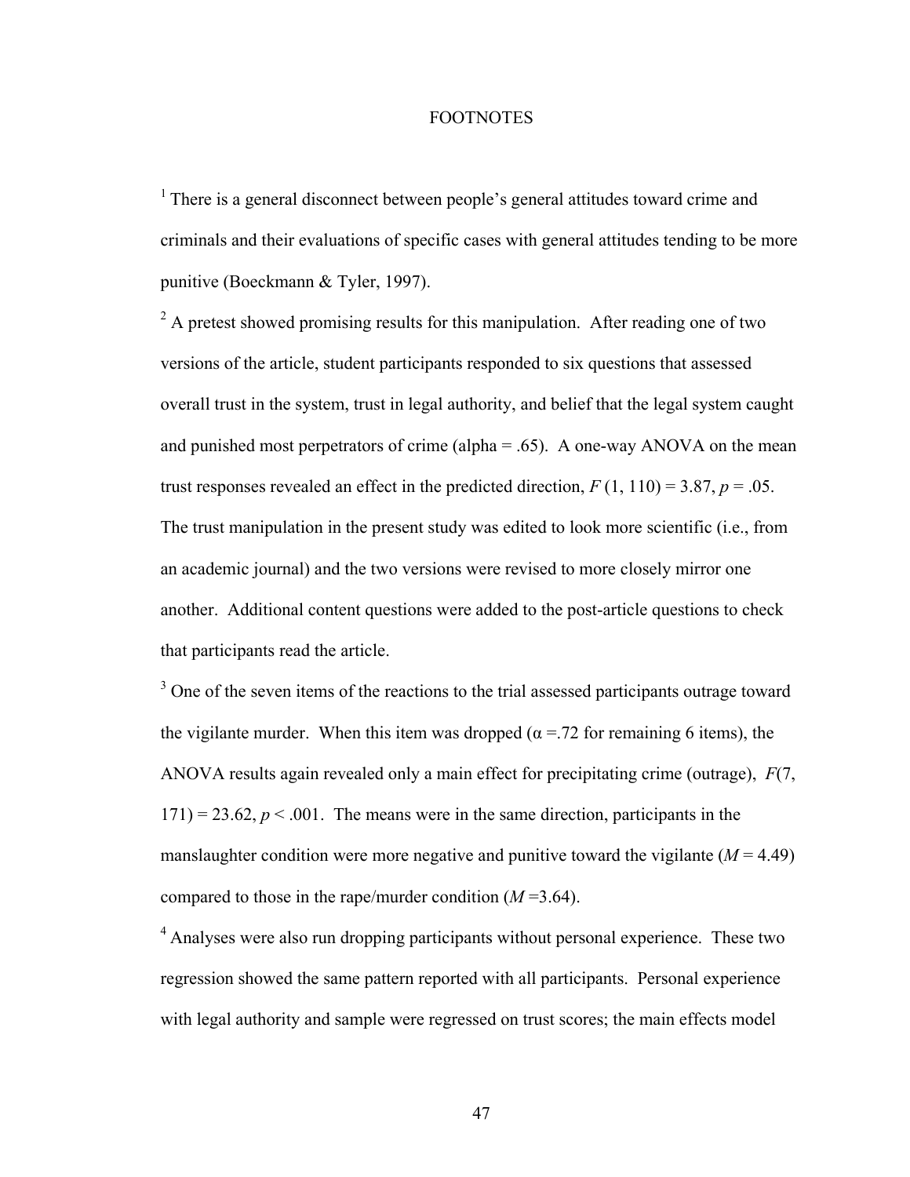FOOTNOTES

[1] There is a general disconnect between people's general attitudes toward crime and criminals and their evaluations of specific cases with general attitudes tending to be more punitive (Boeckmann & Tyler, 1997).

[2] A pretest showed promising results for this manipulation. After reading one of two versions of the article, student participants responded to six questions that assessed overall trust in the system, trust in legal authority, and belief that the legal system caught and punished most perpetrators of crime (alpha = .65). A one-way ANOVA on the mean trust responses revealed an effect in the predicted direction, $F(1, 110) = 3.87$, $p = .05$. The trust manipulation in the present study was edited to look more scientific (i.e., from an academic journal) and the two versions were revised to more closely mirror one another. Additional content questions were added to the post-article questions to check that participants read the article.

[3] One of the seven items of the reactions to the trial assessed participants outrage toward the vigilante murder. When this item was dropped ($\alpha = .72$ for remaining 6 items), the ANOVA results again revealed only a main effect for precipitating crime (outrage), $F(7, 171) = 23.62$, $p < .001$. The means were in the same direction, participants in the manslaughter condition were more negative and punitive toward the vigilante ($M = 4.49$) compared to those in the rape/murder condition ($M = 3.64$).

[4] Analyses were also run dropping participants without personal experience. These two regression showed the same pattern reported with all participants. Personal experience with legal authority and sample were regressed on trust scores; the main effects model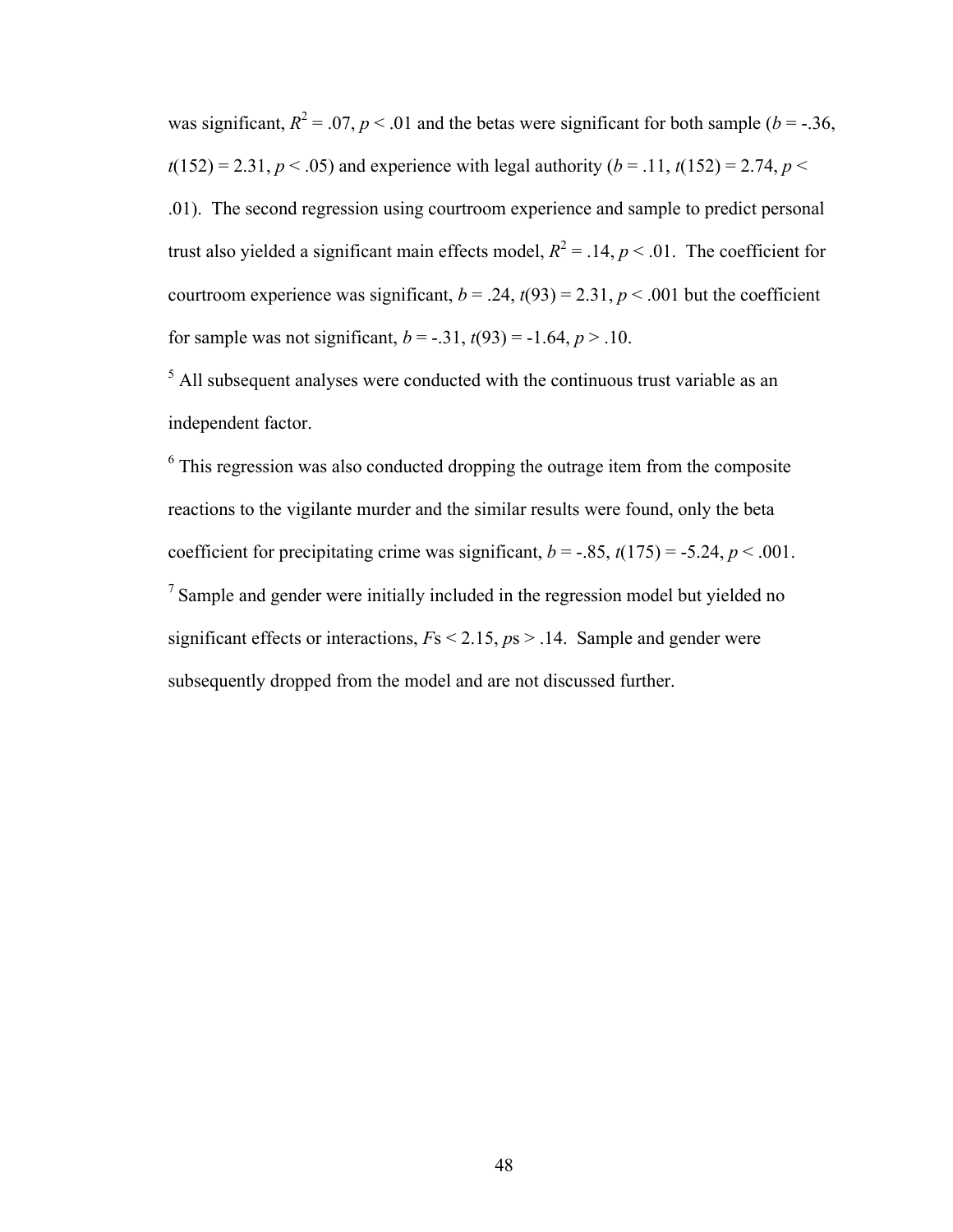was significant, $R^2 = .07$, $p < .01$ and the betas were significant for both sample ($b = -.36$, $t(152) = 2.31$, $p < .05$) and experience with legal authority ($b = .11$, $t(152) = 2.74$, $p < .01$). The second regression using courtroom experience and sample to predict personal trust also yielded a significant main effects model, $R^2 = .14$, $p < .01$. The coefficient for courtroom experience was significant, $b = .24$, $t(93) = 2.31$, $p < .001$ but the coefficient for sample was not significant, $b = -.31$, $t(93) = -1.64$, $p > .10$.

[5] All subsequent analyses were conducted with the continuous trust variable as an independent factor.

[6] This regression was also conducted dropping the outrage item from the composite reactions to the vigilante murder and the similar results were found, only the beta coefficient for precipitating crime was significant, $b = -.85$, $t(175) = -5.24$, $p < .001$.

[7] Sample and gender were initially included in the regression model but yielded no significant effects or interactions, $F\text{s} < 2.15$, $p\text{s} > .14$. Sample and gender were subsequently dropped from the model and are not discussed further.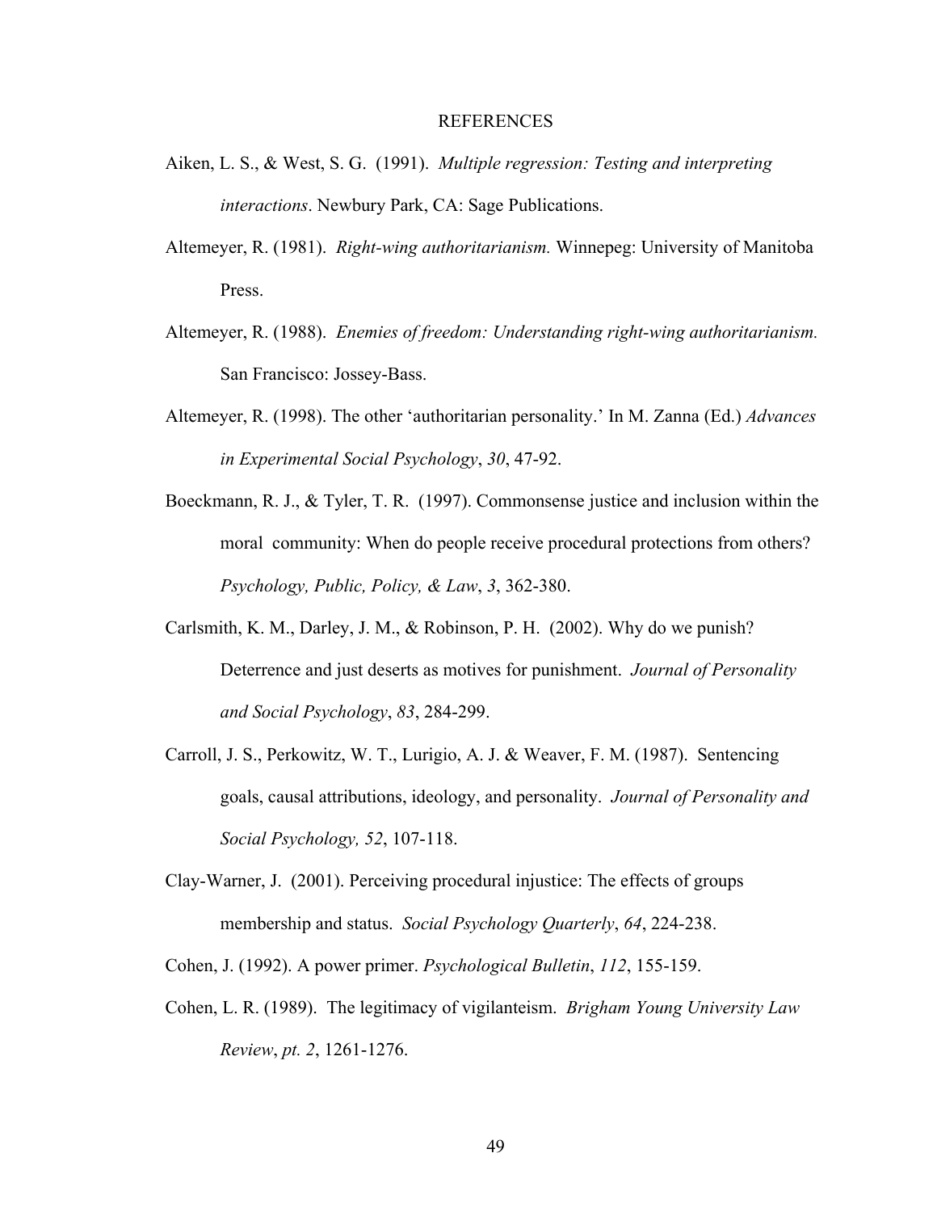# REFERENCES

Aiken, L. S., & West, S. G. (1991). *Multiple regression: Testing and interpreting interactions*. Newbury Park, CA: Sage Publications.

Altemeyer, R. (1981). *Right-wing authoritarianism.* Winnepeg: University of Manitoba Press.

Altemeyer, R. (1988). *Enemies of freedom: Understanding right-wing authoritarianism.* San Francisco: Jossey-Bass.

Altemeyer, R. (1998). The other 'authoritarian personality.' In M. Zanna (Ed.) *Advances in Experimental Social Psychology*, *30*, 47-92.

Boeckmann, R. J., & Tyler, T. R. (1997). Commonsense justice and inclusion within the moral community: When do people receive procedural protections from others? *Psychology, Public, Policy, & Law*, *3*, 362-380.

Carlsmith, K. M., Darley, J. M., & Robinson, P. H. (2002). Why do we punish? Deterrence and just deserts as motives for punishment. *Journal of Personality and Social Psychology*, *83*, 284-299.

Carroll, J. S., Perkowitz, W. T., Lurigio, A. J. & Weaver, F. M. (1987). Sentencing goals, causal attributions, ideology, and personality. *Journal of Personality and Social Psychology, 52*, 107-118.

Clay-Warner, J. (2001). Perceiving procedural injustice: The effects of groups membership and status. *Social Psychology Quarterly*, *64*, 224-238.

Cohen, J. (1992). A power primer. *Psychological Bulletin*, *112*, 155-159.

Cohen, L. R. (1989). The legitimacy of vigilanteism. *Brigham Young University Law Review*, *pt. 2*, 1261-1276.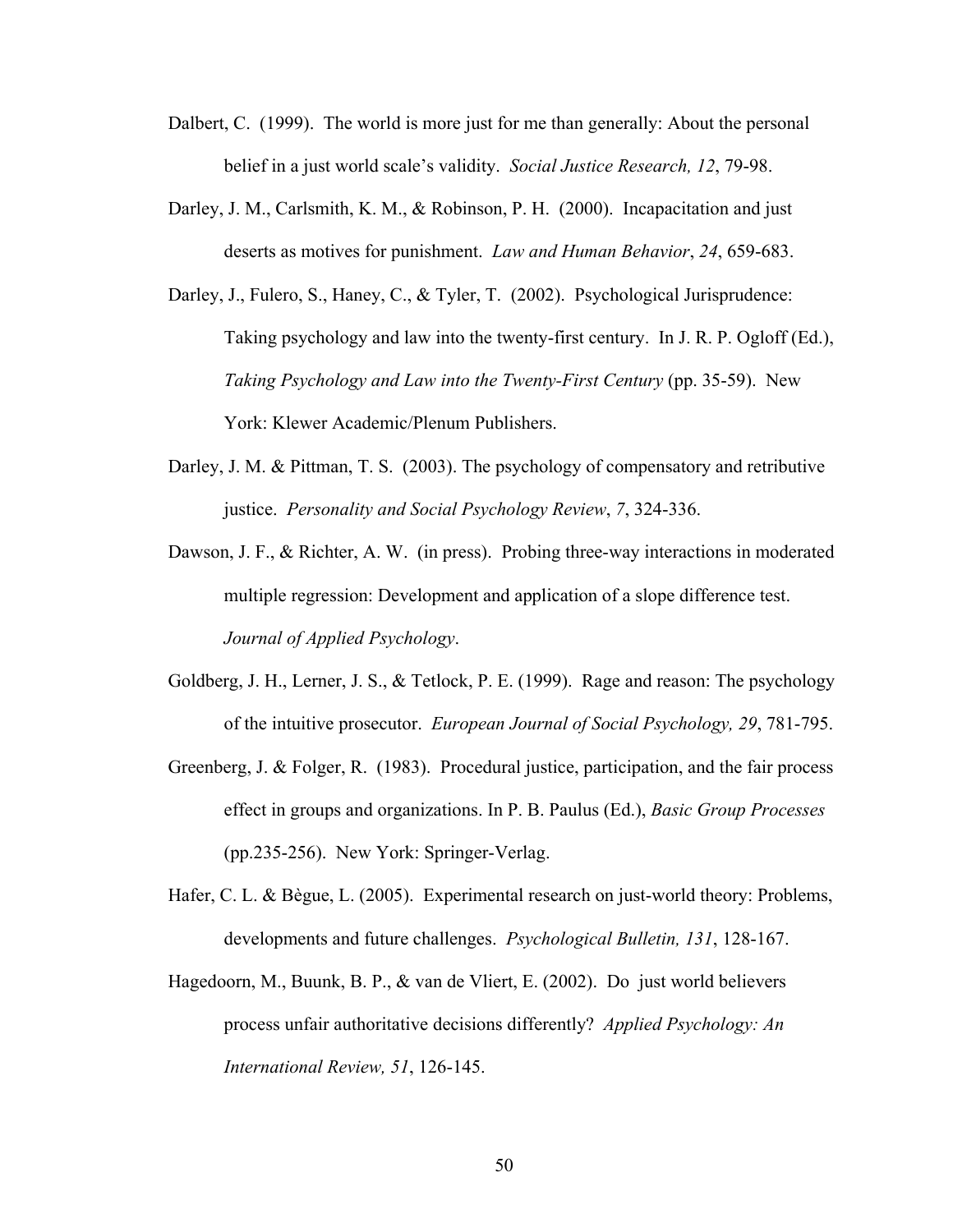Dalbert, C. (1999). The world is more just for me than generally: About the personal belief in a just world scale's validity. *Social Justice Research, 12*, 79-98.

Darley, J. M., Carlsmith, K. M., & Robinson, P. H. (2000). Incapacitation and just deserts as motives for punishment. *Law and Human Behavior*, *24*, 659-683.

Darley, J., Fulero, S., Haney, C., & Tyler, T. (2002). Psychological Jurisprudence: Taking psychology and law into the twenty-first century. In J. R. P. Ogloff (Ed.), *Taking Psychology and Law into the Twenty-First Century* (pp. 35-59). New York: Klewer Academic/Plenum Publishers.

Darley, J. M. & Pittman, T. S. (2003). The psychology of compensatory and retributive justice. *Personality and Social Psychology Review*, *7*, 324-336.

Dawson, J. F., & Richter, A. W. (in press). Probing three-way interactions in moderated multiple regression: Development and application of a slope difference test. *Journal of Applied Psychology*.

Goldberg, J. H., Lerner, J. S., & Tetlock, P. E. (1999). Rage and reason: The psychology of the intuitive prosecutor. *European Journal of Social Psychology, 29*, 781-795.

Greenberg, J. & Folger, R. (1983). Procedural justice, participation, and the fair process effect in groups and organizations. In P. B. Paulus (Ed.), *Basic Group Processes* (pp.235-256). New York: Springer-Verlag.

Hafer, C. L. & Bègue, L. (2005). Experimental research on just-world theory: Problems, developments and future challenges. *Psychological Bulletin, 131*, 128-167.

Hagedoorn, M., Buunk, B. P., & van de Vliert, E. (2002). Do just world believers process unfair authoritative decisions differently? *Applied Psychology: An International Review, 51*, 126-145.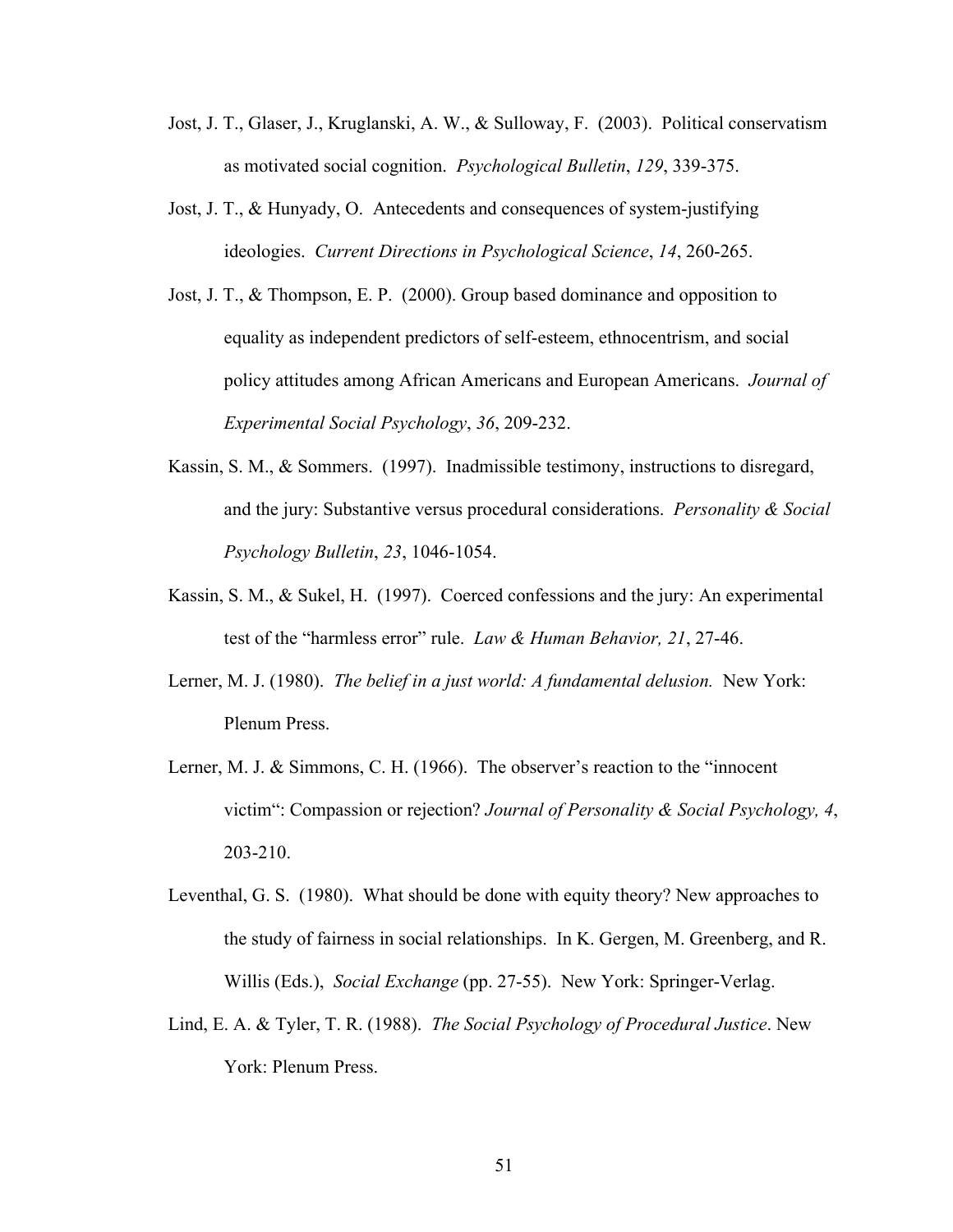Jost, J. T., Glaser, J., Kruglanski, A. W., & Sulloway, F. (2003). Political conservatism as motivated social cognition. *Psychological Bulletin*, *129*, 339-375.

Jost, J. T., & Hunyady, O. Antecedents and consequences of system-justifying ideologies. *Current Directions in Psychological Science*, *14*, 260-265.

Jost, J. T., & Thompson, E. P. (2000). Group based dominance and opposition to equality as independent predictors of self-esteem, ethnocentrism, and social policy attitudes among African Americans and European Americans. *Journal of Experimental Social Psychology*, *36*, 209-232.

Kassin, S. M., & Sommers. (1997). Inadmissible testimony, instructions to disregard, and the jury: Substantive versus procedural considerations. *Personality & Social Psychology Bulletin*, *23*, 1046-1054.

Kassin, S. M., & Sukel, H. (1997). Coerced confessions and the jury: An experimental test of the "harmless error" rule. *Law & Human Behavior, 21*, 27-46.

Lerner, M. J. (1980). *The belief in a just world: A fundamental delusion.* New York: Plenum Press.

Lerner, M. J. & Simmons, C. H. (1966). The observer's reaction to the "innocent victim": Compassion or rejection? *Journal of Personality & Social Psychology, 4*, 203-210.

Leventhal, G. S. (1980). What should be done with equity theory? New approaches to the study of fairness in social relationships. In K. Gergen, M. Greenberg, and R. Willis (Eds.), *Social Exchange* (pp. 27-55). New York: Springer-Verlag.

Lind, E. A. & Tyler, T. R. (1988). *The Social Psychology of Procedural Justice*. New York: Plenum Press.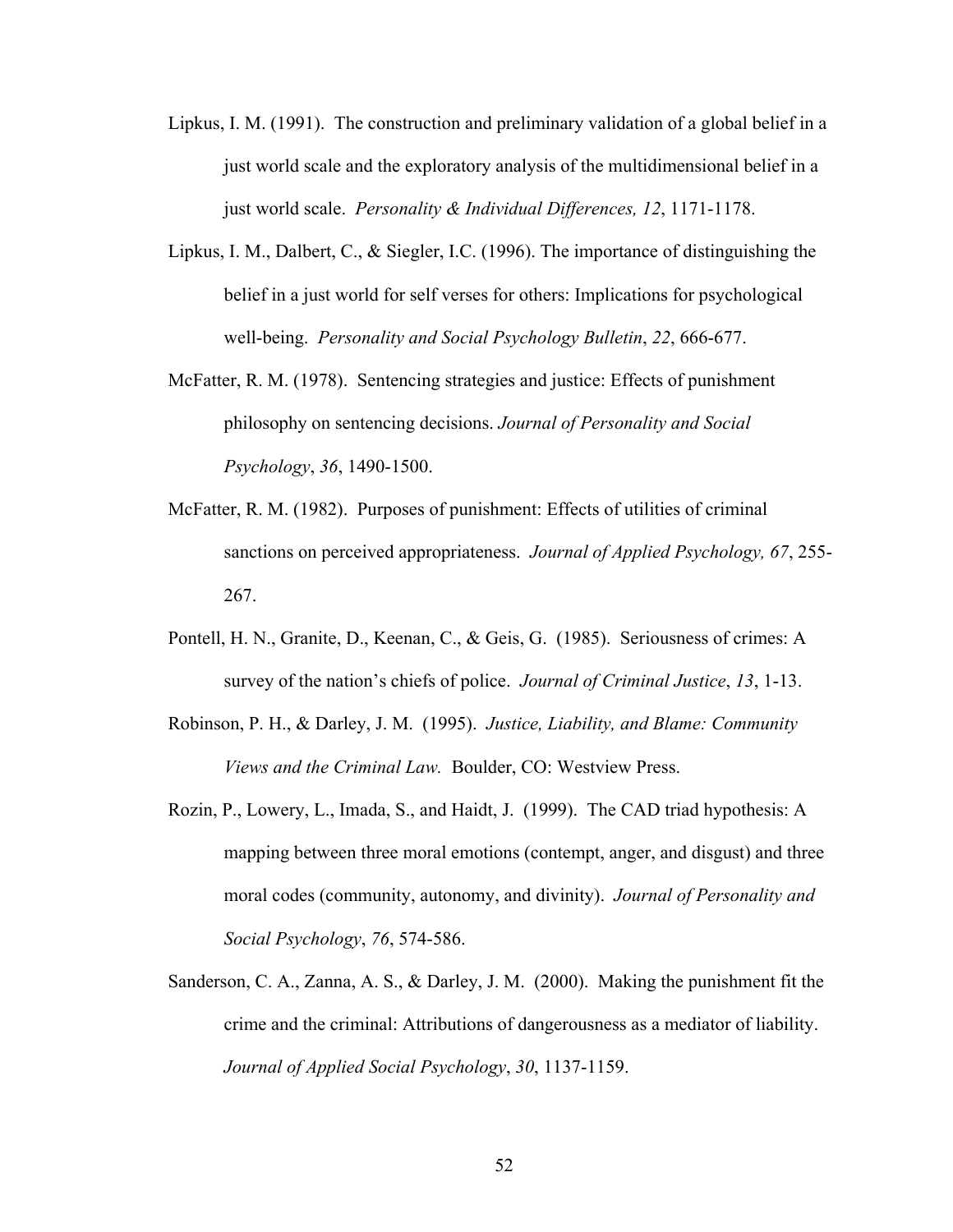Lipkus, I. M. (1991). The construction and preliminary validation of a global belief in a just world scale and the exploratory analysis of the multidimensional belief in a just world scale. *Personality & Individual Differences, 12*, 1171-1178.

Lipkus, I. M., Dalbert, C., & Siegler, I.C. (1996). The importance of distinguishing the belief in a just world for self verses for others: Implications for psychological well-being. *Personality and Social Psychology Bulletin*, *22*, 666-677.

McFatter, R. M. (1978). Sentencing strategies and justice: Effects of punishment philosophy on sentencing decisions. *Journal of Personality and Social Psychology*, *36*, 1490-1500.

McFatter, R. M. (1982). Purposes of punishment: Effects of utilities of criminal sanctions on perceived appropriateness. *Journal of Applied Psychology, 67*, 255-267.

Pontell, H. N., Granite, D., Keenan, C., & Geis, G. (1985). Seriousness of crimes: A survey of the nation's chiefs of police. *Journal of Criminal Justice*, *13*, 1-13.

Robinson, P. H., & Darley, J. M. (1995). *Justice, Liability, and Blame: Community Views and the Criminal Law.* Boulder, CO: Westview Press.

Rozin, P., Lowery, L., Imada, S., and Haidt, J. (1999). The CAD triad hypothesis: A mapping between three moral emotions (contempt, anger, and disgust) and three moral codes (community, autonomy, and divinity). *Journal of Personality and Social Psychology*, *76*, 574-586.

Sanderson, C. A., Zanna, A. S., & Darley, J. M. (2000). Making the punishment fit the crime and the criminal: Attributions of dangerousness as a mediator of liability. *Journal of Applied Social Psychology*, *30*, 1137-1159.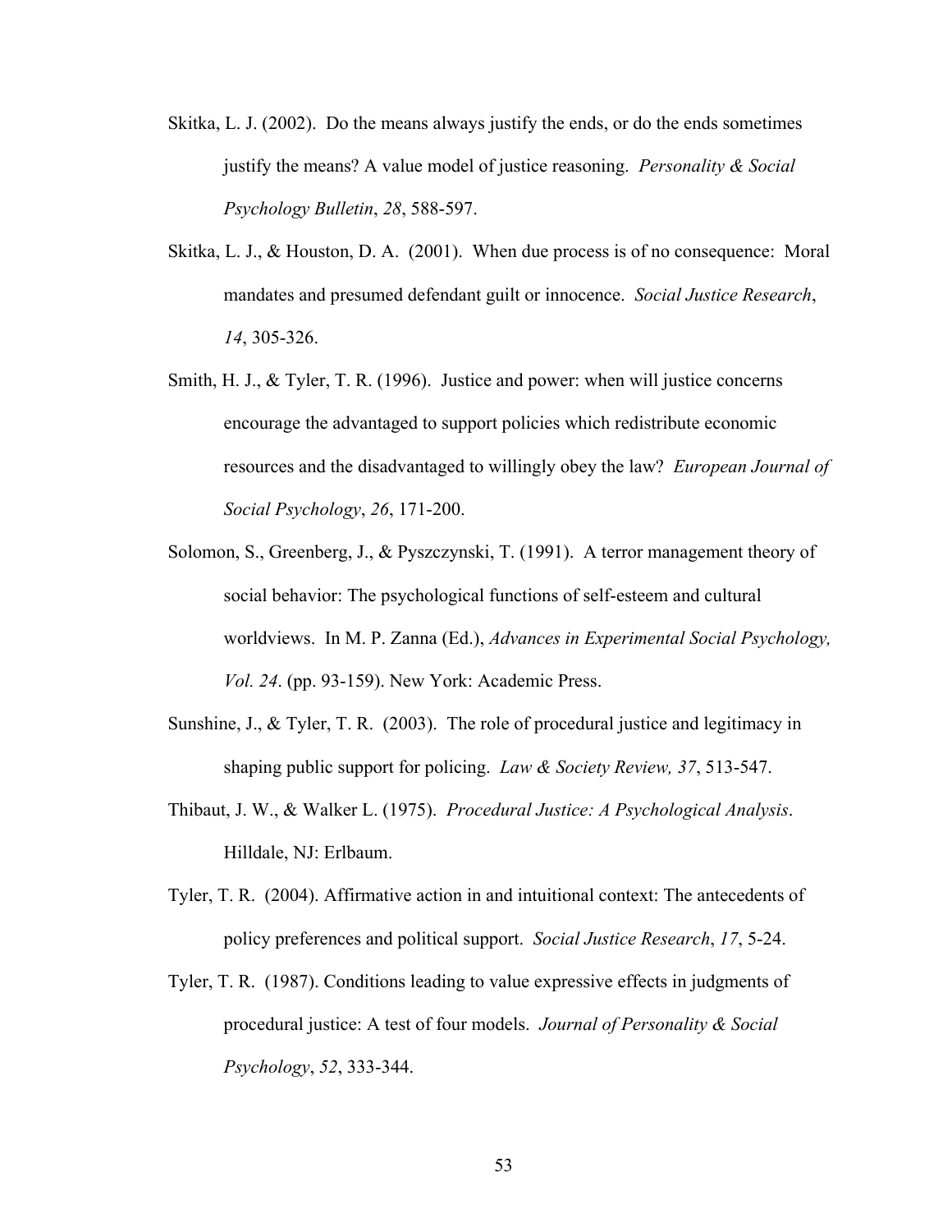Skitka, L. J. (2002). Do the means always justify the ends, or do the ends sometimes justify the means? A value model of justice reasoning. *Personality & Social Psychology Bulletin*, *28*, 588-597.

Skitka, L. J., & Houston, D. A. (2001). When due process is of no consequence: Moral mandates and presumed defendant guilt or innocence. *Social Justice Research*, *14*, 305-326.

Smith, H. J., & Tyler, T. R. (1996). Justice and power: when will justice concerns encourage the advantaged to support policies which redistribute economic resources and the disadvantaged to willingly obey the law? *European Journal of Social Psychology*, *26*, 171-200.

Solomon, S., Greenberg, J., & Pyszczynski, T. (1991). A terror management theory of social behavior: The psychological functions of self-esteem and cultural worldviews. In M. P. Zanna (Ed.), *Advances in Experimental Social Psychology, Vol. 24*. (pp. 93-159). New York: Academic Press.

Sunshine, J., & Tyler, T. R. (2003). The role of procedural justice and legitimacy in shaping public support for policing. *Law & Society Review, 37*, 513-547.

Thibaut, J. W., & Walker L. (1975). *Procedural Justice: A Psychological Analysis*. Hilldale, NJ: Erlbaum.

Tyler, T. R. (2004). Affirmative action in and intuitional context: The antecedents of policy preferences and political support. *Social Justice Research*, *17*, 5-24.

Tyler, T. R. (1987). Conditions leading to value expressive effects in judgments of procedural justice: A test of four models. *Journal of Personality & Social Psychology*, *52*, 333-344.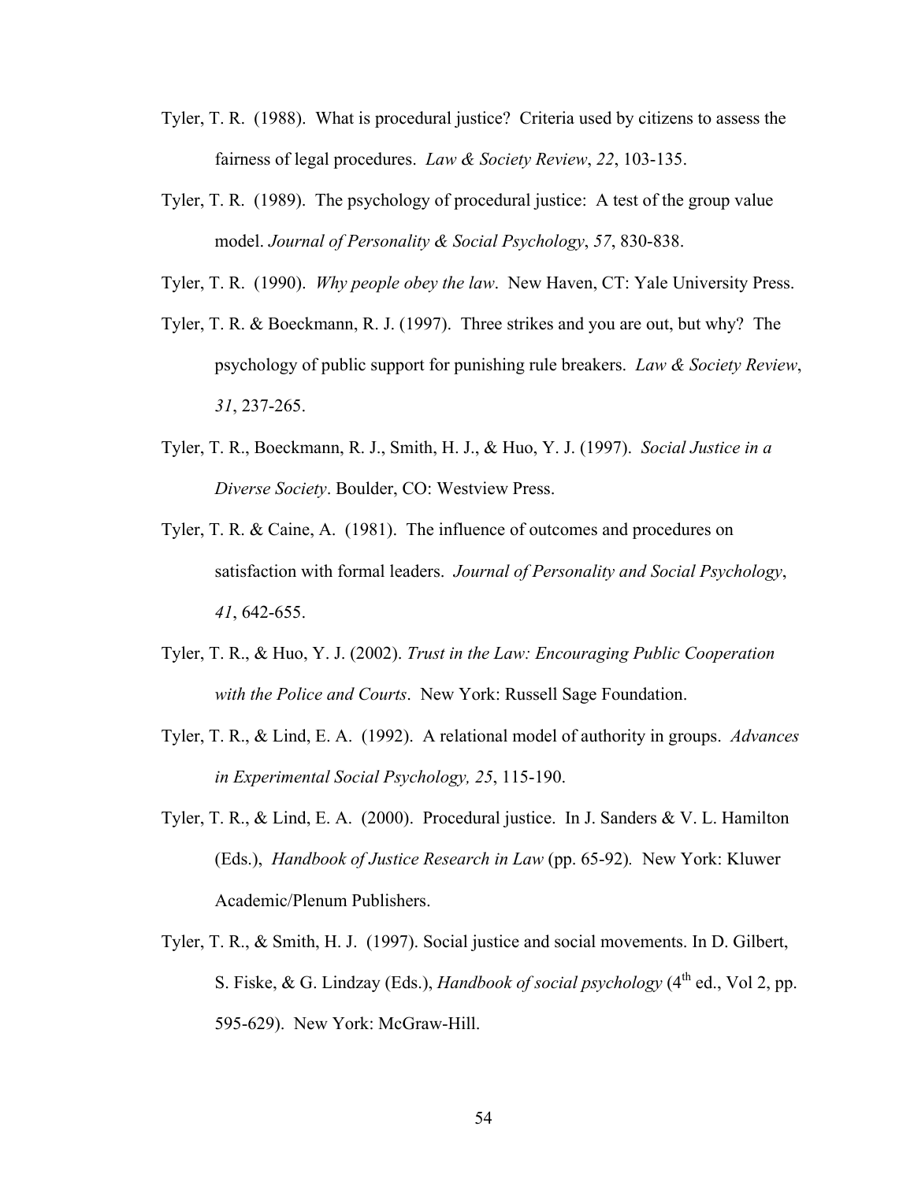Tyler, T. R. (1988). What is procedural justice? Criteria used by citizens to assess the fairness of legal procedures. *Law & Society Review*, *22*, 103-135.

Tyler, T. R. (1989). The psychology of procedural justice: A test of the group value model. *Journal of Personality & Social Psychology*, *57*, 830-838.

Tyler, T. R. (1990). *Why people obey the law*. New Haven, CT: Yale University Press.

Tyler, T. R. & Boeckmann, R. J. (1997). Three strikes and you are out, but why? The psychology of public support for punishing rule breakers. *Law & Society Review*, *31*, 237-265.

Tyler, T. R., Boeckmann, R. J., Smith, H. J., & Huo, Y. J. (1997). *Social Justice in a Diverse Society*. Boulder, CO: Westview Press.

Tyler, T. R. & Caine, A. (1981). The influence of outcomes and procedures on satisfaction with formal leaders. *Journal of Personality and Social Psychology*, *41*, 642-655.

Tyler, T. R., & Huo, Y. J. (2002). *Trust in the Law: Encouraging Public Cooperation with the Police and Courts*. New York: Russell Sage Foundation.

Tyler, T. R., & Lind, E. A. (1992). A relational model of authority in groups. *Advances in Experimental Social Psychology, 25*, 115-190.

Tyler, T. R., & Lind, E. A. (2000). Procedural justice. In J. Sanders & V. L. Hamilton (Eds.), *Handbook of Justice Research in Law* (pp. 65-92). New York: Kluwer Academic/Plenum Publishers.

Tyler, T. R., & Smith, H. J. (1997). Social justice and social movements. In D. Gilbert, S. Fiske, & G. Lindzay (Eds.), *Handbook of social psychology* (4th ed., Vol 2, pp. 595-629). New York: McGraw-Hill.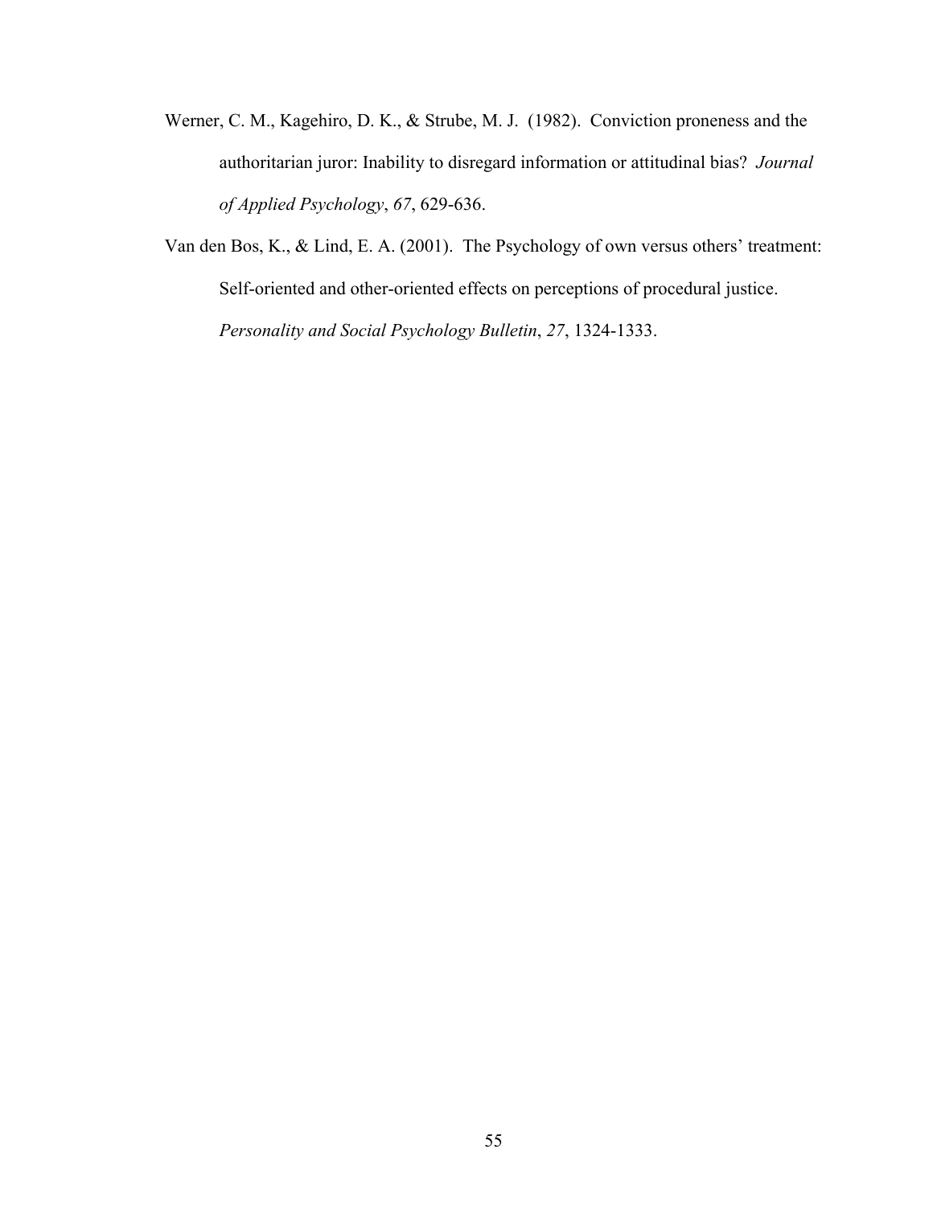Werner, C. M., Kagehiro, D. K., & Strube, M. J. (1982). Conviction proneness and the authoritarian juror: Inability to disregard information or attitudinal bias? *Journal of Applied Psychology*, *67*, 629-636.

Van den Bos, K., & Lind, E. A. (2001). The Psychology of own versus others' treatment: Self-oriented and other-oriented effects on perceptions of procedural justice. *Personality and Social Psychology Bulletin*, *27*, 1324-1333.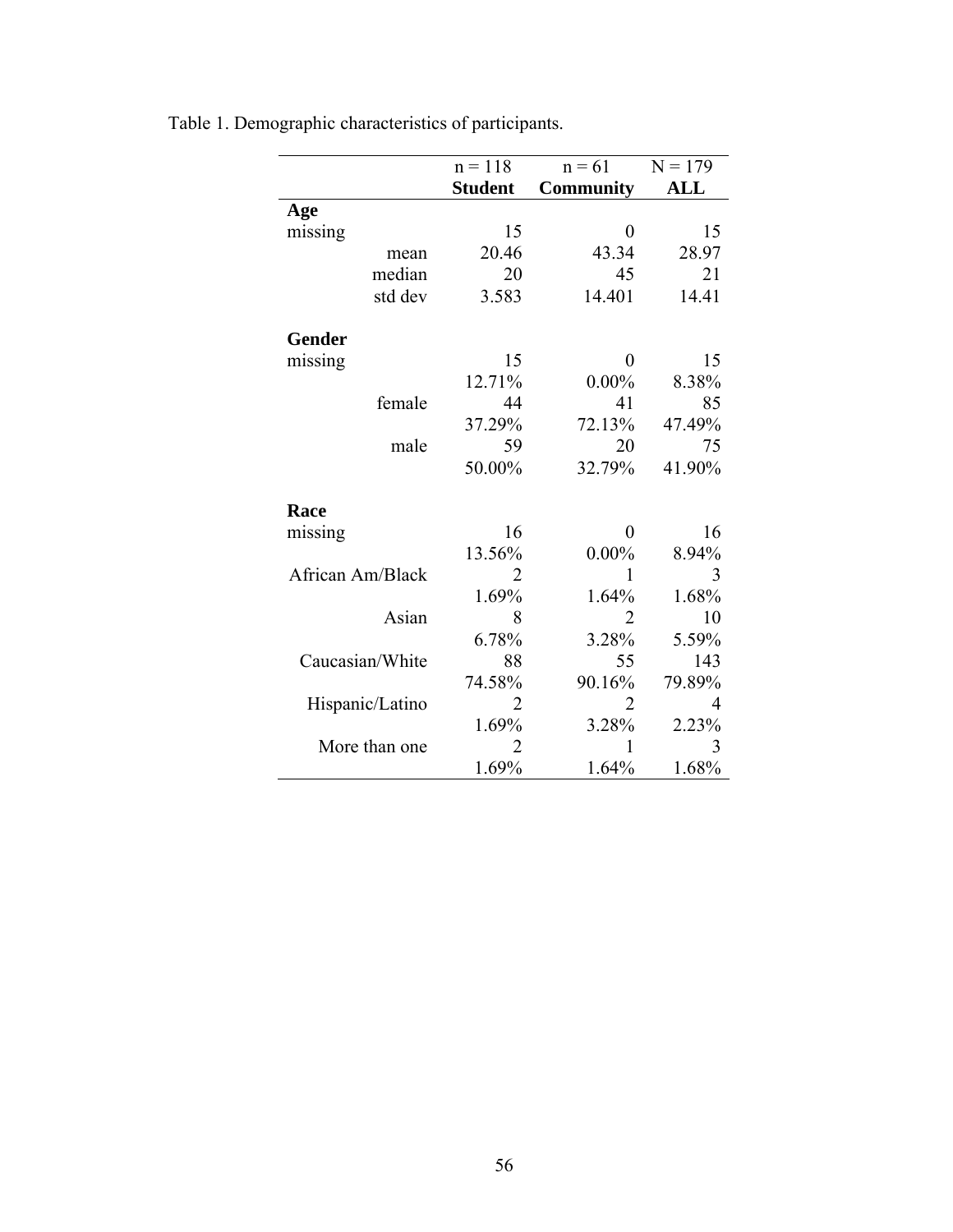Table 1. Demographic characteristics of participants.

| | n = 118<br>**Student** | n = 61<br>**Community** | N = 179<br>**ALL** |
|---|---|---|---|
| **Age** | | | |
| missing | 15 | 0 | 15 |
| mean | 20.46 | 43.34 | 28.97 |
| median | 20 | 45 | 21 |
| std dev | 3.583 | 14.401 | 14.41 |
| | | | |
| **Gender** | | | |
| missing | 15 | 0 | 15 |
| | 12.71% | 0.00% | 8.38% |
| female | 44 | 41 | 85 |
| | 37.29% | 72.13% | 47.49% |
| male | 59 | 20 | 75 |
| | 50.00% | 32.79% | 41.90% |
| | | | |
| **Race** | | | |
| missing | 16 | 0 | 16 |
| | 13.56% | 0.00% | 8.94% |
| African Am/Black | 2 | 1 | 3 |
| | 1.69% | 1.64% | 1.68% |
| Asian | 8 | 2 | 10 |
| | 6.78% | 3.28% | 5.59% |
| Caucasian/White | 88 | 55 | 143 |
| | 74.58% | 90.16% | 79.89% |
| Hispanic/Latino | 2 | 2 | 4 |
| | 1.69% | 3.28% | 2.23% |
| More than one | 2 | 1 | 3 |
| | 1.69% | 1.64% | 1.68% |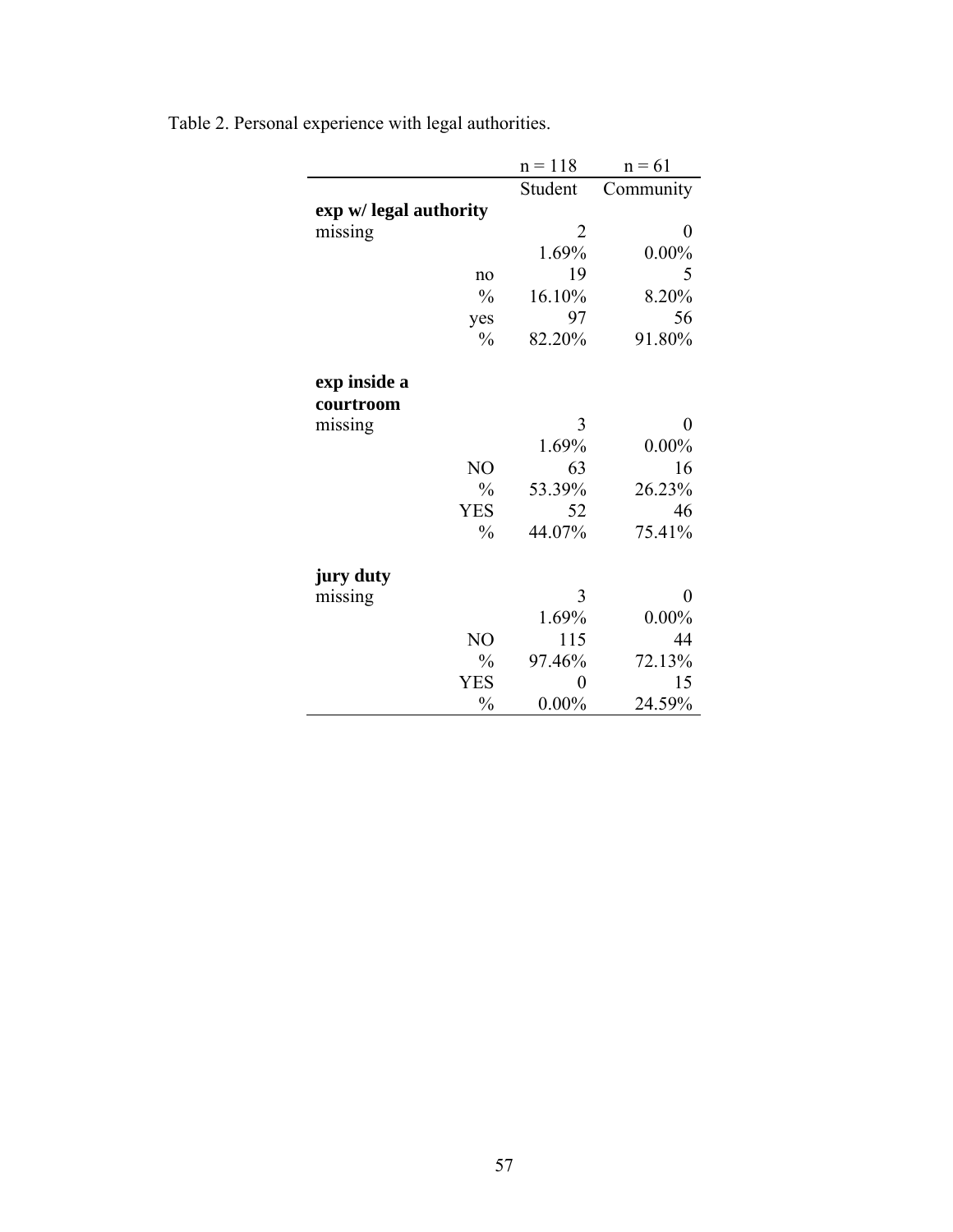Table 2. Personal experience with legal authorities.

| | n = 118 | n = 61 |
|---|---|---|
| | Student | Community |
| **exp w/ legal authority** | | |
| missing | 2 | 0 |
| | 1.69% | 0.00% |
| no | 19 | 5 |
| % | 16.10% | 8.20% |
| yes | 97 | 56 |
| % | 82.20% | 91.80% |
| **exp inside a courtroom** | | |
| missing | 3 | 0 |
| | 1.69% | 0.00% |
| NO | 63 | 16 |
| % | 53.39% | 26.23% |
| YES | 52 | 46 |
| % | 44.07% | 75.41% |
| **jury duty** | | |
| missing | 3 | 0 |
| | 1.69% | 0.00% |
| NO | 115 | 44 |
| % | 97.46% | 72.13% |
| YES | 0 | 15 |
| % | 0.00% | 24.59% |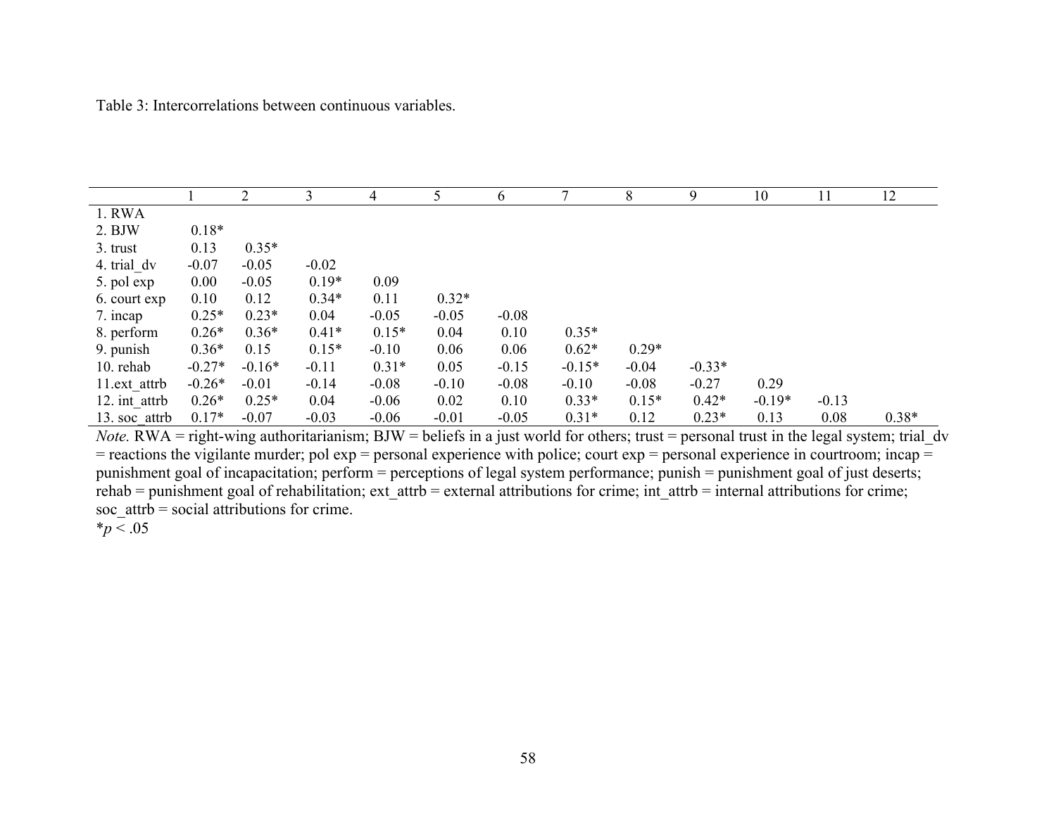Table 3: Intercorrelations between continuous variables.

| | 1 | 2 | 3 | 4 | 5 | 6 | 7 | 8 | 9 | 10 | 11 | 12 |
|---|---|---|---|---|---|---|---|---|---|---|---|---|
| 1. RWA | | | | | | | | | | | | |
| 2. BJW | 0.18* | | | | | | | | | | | |
| 3. trust | 0.13 | 0.35* | | | | | | | | | | |
| 4. trial_dv | -0.07 | -0.05 | -0.02 | | | | | | | | | |
| 5. pol exp | 0.00 | -0.05 | 0.19* | 0.09 | | | | | | | | |
| 6. court exp | 0.10 | 0.12 | 0.34* | 0.11 | 0.32* | | | | | | | |
| 7. incap | 0.25* | 0.23* | 0.04 | -0.05 | -0.05 | -0.08 | | | | | | |
| 8. perform | 0.26* | 0.36* | 0.41* | 0.15* | 0.04 | 0.10 | 0.35* | | | | | |
| 9. punish | 0.36* | 0.15 | 0.15* | -0.10 | 0.06 | 0.06 | 0.62* | 0.29* | | | | |
| 10. rehab | -0.27* | -0.16* | -0.11 | 0.31* | 0.05 | -0.15 | -0.15* | -0.04 | -0.33* | | | |
| 11.ext_attrb | -0.26* | -0.01 | -0.14 | -0.08 | -0.10 | -0.08 | -0.10 | -0.08 | -0.27 | 0.29 | | |
| 12. int_attrb | 0.26* | 0.25* | 0.04 | -0.06 | 0.02 | 0.10 | 0.33* | 0.15* | 0.42* | -0.19* | -0.13 | |
| 13. soc_attrb | 0.17* | -0.07 | -0.03 | -0.06 | -0.01 | -0.05 | 0.31* | 0.12 | 0.23* | 0.13 | 0.08 | 0.38* |

*Note.* RWA = right-wing authoritarianism; BJW = beliefs in a just world for others; trust = personal trust in the legal system; trial_dv = reactions the vigilante murder; pol exp = personal experience with police; court exp = personal experience in courtroom; incap = punishment goal of incapacitation; perform = perceptions of legal system performance; punish = punishment goal of just deserts; rehab = punishment goal of rehabilitation; ext_attrb = external attributions for crime; int_attrb = internal attributions for crime; soc_attrb = social attributions for crime.

*$p < .05$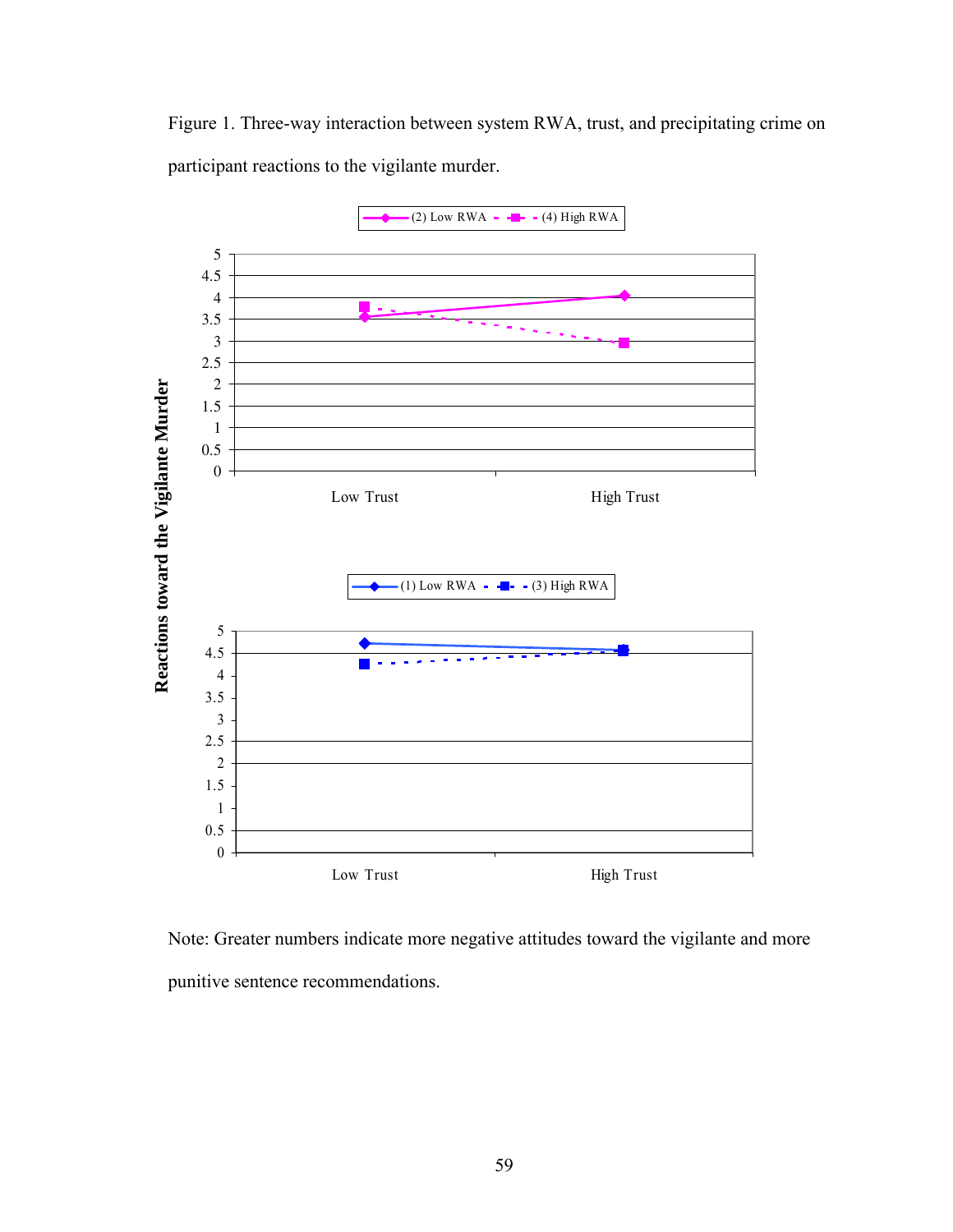Figure 1. Three-way interaction between system RWA, trust, and precipitating crime on participant reactions to the vigilante murder.

Note: Greater numbers indicate more negative attitudes toward the vigilante and more punitive sentence recommendations.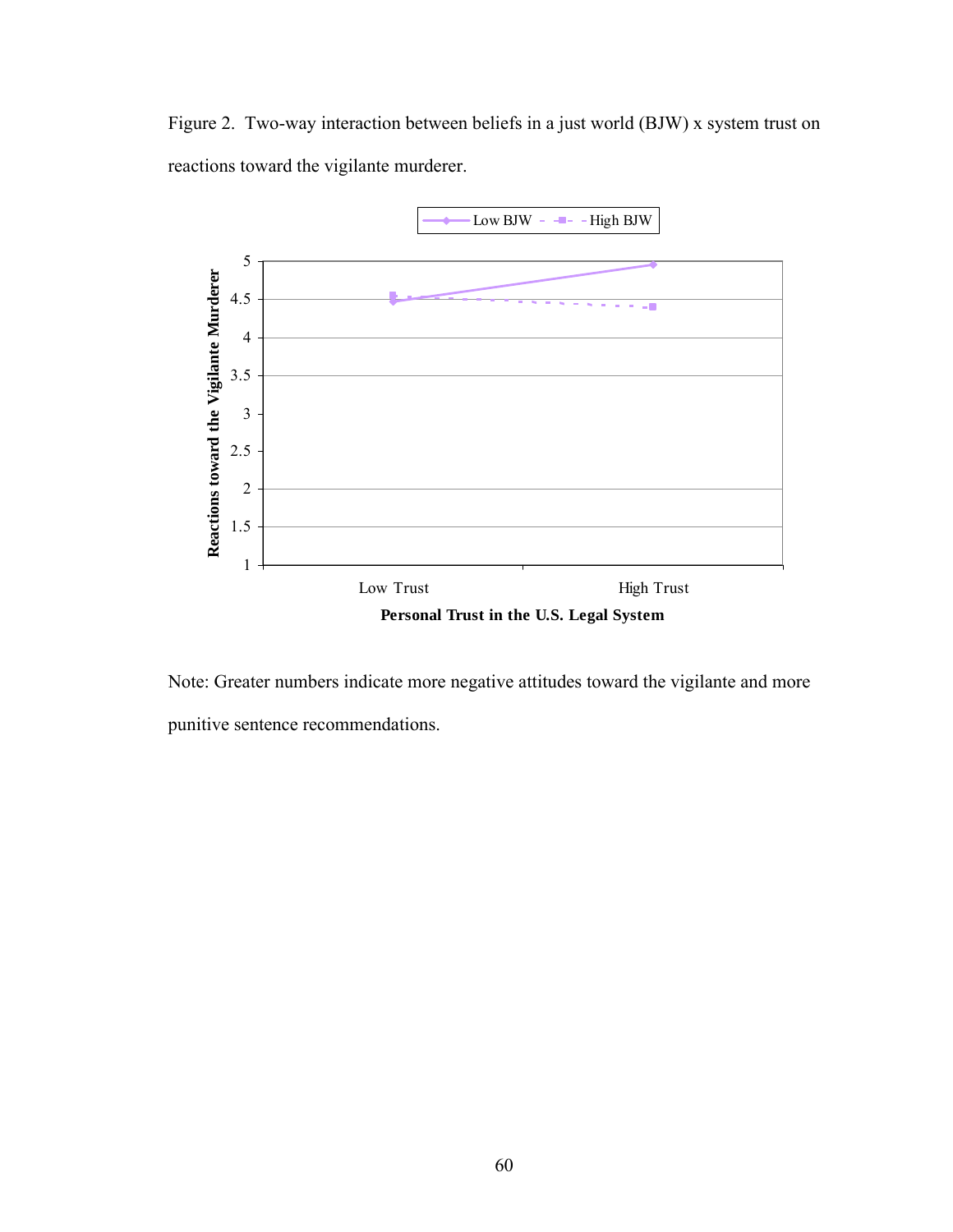Figure 2. Two-way interaction between beliefs in a just world (BJW) x system trust on reactions toward the vigilante murderer.

Note: Greater numbers indicate more negative attitudes toward the vigilante and more punitive sentence recommendations.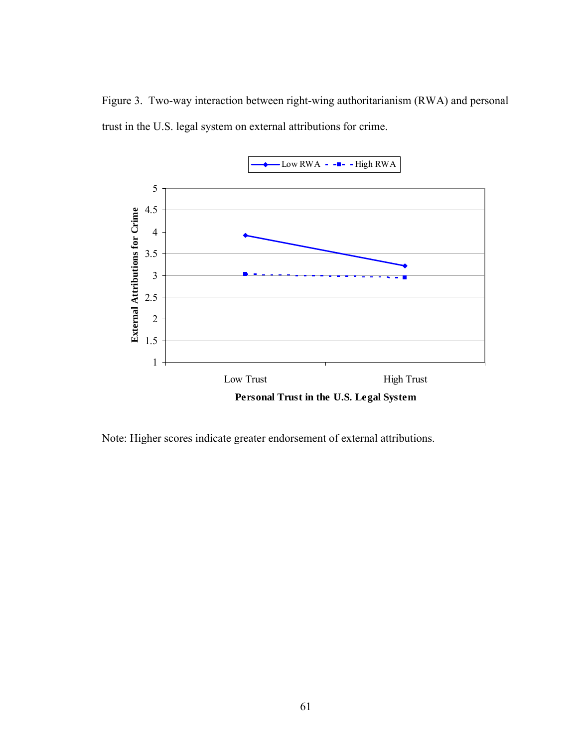Figure 3. Two-way interaction between right-wing authoritarianism (RWA) and personal trust in the U.S. legal system on external attributions for crime.

Note: Higher scores indicate greater endorsement of external attributions.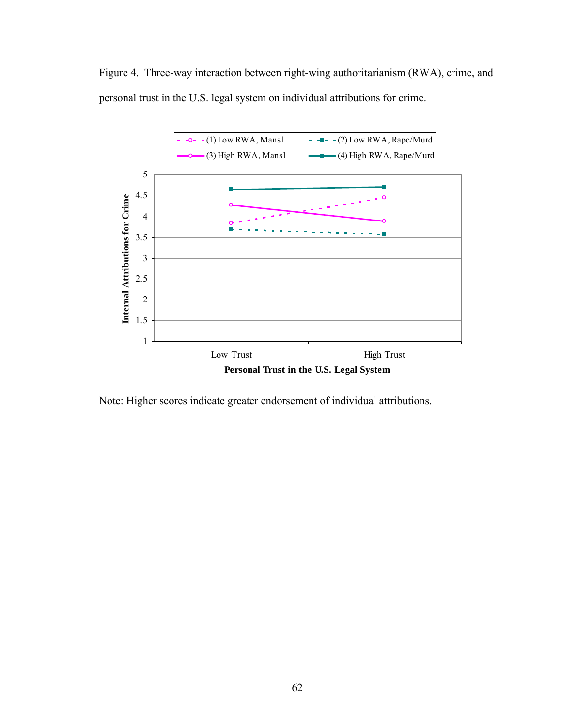Figure 4. Three-way interaction between right-wing authoritarianism (RWA), crime, and personal trust in the U.S. legal system on individual attributions for crime.

Note: Higher scores indicate greater endorsement of individual attributions.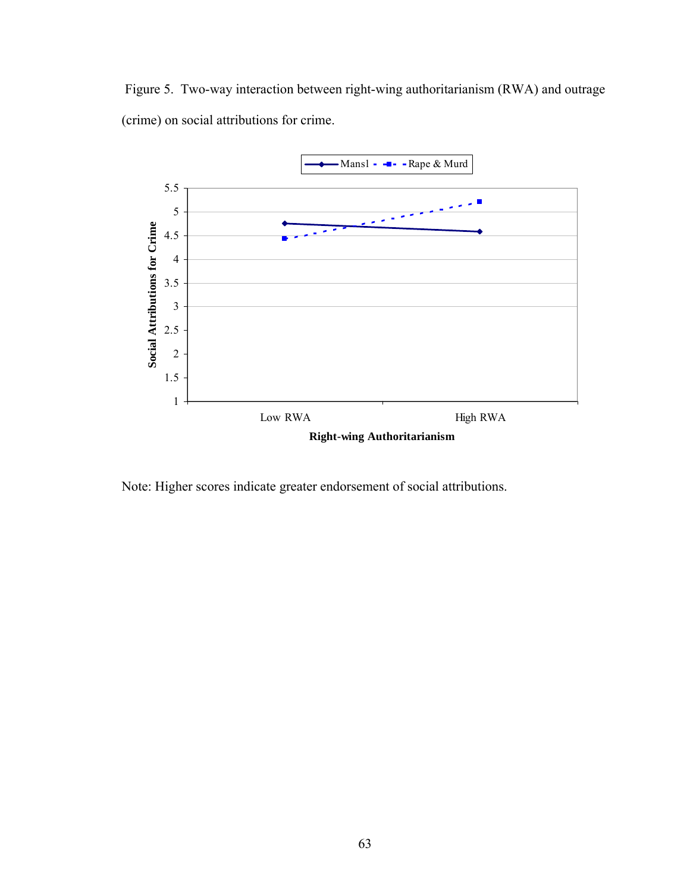Figure 5. Two-way interaction between right-wing authoritarianism (RWA) and outrage (crime) on social attributions for crime.

Note: Higher scores indicate greater endorsement of social attributions.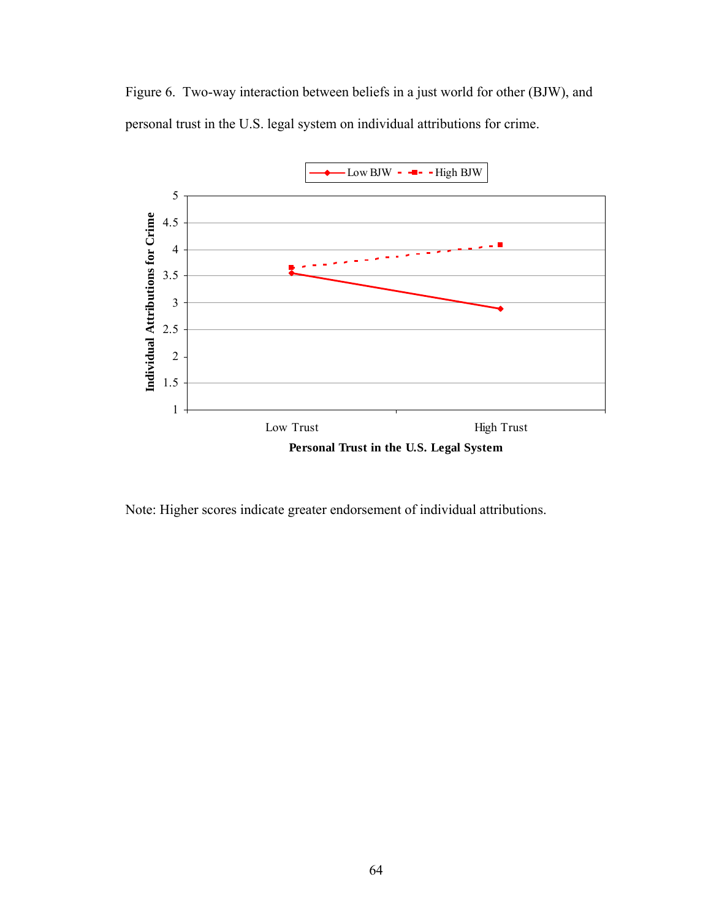Figure 6. Two-way interaction between beliefs in a just world for other (BJW), and personal trust in the U.S. legal system on individual attributions for crime.

Note: Higher scores indicate greater endorsement of individual attributions.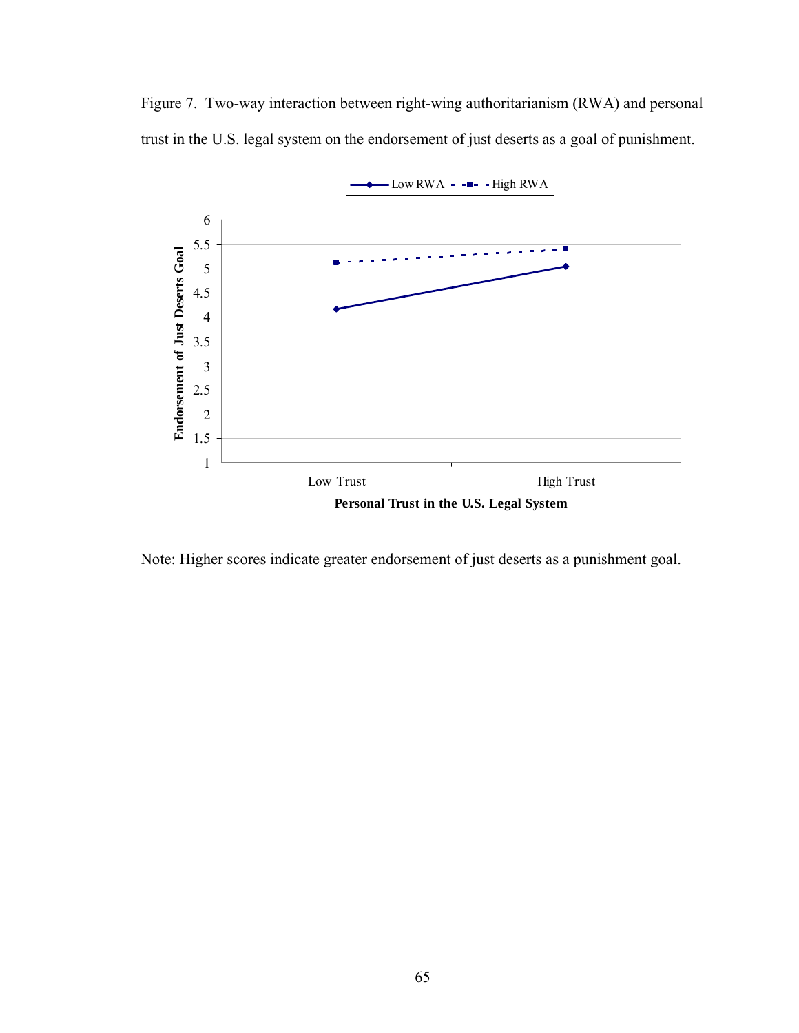Figure 7. Two-way interaction between right-wing authoritarianism (RWA) and personal trust in the U.S. legal system on the endorsement of just deserts as a goal of punishment.

Note: Higher scores indicate greater endorsement of just deserts as a punishment goal.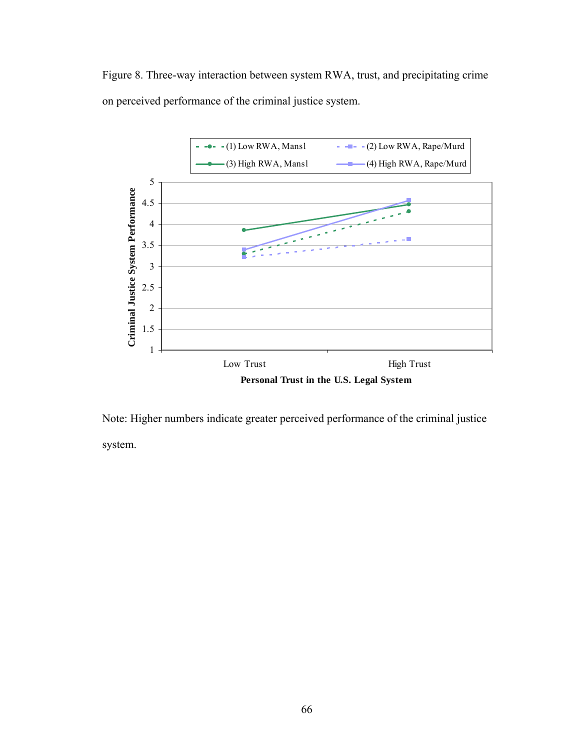Figure 8. Three-way interaction between system RWA, trust, and precipitating crime on perceived performance of the criminal justice system.

Note: Higher numbers indicate greater perceived performance of the criminal justice system.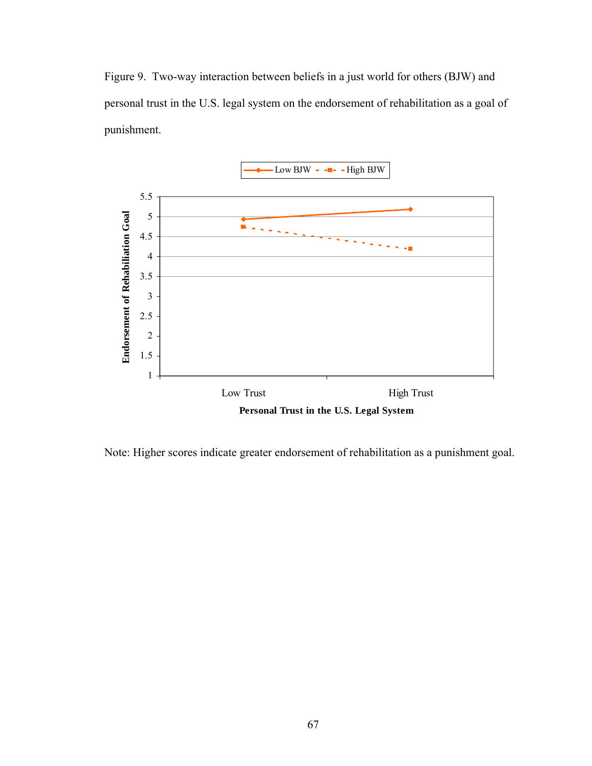Figure 9. Two-way interaction between beliefs in a just world for others (BJW) and personal trust in the U.S. legal system on the endorsement of rehabilitation as a goal of punishment.

Note: Higher scores indicate greater endorsement of rehabilitation as a punishment goal.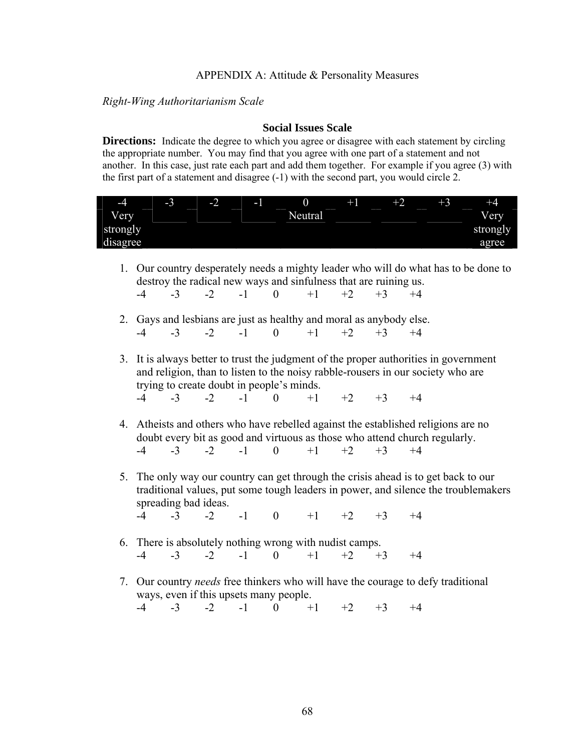APPENDIX A: Attitude & Personality Measures

*Right-Wing Authoritarianism Scale*

### Social Issues Scale

**Directions:** Indicate the degree to which you agree or disagree with each statement by circling the appropriate number. You may find that you agree with one part of a statement and not another. In this case, just rate each part and add them together. For example if you agree (3) with the first part of a statement and disagree (-1) with the second part, you would circle 2.

| -4 | -3 | -2 | -1 | 0 | +1 | +2 | +3 | +4 |
|---|---|---|---|---|---|---|---|---|
| Very strongly disagree | | | | Neutral | | | | Very strongly agree |

1. Our country desperately needs a mighty leader who will do what has to be done to destroy the radical new ways and sinfulness that are ruining us.
   -4 -3 -2 -1 0 +1 +2 +3 +4

2. Gays and lesbians are just as healthy and moral as anybody else.
   -4 -3 -2 -1 0 +1 +2 +3 +4

3. It is always better to trust the judgment of the proper authorities in government and religion, than to listen to the noisy rabble-rousers in our society who are trying to create doubt in people's minds.
   -4 -3 -2 -1 0 +1 +2 +3 +4

4. Atheists and others who have rebelled against the established religions are no doubt every bit as good and virtuous as those who attend church regularly.
   -4 -3 -2 -1 0 +1 +2 +3 +4

5. The only way our country can get through the crisis ahead is to get back to our traditional values, put some tough leaders in power, and silence the troublemakers spreading bad ideas.
   -4 -3 -2 -1 0 +1 +2 +3 +4

6. There is absolutely nothing wrong with nudist camps.
   -4 -3 -2 -1 0 +1 +2 +3 +4

7. Our country *needs* free thinkers who will have the courage to defy traditional ways, even if this upsets many people.
   -4 -3 -2 -1 0 +1 +2 +3 +4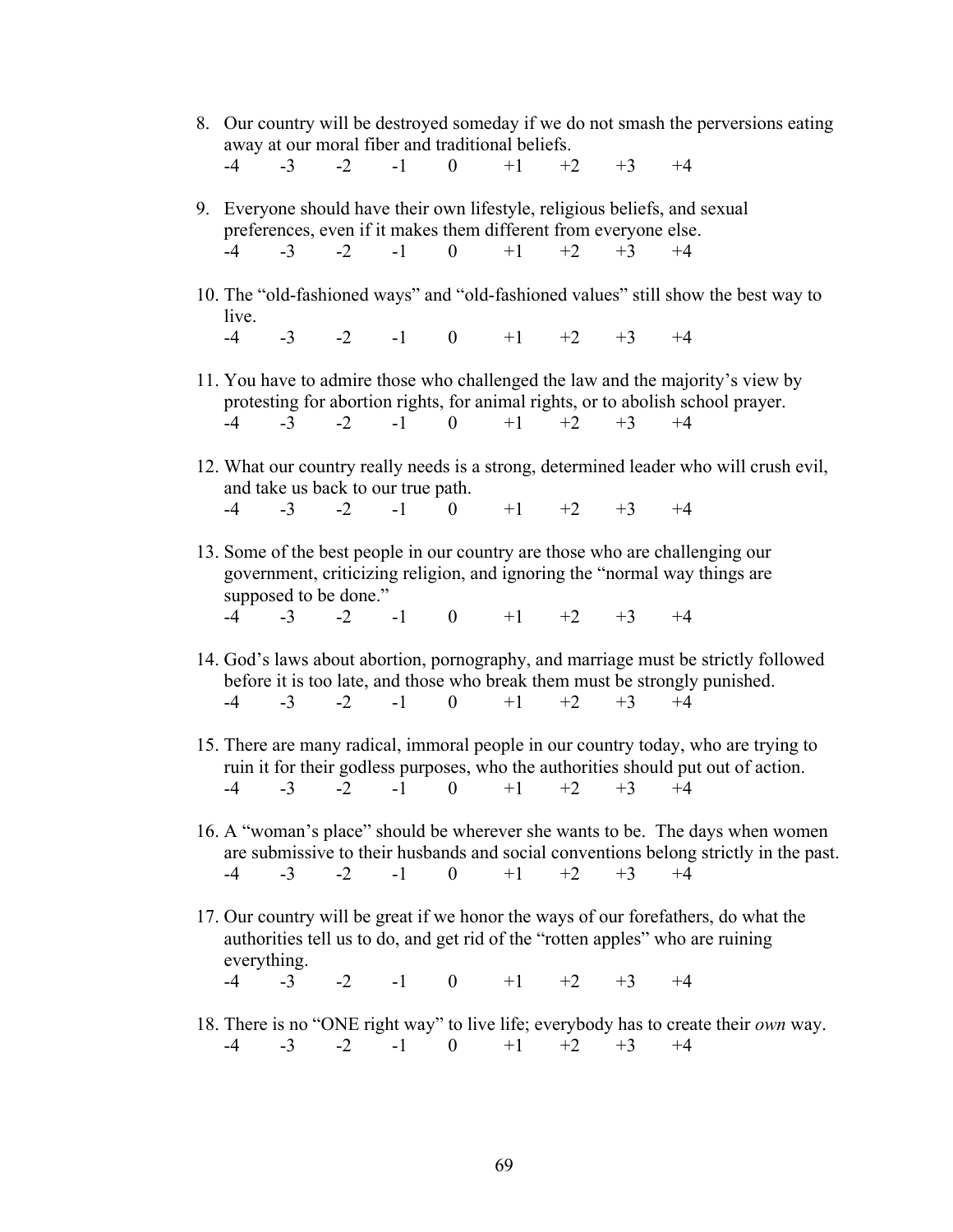8. Our country will be destroyed someday if we do not smash the perversions eating away at our moral fiber and traditional beliefs.
   -4 -3 -2 -1 0 +1 +2 +3 +4

9. Everyone should have their own lifestyle, religious beliefs, and sexual preferences, even if it makes them different from everyone else.
   -4 -3 -2 -1 0 +1 +2 +3 +4

10. The "old-fashioned ways" and "old-fashioned values" still show the best way to live.
    -4 -3 -2 -1 0 +1 +2 +3 +4

11. You have to admire those who challenged the law and the majority's view by protesting for abortion rights, for animal rights, or to abolish school prayer.
    -4 -3 -2 -1 0 +1 +2 +3 +4

12. What our country really needs is a strong, determined leader who will crush evil, and take us back to our true path.
    -4 -3 -2 -1 0 +1 +2 +3 +4

13. Some of the best people in our country are those who are challenging our government, criticizing religion, and ignoring the "normal way things are supposed to be done."
    -4 -3 -2 -1 0 +1 +2 +3 +4

14. God's laws about abortion, pornography, and marriage must be strictly followed before it is too late, and those who break them must be strongly punished.
    -4 -3 -2 -1 0 +1 +2 +3 +4

15. There are many radical, immoral people in our country today, who are trying to ruin it for their godless purposes, who the authorities should put out of action.
    -4 -3 -2 -1 0 +1 +2 +3 +4

16. A "woman's place" should be wherever she wants to be. The days when women are submissive to their husbands and social conventions belong strictly in the past.
    -4 -3 -2 -1 0 +1 +2 +3 +4

17. Our country will be great if we honor the ways of our forefathers, do what the authorities tell us to do, and get rid of the "rotten apples" who are ruining everything.
    -4 -3 -2 -1 0 +1 +2 +3 +4

18. There is no "ONE right way" to live life; everybody has to create their *own* way.
    -4 -3 -2 -1 0 +1 +2 +3 +4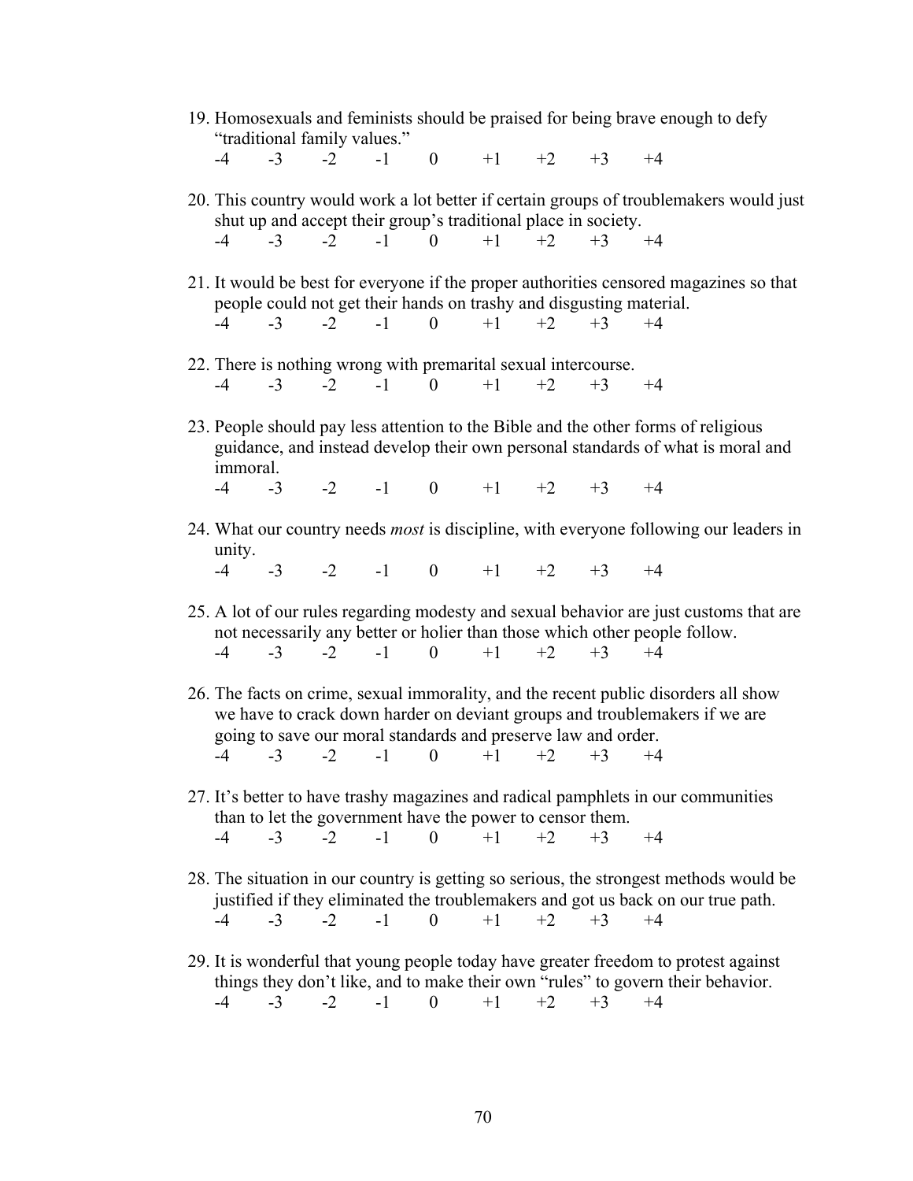19. Homosexuals and feminists should be praised for being brave enough to defy "traditional family values."
    -4 -3 -2 -1 0 +1 +2 +3 +4

20. This country would work a lot better if certain groups of troublemakers would just shut up and accept their group's traditional place in society.
    -4 -3 -2 -1 0 +1 +2 +3 +4

21. It would be best for everyone if the proper authorities censored magazines so that people could not get their hands on trashy and disgusting material.
    -4 -3 -2 -1 0 +1 +2 +3 +4

22. There is nothing wrong with premarital sexual intercourse.
    -4 -3 -2 -1 0 +1 +2 +3 +4

23. People should pay less attention to the Bible and the other forms of religious guidance, and instead develop their own personal standards of what is moral and immoral.
    -4 -3 -2 -1 0 +1 +2 +3 +4

24. What our country needs *most* is discipline, with everyone following our leaders in unity.
    -4 -3 -2 -1 0 +1 +2 +3 +4

25. A lot of our rules regarding modesty and sexual behavior are just customs that are not necessarily any better or holier than those which other people follow.
    -4 -3 -2 -1 0 +1 +2 +3 +4

26. The facts on crime, sexual immorality, and the recent public disorders all show we have to crack down harder on deviant groups and troublemakers if we are going to save our moral standards and preserve law and order.
    -4 -3 -2 -1 0 +1 +2 +3 +4

27. It's better to have trashy magazines and radical pamphlets in our communities than to let the government have the power to censor them.
    -4 -3 -2 -1 0 +1 +2 +3 +4

28. The situation in our country is getting so serious, the strongest methods would be justified if they eliminated the troublemakers and got us back on our true path.
    -4 -3 -2 -1 0 +1 +2 +3 +4

29. It is wonderful that young people today have greater freedom to protest against things they don't like, and to make their own "rules" to govern their behavior.
    -4 -3 -2 -1 0 +1 +2 +3 +4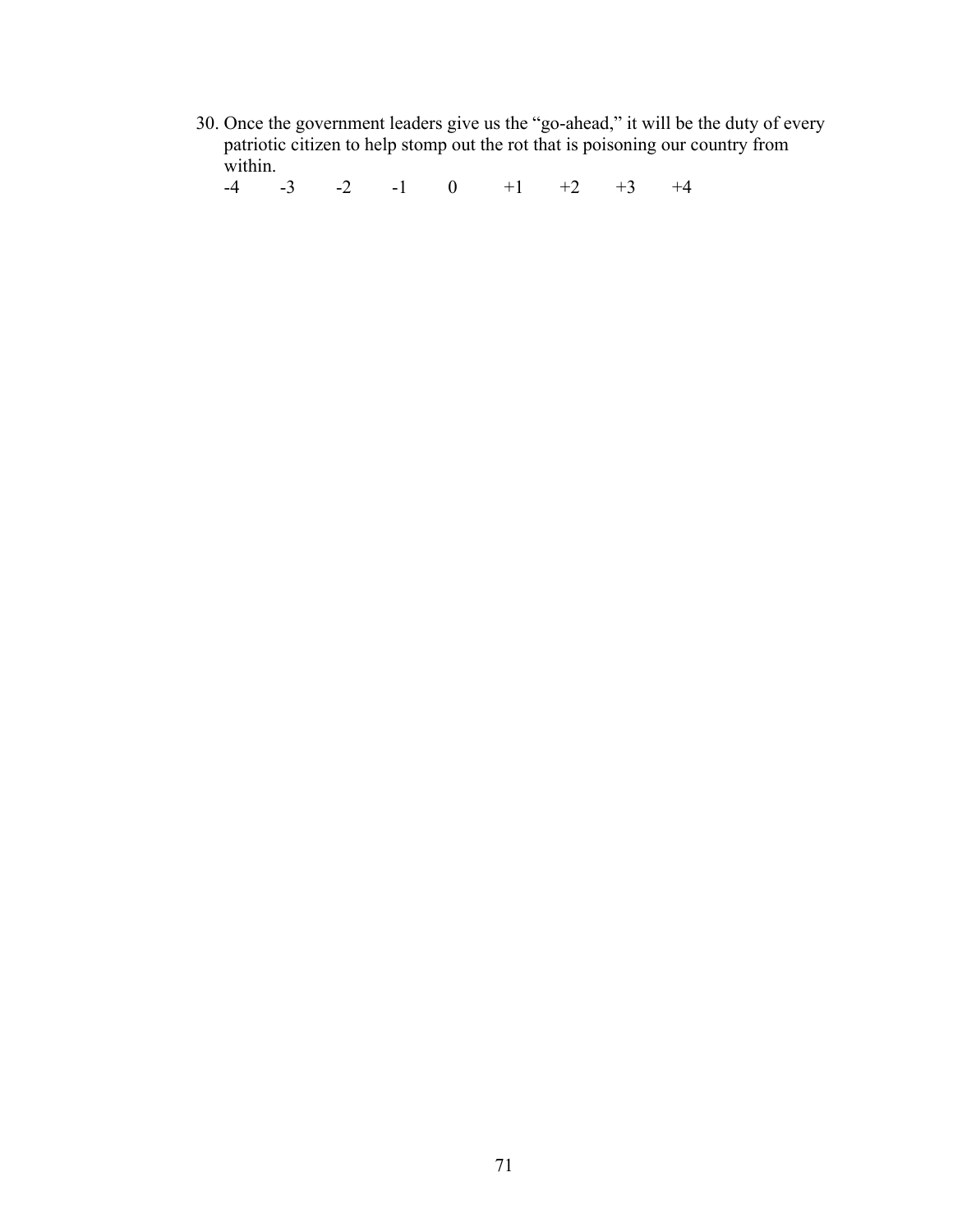30. Once the government leaders give us the "go-ahead," it will be the duty of every patriotic citizen to help stomp out the rot that is poisoning our country from within.

    -4 -3 -2 -1 0 +1 +2 +3 +4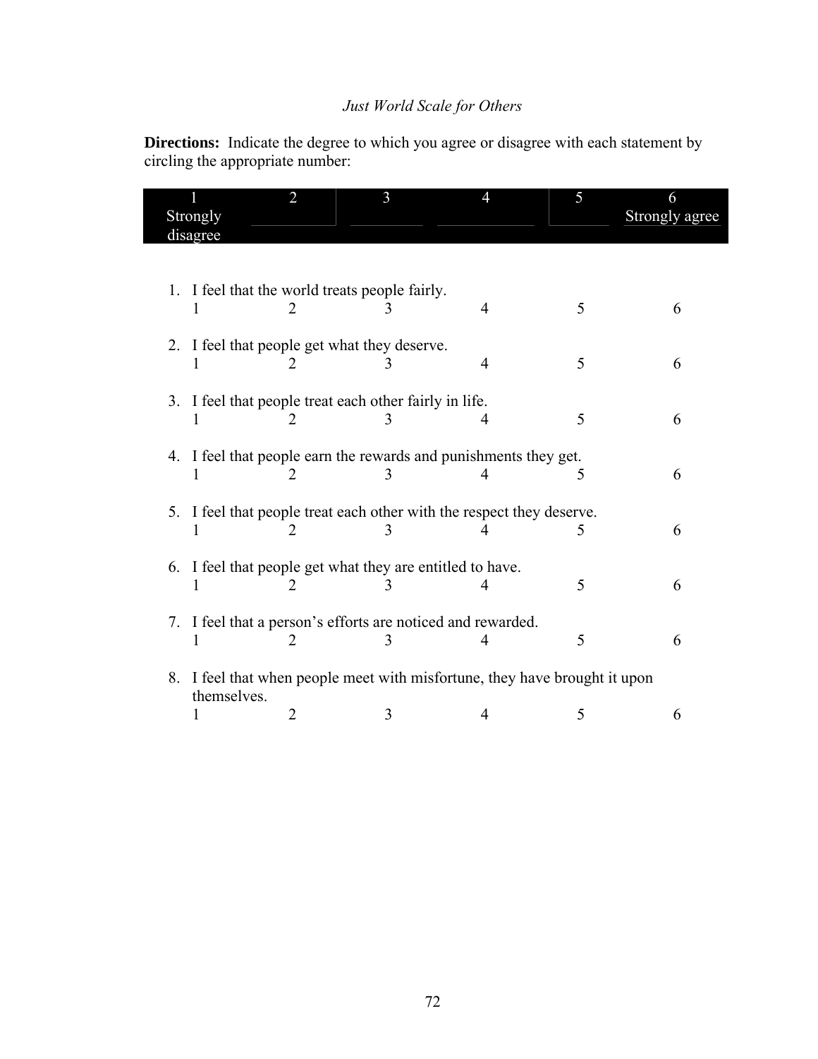*Just World Scale for Others*

**Directions:** Indicate the degree to which you agree or disagree with each statement by circling the appropriate number:

| 1 Strongly disagree | 2 | 3 | 4 | 5 | 6 Strongly agree |
|---|---|---|---|---|---|

1. I feel that the world treats people fairly.
   1 2 3 4 5 6

2. I feel that people get what they deserve.
   1 2 3 4 5 6

3. I feel that people treat each other fairly in life.
   1 2 3 4 5 6

4. I feel that people earn the rewards and punishments they get.
   1 2 3 4 5 6

5. I feel that people treat each other with the respect they deserve.
   1 2 3 4 5 6

6. I feel that people get what they are entitled to have.
   1 2 3 4 5 6

7. I feel that a person's efforts are noticed and rewarded.
   1 2 3 4 5 6

8. I feel that when people meet with misfortune, they have brought it upon themselves.
   1 2 3 4 5 6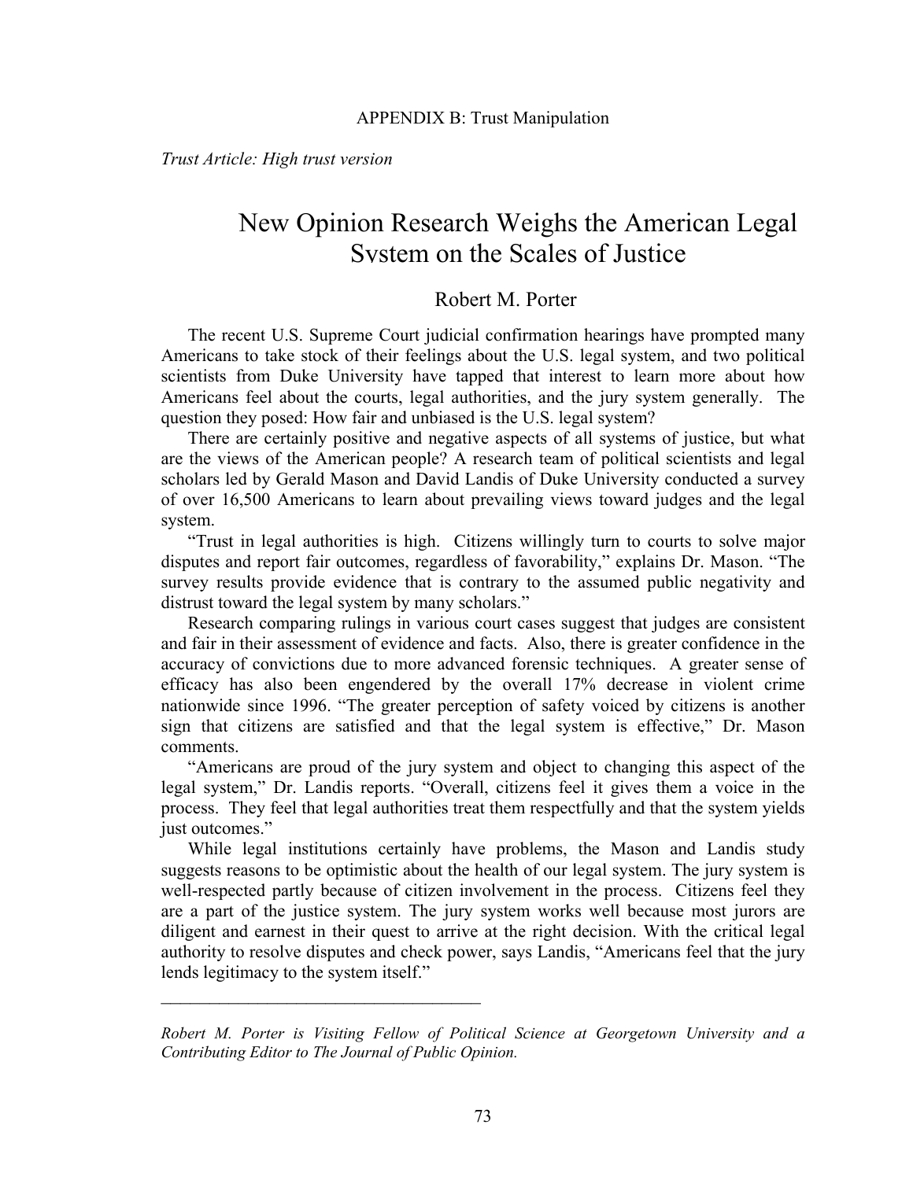APPENDIX B: Trust Manipulation

*Trust Article: High trust version*

# New Opinion Research Weighs the American Legal System on the Scales of Justice

Robert M. Porter

The recent U.S. Supreme Court judicial confirmation hearings have prompted many Americans to take stock of their feelings about the U.S. legal system, and two political scientists from Duke University have tapped that interest to learn more about how Americans feel about the courts, legal authorities, and the jury system generally. The question they posed: How fair and unbiased is the U.S. legal system?

There are certainly positive and negative aspects of all systems of justice, but what are the views of the American people? A research team of political scientists and legal scholars led by Gerald Mason and David Landis of Duke University conducted a survey of over 16,500 Americans to learn about prevailing views toward judges and the legal system.

"Trust in legal authorities is high. Citizens willingly turn to courts to solve major disputes and report fair outcomes, regardless of favorability," explains Dr. Mason. "The survey results provide evidence that is contrary to the assumed public negativity and distrust toward the legal system by many scholars."

Research comparing rulings in various court cases suggest that judges are consistent and fair in their assessment of evidence and facts. Also, there is greater confidence in the accuracy of convictions due to more advanced forensic techniques. A greater sense of efficacy has also been engendered by the overall 17% decrease in violent crime nationwide since 1996. "The greater perception of safety voiced by citizens is another sign that citizens are satisfied and that the legal system is effective," Dr. Mason comments.

"Americans are proud of the jury system and object to changing this aspect of the legal system," Dr. Landis reports. "Overall, citizens feel it gives them a voice in the process. They feel that legal authorities treat them respectfully and that the system yields just outcomes."

While legal institutions certainly have problems, the Mason and Landis study suggests reasons to be optimistic about the health of our legal system. The jury system is well-respected partly because of citizen involvement in the process. Citizens feel they are a part of the justice system. The jury system works well because most jurors are diligent and earnest in their quest to arrive at the right decision. With the critical legal authority to resolve disputes and check power, says Landis, "Americans feel that the jury lends legitimacy to the system itself."

---

*Robert M. Porter is Visiting Fellow of Political Science at Georgetown University and a Contributing Editor to The Journal of Public Opinion.*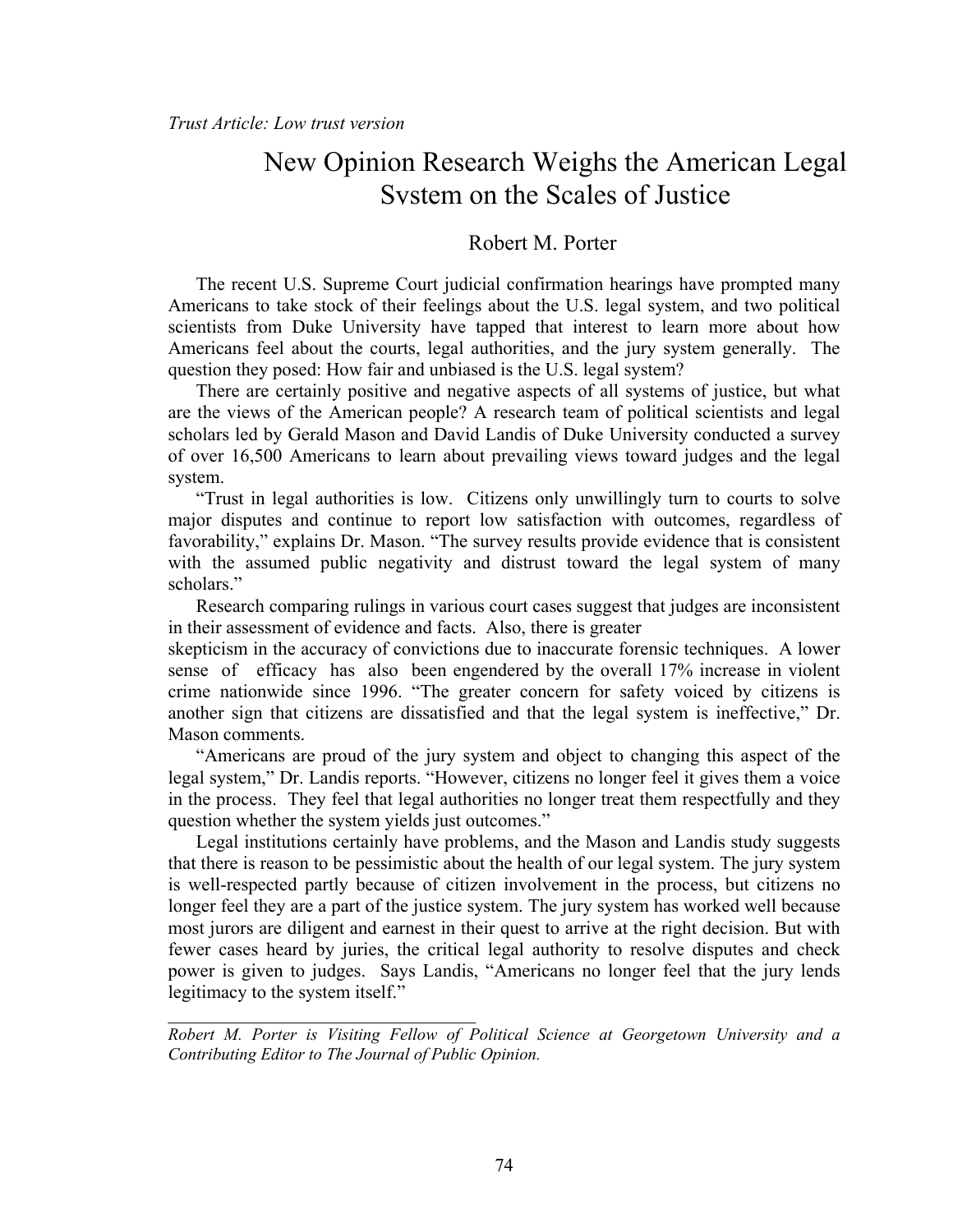*Trust Article: Low trust version*

# New Opinion Research Weighs the American Legal System on the Scales of Justice

Robert M. Porter

The recent U.S. Supreme Court judicial confirmation hearings have prompted many Americans to take stock of their feelings about the U.S. legal system, and two political scientists from Duke University have tapped that interest to learn more about how Americans feel about the courts, legal authorities, and the jury system generally. The question they posed: How fair and unbiased is the U.S. legal system?

There are certainly positive and negative aspects of all systems of justice, but what are the views of the American people? A research team of political scientists and legal scholars led by Gerald Mason and David Landis of Duke University conducted a survey of over 16,500 Americans to learn about prevailing views toward judges and the legal system.

"Trust in legal authorities is low. Citizens only unwillingly turn to courts to solve major disputes and continue to report low satisfaction with outcomes, regardless of favorability," explains Dr. Mason. "The survey results provide evidence that is consistent with the assumed public negativity and distrust toward the legal system of many scholars."

Research comparing rulings in various court cases suggest that judges are inconsistent in their assessment of evidence and facts. Also, there is greater skepticism in the accuracy of convictions due to inaccurate forensic techniques. A lower sense of efficacy has also been engendered by the overall 17% increase in violent crime nationwide since 1996. "The greater concern for safety voiced by citizens is another sign that citizens are dissatisfied and that the legal system is ineffective," Dr. Mason comments.

"Americans are proud of the jury system and object to changing this aspect of the legal system," Dr. Landis reports. "However, citizens no longer feel it gives them a voice in the process. They feel that legal authorities no longer treat them respectfully and they question whether the system yields just outcomes."

Legal institutions certainly have problems, and the Mason and Landis study suggests that there is reason to be pessimistic about the health of our legal system. The jury system is well-respected partly because of citizen involvement in the process, but citizens no longer feel they are a part of the justice system. The jury system has worked well because most jurors are diligent and earnest in their quest to arrive at the right decision. But with fewer cases heard by juries, the critical legal authority to resolve disputes and check power is given to judges. Says Landis, "Americans no longer feel that the jury lends legitimacy to the system itself."

---

*Robert M. Porter is Visiting Fellow of Political Science at Georgetown University and a Contributing Editor to The Journal of Public Opinion.*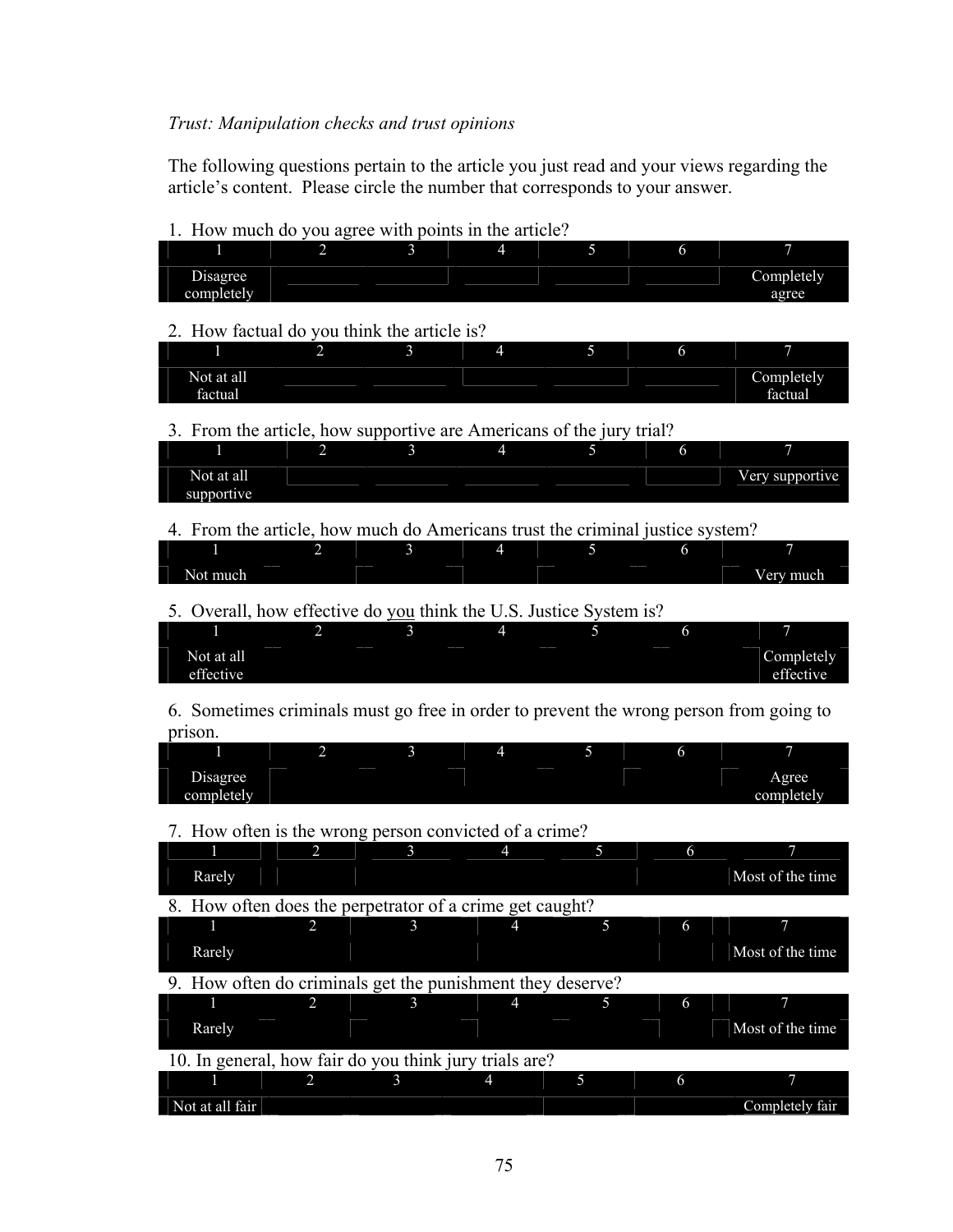*Trust: Manipulation checks and trust opinions*

The following questions pertain to the article you just read and your views regarding the article's content. Please circle the number that corresponds to your answer.

1. How much do you agree with points in the article?

| 1 | 2 | 3 | 4 | 5 | 6 | 7 |
|---|---|---|---|---|---|---|
| Disagree completely | | | | | | Completely agree |

2. How factual do you think the article is?

| 1 | 2 | 3 | 4 | 5 | 6 | 7 |
|---|---|---|---|---|---|---|
| Not at all factual | | | | | | Completely factual |

3. From the article, how supportive are Americans of the jury trial?

| 1 | 2 | 3 | 4 | 5 | 6 | 7 |
|---|---|---|---|---|---|---|
| Not at all supportive | | | | | | Very supportive |

4. From the article, how much do Americans trust the criminal justice system?

| 1 | 2 | 3 | 4 | 5 | 6 | 7 |
|---|---|---|---|---|---|---|
| Not much | | | | | | Very much |

5. Overall, how effective do <u>you</u> think the U.S. Justice System is?

| 1 | 2 | 3 | 4 | 5 | 6 | 7 |
|---|---|---|---|---|---|---|
| Not at all effective | | | | | | Completely effective |

6. Sometimes criminals must go free in order to prevent the wrong person from going to prison.

| 1 | 2 | 3 | 4 | 5 | 6 | 7 |
|---|---|---|---|---|---|---|
| Disagree completely | | | | | | Agree completely |

7. How often is the wrong person convicted of a crime?

| 1 | 2 | 3 | 4 | 5 | 6 | 7 |
|---|---|---|---|---|---|---|
| Rarely | | | | | | Most of the time |

8. How often does the perpetrator of a crime get caught?

| 1 | 2 | 3 | 4 | 5 | 6 | 7 |
|---|---|---|---|---|---|---|
| Rarely | | | | | | Most of the time |

9. How often do criminals get the punishment they deserve?

| 1 | 2 | 3 | 4 | 5 | 6 | 7 |
|---|---|---|---|---|---|---|
| Rarely | | | | | | Most of the time |

10. In general, how fair do you think jury trials are?

| 1 | 2 | 3 | 4 | 5 | 6 | 7 |
|---|---|---|---|---|---|---|
| Not at all fair | | | | | | Completely fair |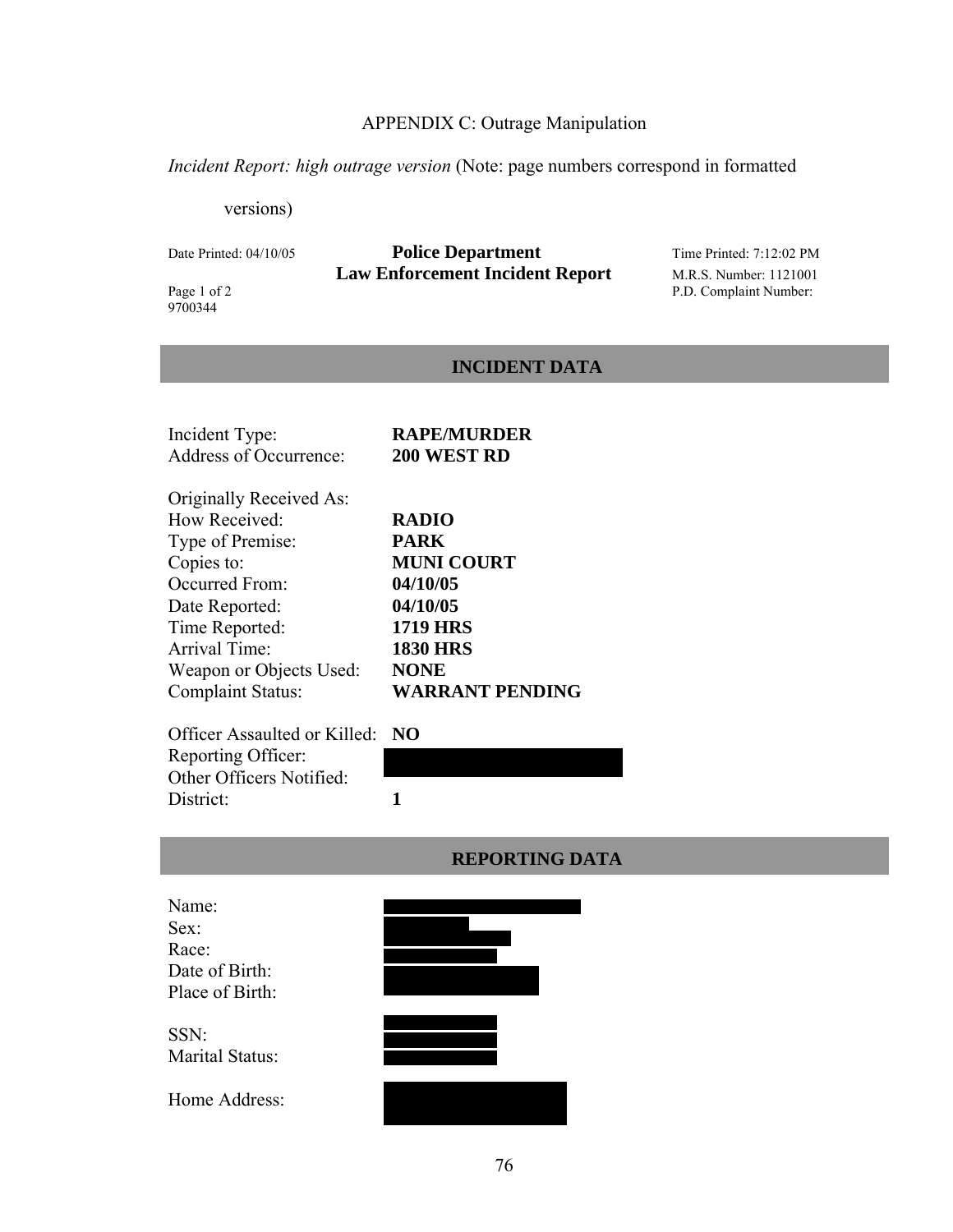APPENDIX C: Outrage Manipulation

*Incident Report: high outrage version* (Note: page numbers correspond in formatted versions)

Date Printed: 04/10/05

**Police Department**
**Law Enforcement Incident Report**

Time Printed: 7:12:02 PM
M.R.S. Number: 1121001
P.D. Complaint Number: 9700344

Page 1 of 2

## INCIDENT DATA

| | |
|---|---|
| Incident Type: | **RAPE/MURDER** |
| Address of Occurrence: | **200 WEST RD** |
| Originally Received As: | |
| How Received: | **RADIO** |
| Type of Premise: | **PARK** |
| Copies to: | **MUNI COURT** |
| Occurred From: | **04/10/05** |
| Date Reported: | **04/10/05** |
| Time Reported: | **1719 HRS** |
| Arrival Time: | **1830 HRS** |
| Weapon or Objects Used: | **NONE** |
| Complaint Status: | **WARRANT PENDING** |
| Officer Assaulted or Killed: | **NO** |
| Reporting Officer: | |
| Other Officers Notified: | |
| District: | **1** |

## REPORTING DATA

| | |
|---|---|
| Name: | |
| Sex: | |
| Race: | |
| Date of Birth: | |
| Place of Birth: | |
| SSN: | |
| Marital Status: | |
| Home Address: | |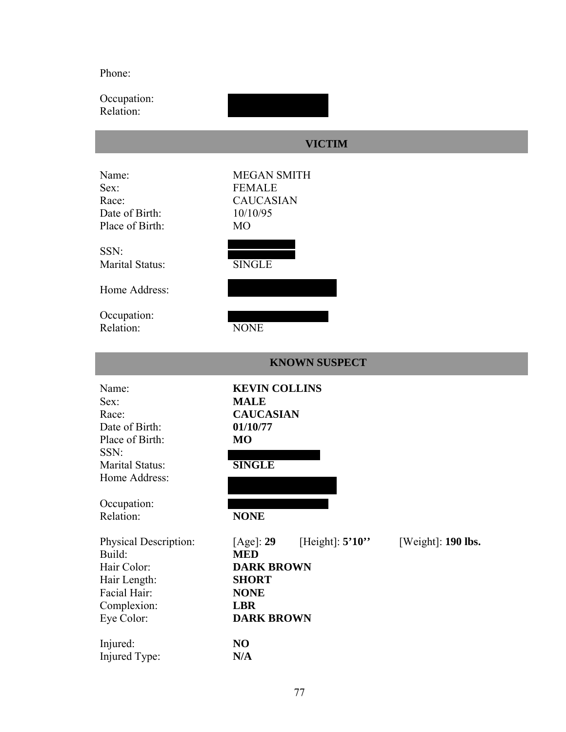Phone:

Occupation:
Relation:

## VICTIM

Name: MEGAN SMITH
Sex: FEMALE
Race: CAUCASIAN
Date of Birth: 10/10/95
Place of Birth: MO

SSN:
Marital Status: SINGLE

Home Address:

Occupation:
Relation: NONE

## KNOWN SUSPECT

Name: **KEVIN COLLINS**
Sex: **MALE**
Race: **CAUCASIAN**
Date of Birth: **01/10/77**
Place of Birth: **MO**
SSN:
Marital Status: **SINGLE**
Home Address:

Occupation:
Relation: **NONE**

Physical Description: [Age]: **29** [Height]: **5'10''** [Weight]: **190 lbs.**
Build: **MED**
Hair Color: **DARK BROWN**
Hair Length: **SHORT**
Facial Hair: **NONE**
Complexion: **LBR**
Eye Color: **DARK BROWN**

Injured: **NO**
Injured Type: **N/A**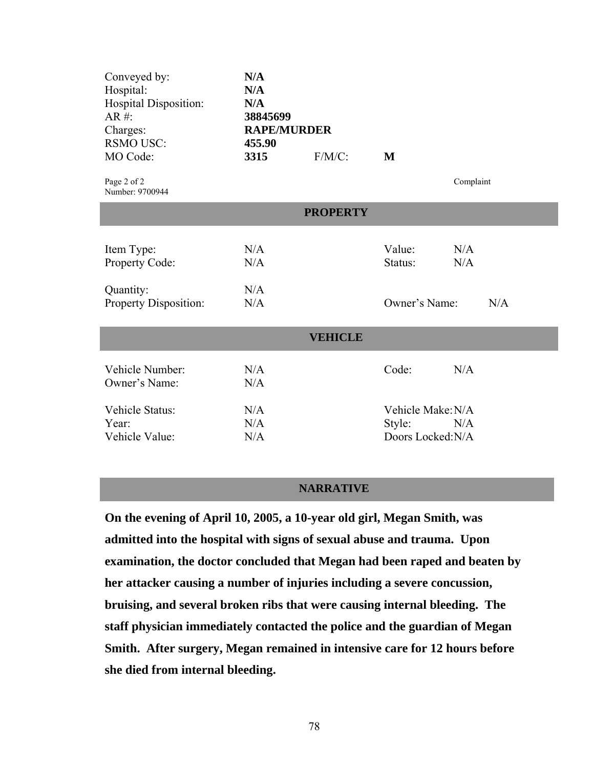| | | | |
|---|---|---|---|
| Conveyed by: | **N/A** | | |
| Hospital: | **N/A** | | |
| Hospital Disposition: | **N/A** | | |
| AR #: | **38845699** | | |
| Charges: | **RAPE/MURDER** | | |
| RSMO USC: | **455.90** | | |
| MO Code: | **3315** | F/M/C: | **M** |

Page 2 of 2 Complaint
Number: 9700944

## PROPERTY

| | | | |
|---|---|---|---|
| Item Type: | N/A | Value: | N/A |
| Property Code: | N/A | Status: | N/A |
| Quantity: | N/A | | |
| Property Disposition: | N/A | Owner's Name: | N/A |

## VEHICLE

| | | | |
|---|---|---|---|
| Vehicle Number: | N/A | Code: | N/A |
| Owner's Name: | N/A | | |
| Vehicle Status: | N/A | Vehicle Make: | N/A |
| Year: | N/A | Style: | N/A |
| Vehicle Value: | N/A | Doors Locked: | N/A |

## NARRATIVE

**On the evening of April 10, 2005, a 10-year old girl, Megan Smith, was admitted into the hospital with signs of sexual abuse and trauma. Upon examination, the doctor concluded that Megan had been raped and beaten by her attacker causing a number of injuries including a severe concussion, bruising, and several broken ribs that were causing internal bleeding. The staff physician immediately contacted the police and the guardian of Megan Smith. After surgery, Megan remained in intensive care for 12 hours before she died from internal bleeding.**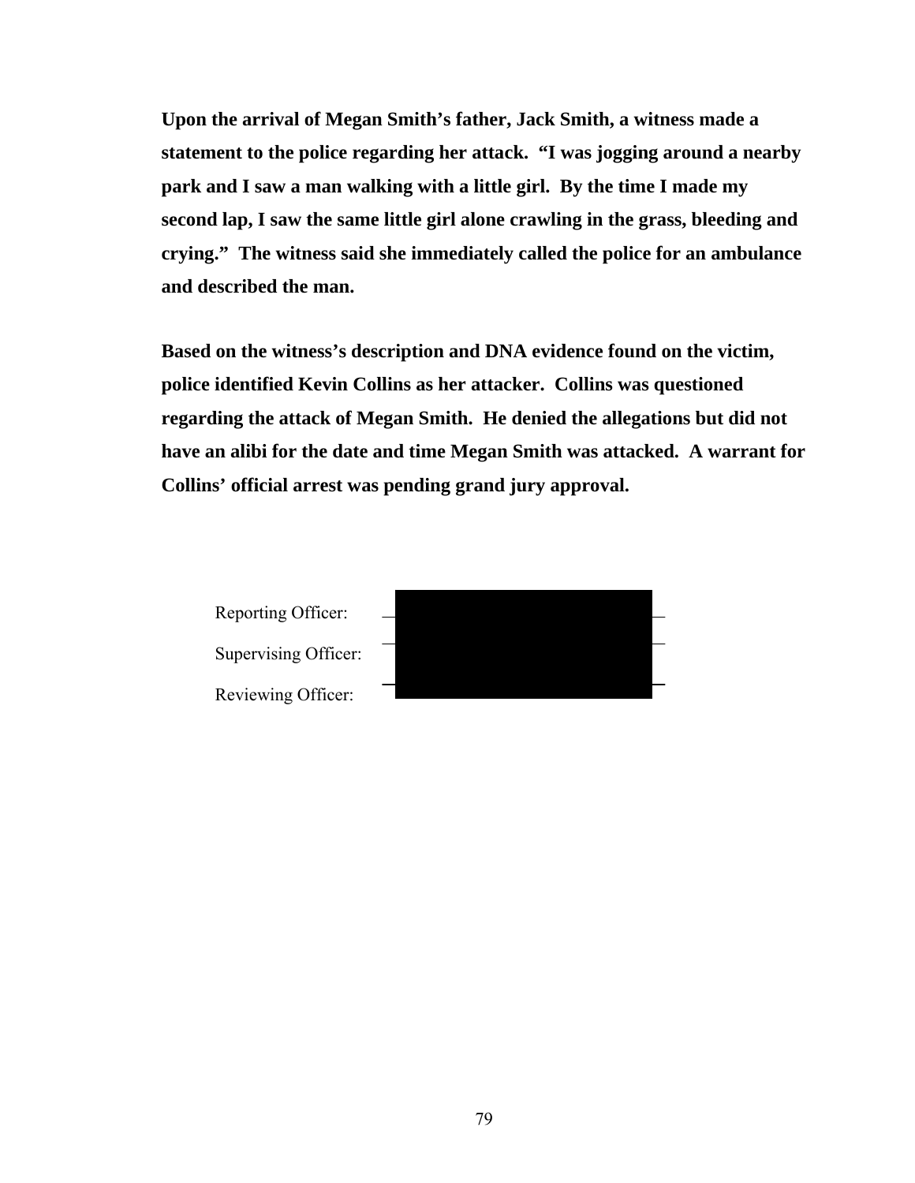**Upon the arrival of Megan Smith's father, Jack Smith, a witness made a statement to the police regarding her attack. "I was jogging around a nearby park and I saw a man walking with a little girl. By the time I made my second lap, I saw the same little girl alone crawling in the grass, bleeding and crying." The witness said she immediately called the police for an ambulance and described the man.**

**Based on the witness's description and DNA evidence found on the victim, police identified Kevin Collins as her attacker. Collins was questioned regarding the attack of Megan Smith. He denied the allegations but did not have an alibi for the date and time Megan Smith was attacked. A warrant for Collins' official arrest was pending grand jury approval.**

Reporting Officer: ____________________

Supervising Officer: ____________________

Reviewing Officer: ____________________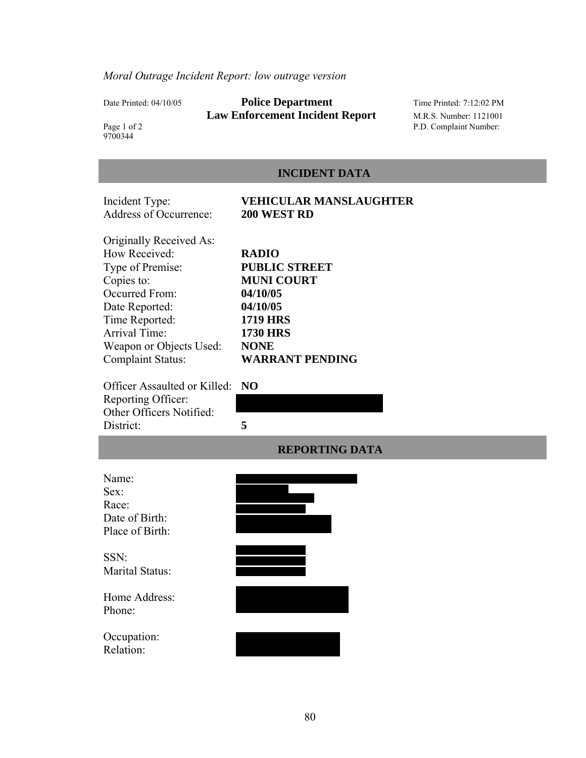*Moral Outrage Incident Report: low outrage version*

Date Printed: 04/10/05 **Police Department** Time Printed: 7:12:02 PM
**Law Enforcement Incident Report** M.R.S. Number: 1121001
Page 1 of 2 P.D. Complaint Number: 9700344

## INCIDENT DATA

| | |
|---|---|
| Incident Type: | **VEHICULAR MANSLAUGHTER** |
| Address of Occurrence: | **200 WEST RD** |
| Originally Received As: | |
| How Received: | **RADIO** |
| Type of Premise: | **PUBLIC STREET** |
| Copies to: | **MUNI COURT** |
| Occurred From: | **04/10/05** |
| Date Reported: | **04/10/05** |
| Time Reported: | **1719 HRS** |
| Arrival Time: | **1730 HRS** |
| Weapon or Objects Used: | **NONE** |
| Complaint Status: | **WARRANT PENDING** |
| Officer Assaulted or Killed: | **NO** |
| Reporting Officer: | [REDACTED] |
| Other Officers Notified: | [REDACTED] |
| District: | **5** |

## REPORTING DATA

| | |
|---|---|
| Name: | [REDACTED] |
| Sex: | [REDACTED] |
| Race: | [REDACTED] |
| Date of Birth: | [REDACTED] |
| Place of Birth: | [REDACTED] |
| SSN: | [REDACTED] |
| Marital Status: | [REDACTED] |
| Home Address: | [REDACTED] |
| Phone: | [REDACTED] |
| Occupation: | [REDACTED] |
| Relation: | [REDACTED] |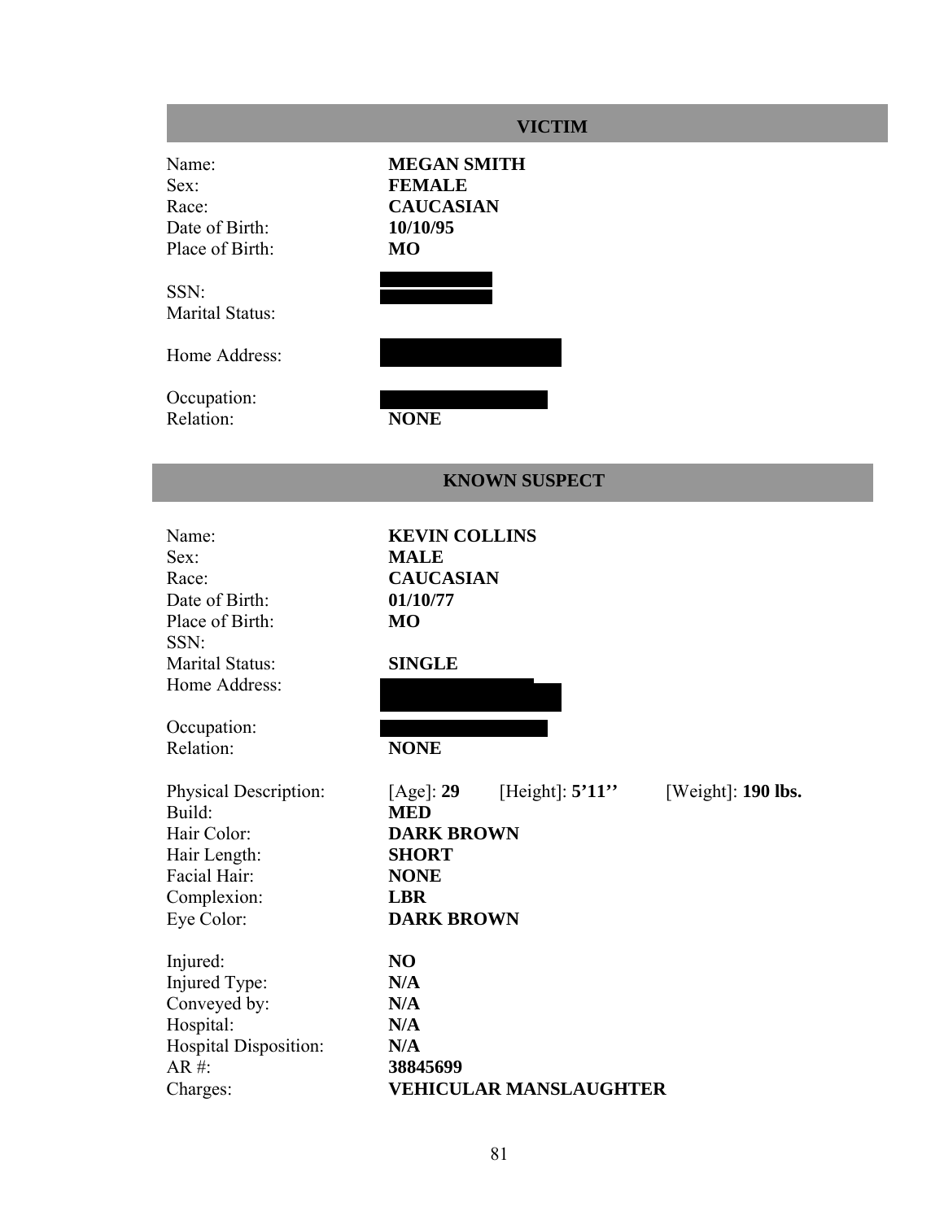## VICTIM

| | |
|---|---|
| Name: | **MEGAN SMITH** |
| Sex: | **FEMALE** |
| Race: | **CAUCASIAN** |
| Date of Birth: | **10/10/95** |
| Place of Birth: | **MO** |
| SSN: | |
| Marital Status: | |
| Home Address: | |
| Occupation: | |
| Relation: | **NONE** |

## KNOWN SUSPECT

| | |
|---|---|
| Name: | **KEVIN COLLINS** |
| Sex: | **MALE** |
| Race: | **CAUCASIAN** |
| Date of Birth: | **01/10/77** |
| Place of Birth: | **MO** |
| SSN: | |
| Marital Status: | **SINGLE** |
| Home Address: | |
| Occupation: | |
| Relation: | **NONE** |

| | | | |
|---|---|---|---|
| Physical Description: | [Age]: **29** | [Height]: **5'11''** | [Weight]: **190 lbs.** |
| Build: | **MED** | | |
| Hair Color: | **DARK BROWN** | | |
| Hair Length: | **SHORT** | | |
| Facial Hair: | **NONE** | | |
| Complexion: | **LBR** | | |
| Eye Color: | **DARK BROWN** | | |

| | |
|---|---|
| Injured: | **NO** |
| Injured Type: | **N/A** |
| Conveyed by: | **N/A** |
| Hospital: | **N/A** |
| Hospital Disposition: | **N/A** |
| AR #: | **38845699** |
| Charges: | **VEHICULAR MANSLAUGHTER** |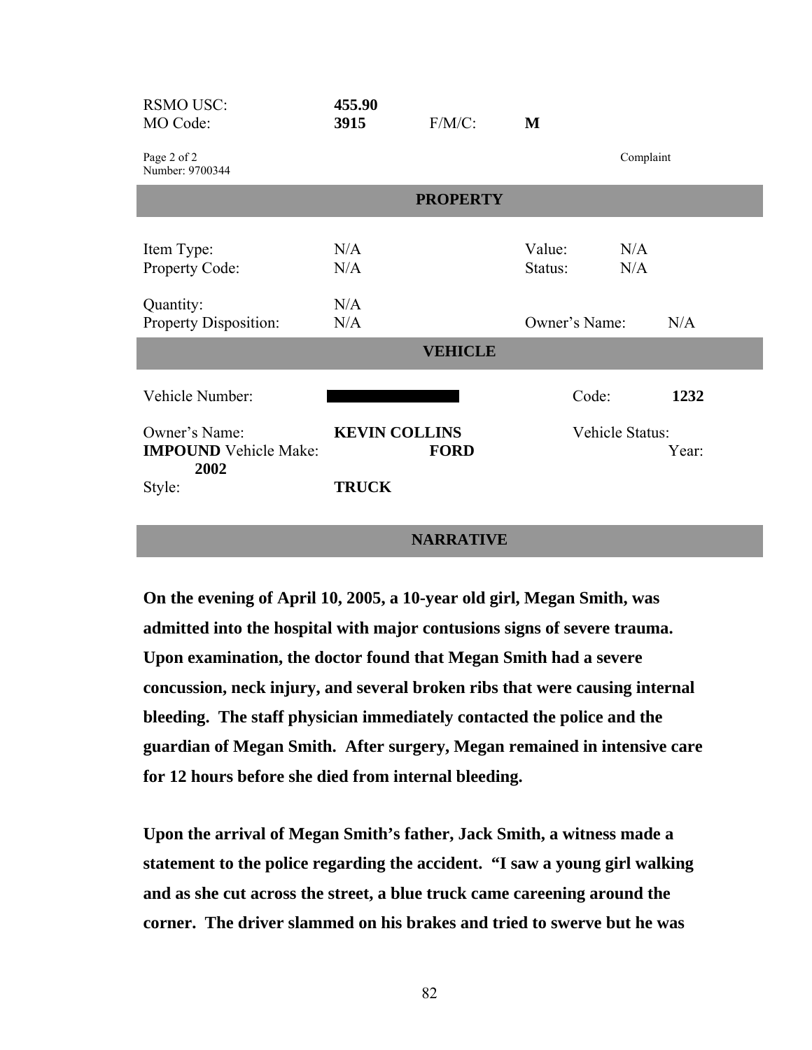| | | | |
|---|---|---|---|
| RSMO USC: | **455.90** | | |
| MO Code: | **3915** | F/M/C: | **M** |

Page 2 of 2
Number: 9700344

Complaint

## PROPERTY

| | | | |
|---|---|---|---|
| Item Type: | N/A | Value: | N/A |
| Property Code: | N/A | Status: | N/A |
| Quantity: | N/A | | |
| Property Disposition: | N/A | Owner's Name: | N/A |

## VEHICLE

| | | | |
|---|---|---|---|
| Vehicle Number: | ███████ | Code: | **1232** |
| Owner's Name: | **KEVIN COLLINS** | Vehicle Status: | |
| **IMPOUND** Vehicle Make: | **FORD** | Year: | **2002** |
| Style: | **TRUCK** | | |

## NARRATIVE

**On the evening of April 10, 2005, a 10-year old girl, Megan Smith, was admitted into the hospital with major contusions signs of severe trauma. Upon examination, the doctor found that Megan Smith had a severe concussion, neck injury, and several broken ribs that were causing internal bleeding. The staff physician immediately contacted the police and the guardian of Megan Smith. After surgery, Megan remained in intensive care for 12 hours before she died from internal bleeding.**

**Upon the arrival of Megan Smith's father, Jack Smith, a witness made a statement to the police regarding the accident. "I saw a young girl walking and as she cut across the street, a blue truck came careening around the corner. The driver slammed on his brakes and tried to swerve but he was**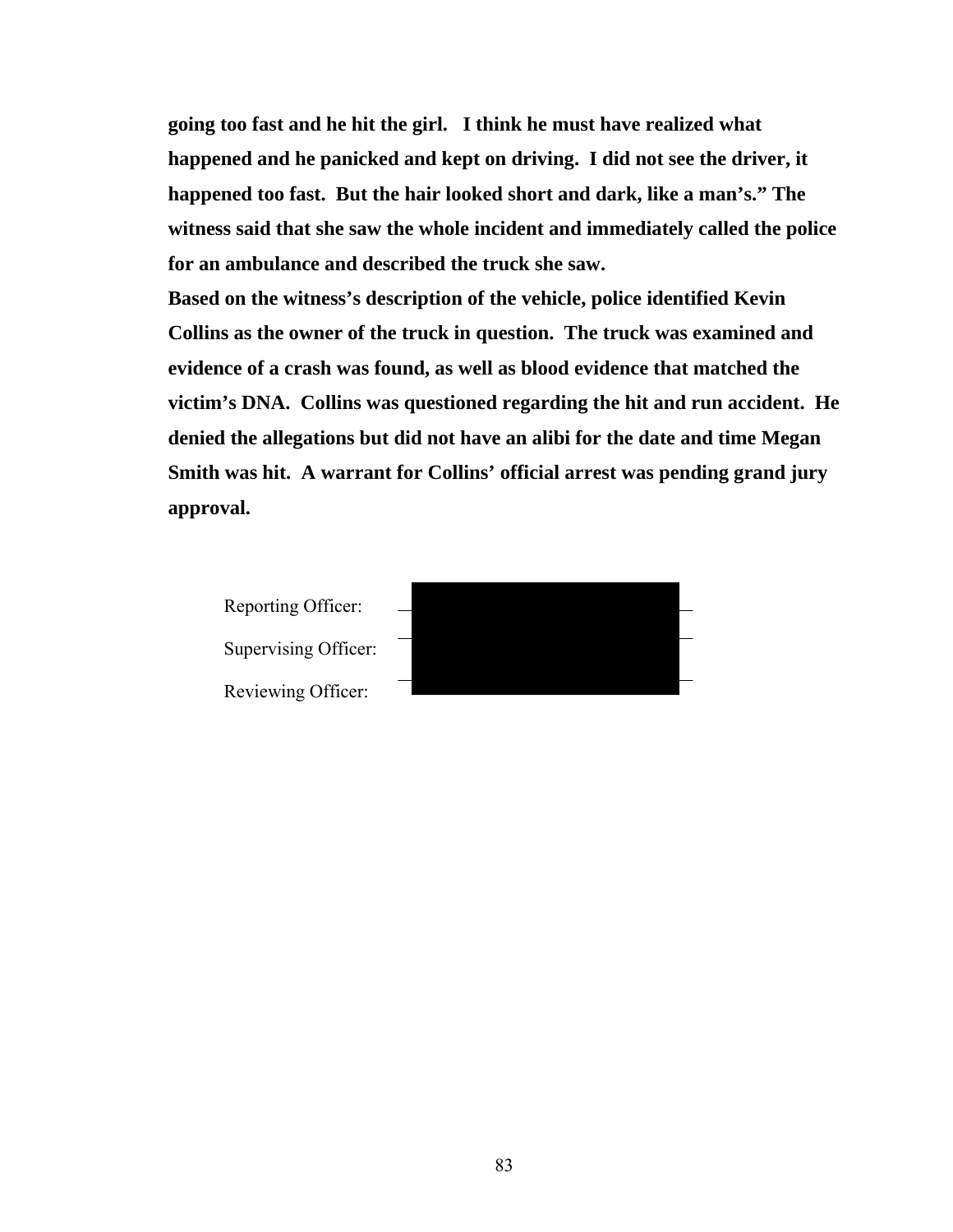**going too fast and he hit the girl. I think he must have realized what happened and he panicked and kept on driving. I did not see the driver, it happened too fast. But the hair looked short and dark, like a man's." The witness said that she saw the whole incident and immediately called the police for an ambulance and described the truck she saw.**

**Based on the witness's description of the vehicle, police identified Kevin Collins as the owner of the truck in question. The truck was examined and evidence of a crash was found, as well as blood evidence that matched the victim's DNA. Collins was questioned regarding the hit and run accident. He denied the allegations but did not have an alibi for the date and time Megan Smith was hit. A warrant for Collins' official arrest was pending grand jury approval.**

Reporting Officer: \_\_\_\_\_\_\_\_\_\_\_\_\_\_\_\_

Supervising Officer: \_\_\_\_\_\_\_\_\_\_\_\_\_\_\_\_

Reviewing Officer: \_\_\_\_\_\_\_\_\_\_\_\_\_\_\_\_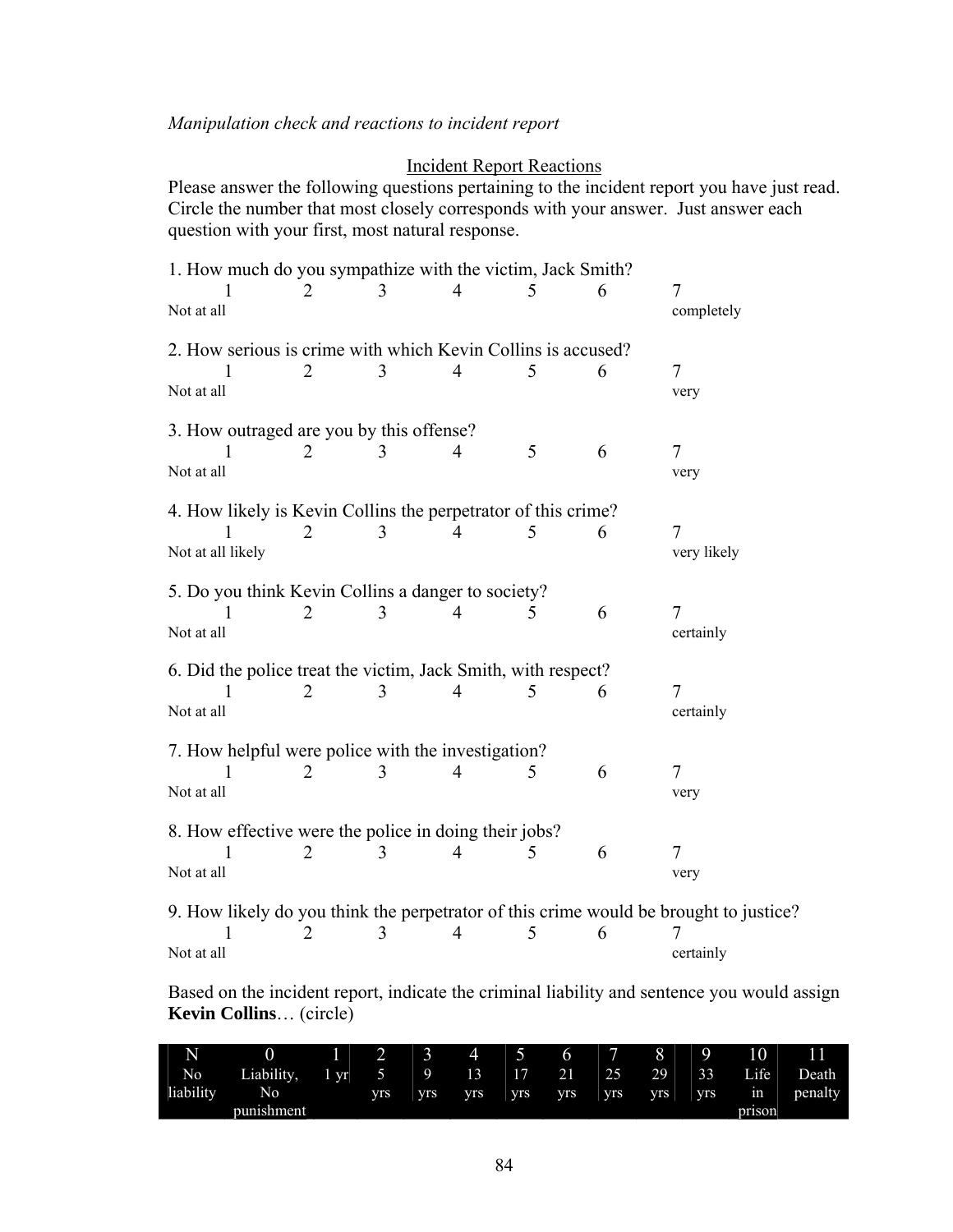*Manipulation check and reactions to incident report*

Incident Report Reactions

Please answer the following questions pertaining to the incident report you have just read. Circle the number that most closely corresponds with your answer. Just answer each question with your first, most natural response.

1. How much do you sympathize with the victim, Jack Smith?

| 1 | 2 | 3 | 4 | 5 | 6 | 7 |
|---|---|---|---|---|---|---|
| Not at all | | | | | | completely |

2. How serious is crime with which Kevin Collins is accused?

| 1 | 2 | 3 | 4 | 5 | 6 | 7 |
|---|---|---|---|---|---|---|
| Not at all | | | | | | very |

3. How outraged are you by this offense?

| 1 | 2 | 3 | 4 | 5 | 6 | 7 |
|---|---|---|---|---|---|---|
| Not at all | | | | | | very |

4. How likely is Kevin Collins the perpetrator of this crime?

| 1 | 2 | 3 | 4 | 5 | 6 | 7 |
|---|---|---|---|---|---|---|
| Not at all likely | | | | | | very likely |

5. Do you think Kevin Collins a danger to society?

| 1 | 2 | 3 | 4 | 5 | 6 | 7 |
|---|---|---|---|---|---|---|
| Not at all | | | | | | certainly |

6. Did the police treat the victim, Jack Smith, with respect?

| 1 | 2 | 3 | 4 | 5 | 6 | 7 |
|---|---|---|---|---|---|---|
| Not at all | | | | | | certainly |

7. How helpful were police with the investigation?

| 1 | 2 | 3 | 4 | 5 | 6 | 7 |
|---|---|---|---|---|---|---|
| Not at all | | | | | | very |

8. How effective were the police in doing their jobs?

| 1 | 2 | 3 | 4 | 5 | 6 | 7 |
|---|---|---|---|---|---|---|
| Not at all | | | | | | very |

9. How likely do you think the perpetrator of this crime would be brought to justice?

| 1 | 2 | 3 | 4 | 5 | 6 | 7 |
|---|---|---|---|---|---|---|
| Not at all | | | | | | certainly |

Based on the incident report, indicate the criminal liability and sentence you would assign **Kevin Collins**… (circle)

| N | 0 | 1 | 2 | 3 | 4 | 5 | 6 | 7 | 8 | 9 | 10 | 11 |
|---|---|---|---|---|---|---|---|---|---|---|---|---|
| No liability | Liability, No punishment | 1 yr | 5 yrs | 9 yrs | 13 yrs | 17 yrs | 21 yrs | 25 yrs | 29 yrs | 33 yrs | Life in prison | Death penalty |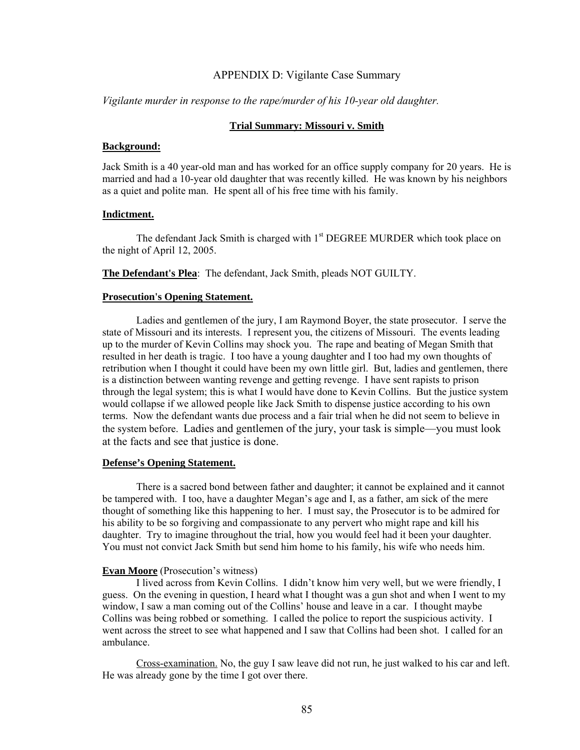# APPENDIX D: Vigilante Case Summary

*Vigilante murder in response to the rape/murder of his 10-year old daughter.*

**Trial Summary: Missouri v. Smith**

**Background:**

Jack Smith is a 40 year-old man and has worked for an office supply company for 20 years. He is married and had a 10-year old daughter that was recently killed. He was known by his neighbors as a quiet and polite man. He spent all of his free time with his family.

**Indictment.**

The defendant Jack Smith is charged with 1st DEGREE MURDER which took place on the night of April 12, 2005.

**The Defendant's Plea**: The defendant, Jack Smith, pleads NOT GUILTY.

**Prosecution's Opening Statement.**

Ladies and gentlemen of the jury, I am Raymond Boyer, the state prosecutor. I serve the state of Missouri and its interests. I represent you, the citizens of Missouri. The events leading up to the murder of Kevin Collins may shock you. The rape and beating of Megan Smith that resulted in her death is tragic. I too have a young daughter and I too had my own thoughts of retribution when I thought it could have been my own little girl. But, ladies and gentlemen, there is a distinction between wanting revenge and getting revenge. I have sent rapists to prison through the legal system; this is what I would have done to Kevin Collins. But the justice system would collapse if we allowed people like Jack Smith to dispense justice according to his own terms. Now the defendant wants due process and a fair trial when he did not seem to believe in the system before. Ladies and gentlemen of the jury, your task is simple—you must look at the facts and see that justice is done.

**Defense's Opening Statement.**

There is a sacred bond between father and daughter; it cannot be explained and it cannot be tampered with. I too, have a daughter Megan's age and I, as a father, am sick of the mere thought of something like this happening to her. I must say, the Prosecutor is to be admired for his ability to be so forgiving and compassionate to any pervert who might rape and kill his daughter. Try to imagine throughout the trial, how you would feel had it been your daughter. You must not convict Jack Smith but send him home to his family, his wife who needs him.

**Evan Moore** (Prosecution's witness)

I lived across from Kevin Collins. I didn't know him very well, but we were friendly, I guess. On the evening in question, I heard what I thought was a gun shot and when I went to my window, I saw a man coming out of the Collins' house and leave in a car. I thought maybe Collins was being robbed or something. I called the police to report the suspicious activity. I went across the street to see what happened and I saw that Collins had been shot. I called for an ambulance.

Cross-examination. No, the guy I saw leave did not run, he just walked to his car and left. He was already gone by the time I got over there.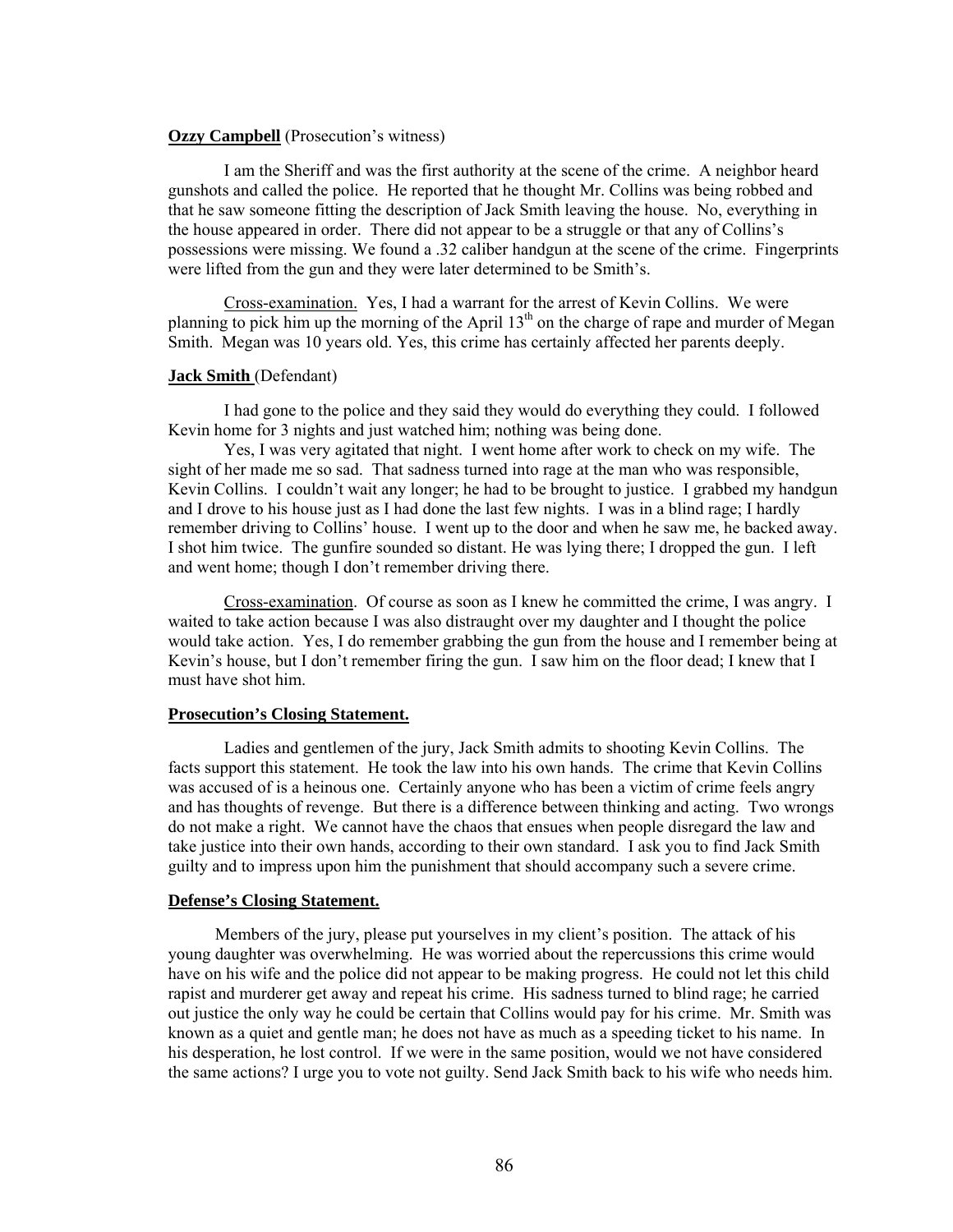**Ozzy Campbell** (Prosecution's witness)

I am the Sheriff and was the first authority at the scene of the crime. A neighbor heard gunshots and called the police. He reported that he thought Mr. Collins was being robbed and that he saw someone fitting the description of Jack Smith leaving the house. No, everything in the house appeared in order. There did not appear to be a struggle or that any of Collins's possessions were missing. We found a .32 caliber handgun at the scene of the crime. Fingerprints were lifted from the gun and they were later determined to be Smith's.

Cross-examination. Yes, I had a warrant for the arrest of Kevin Collins. We were planning to pick him up the morning of the April 13th on the charge of rape and murder of Megan Smith. Megan was 10 years old. Yes, this crime has certainly affected her parents deeply.

**Jack Smith** (Defendant)

I had gone to the police and they said they would do everything they could. I followed Kevin home for 3 nights and just watched him; nothing was being done.

Yes, I was very agitated that night. I went home after work to check on my wife. The sight of her made me so sad. That sadness turned into rage at the man who was responsible, Kevin Collins. I couldn't wait any longer; he had to be brought to justice. I grabbed my handgun and I drove to his house just as I had done the last few nights. I was in a blind rage; I hardly remember driving to Collins' house. I went up to the door and when he saw me, he backed away. I shot him twice. The gunfire sounded so distant. He was lying there; I dropped the gun. I left and went home; though I don't remember driving there.

Cross-examination. Of course as soon as I knew he committed the crime, I was angry. I waited to take action because I was also distraught over my daughter and I thought the police would take action. Yes, I do remember grabbing the gun from the house and I remember being at Kevin's house, but I don't remember firing the gun. I saw him on the floor dead; I knew that I must have shot him.

**Prosecution's Closing Statement.**

Ladies and gentlemen of the jury, Jack Smith admits to shooting Kevin Collins. The facts support this statement. He took the law into his own hands. The crime that Kevin Collins was accused of is a heinous one. Certainly anyone who has been a victim of crime feels angry and has thoughts of revenge. But there is a difference between thinking and acting. Two wrongs do not make a right. We cannot have the chaos that ensues when people disregard the law and take justice into their own hands, according to their own standard. I ask you to find Jack Smith guilty and to impress upon him the punishment that should accompany such a severe crime.

**Defense's Closing Statement.**

Members of the jury, please put yourselves in my client's position. The attack of his young daughter was overwhelming. He was worried about the repercussions this crime would have on his wife and the police did not appear to be making progress. He could not let this child rapist and murderer get away and repeat his crime. His sadness turned to blind rage; he carried out justice the only way he could be certain that Collins would pay for his crime. Mr. Smith was known as a quiet and gentle man; he does not have as much as a speeding ticket to his name. In his desperation, he lost control. If we were in the same position, would we not have considered the same actions? I urge you to vote not guilty. Send Jack Smith back to his wife who needs him.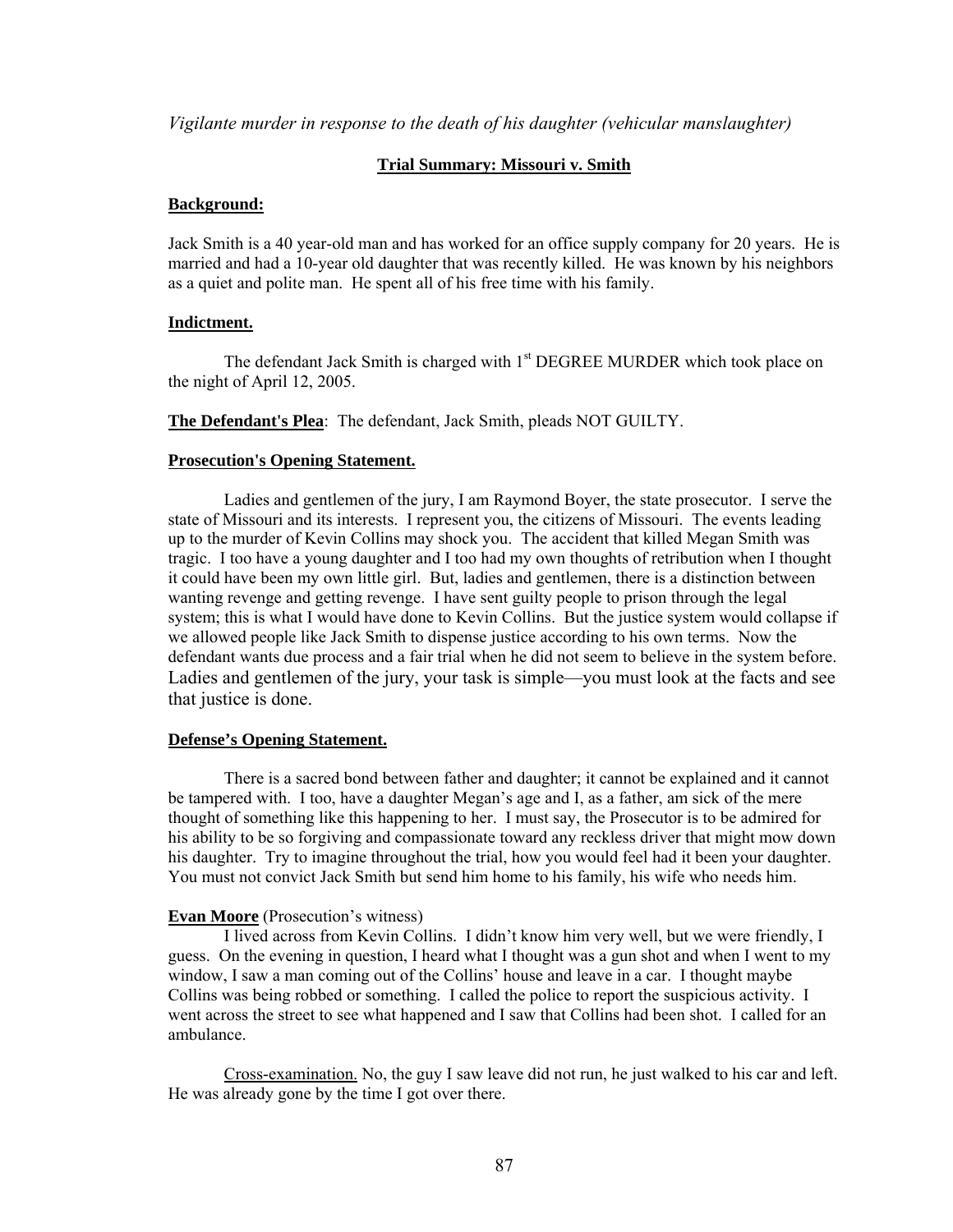*Vigilante murder in response to the death of his daughter (vehicular manslaughter)*

**Trial Summary: Missouri v. Smith**

**Background:**

Jack Smith is a 40 year-old man and has worked for an office supply company for 20 years. He is married and had a 10-year old daughter that was recently killed. He was known by his neighbors as a quiet and polite man. He spent all of his free time with his family.

**Indictment.**

The defendant Jack Smith is charged with 1st DEGREE MURDER which took place on the night of April 12, 2005.

**The Defendant's Plea**: The defendant, Jack Smith, pleads NOT GUILTY.

**Prosecution's Opening Statement.**

Ladies and gentlemen of the jury, I am Raymond Boyer, the state prosecutor. I serve the state of Missouri and its interests. I represent you, the citizens of Missouri. The events leading up to the murder of Kevin Collins may shock you. The accident that killed Megan Smith was tragic. I too have a young daughter and I too had my own thoughts of retribution when I thought it could have been my own little girl. But, ladies and gentlemen, there is a distinction between wanting revenge and getting revenge. I have sent guilty people to prison through the legal system; this is what I would have done to Kevin Collins. But the justice system would collapse if we allowed people like Jack Smith to dispense justice according to his own terms. Now the defendant wants due process and a fair trial when he did not seem to believe in the system before. Ladies and gentlemen of the jury, your task is simple—you must look at the facts and see that justice is done.

**Defense's Opening Statement.**

There is a sacred bond between father and daughter; it cannot be explained and it cannot be tampered with. I too, have a daughter Megan's age and I, as a father, am sick of the mere thought of something like this happening to her. I must say, the Prosecutor is to be admired for his ability to be so forgiving and compassionate toward any reckless driver that might mow down his daughter. Try to imagine throughout the trial, how you would feel had it been your daughter. You must not convict Jack Smith but send him home to his family, his wife who needs him.

**Evan Moore** (Prosecution's witness)

I lived across from Kevin Collins. I didn't know him very well, but we were friendly, I guess. On the evening in question, I heard what I thought was a gun shot and when I went to my window, I saw a man coming out of the Collins' house and leave in a car. I thought maybe Collins was being robbed or something. I called the police to report the suspicious activity. I went across the street to see what happened and I saw that Collins had been shot. I called for an ambulance.

Cross-examination. No, the guy I saw leave did not run, he just walked to his car and left. He was already gone by the time I got over there.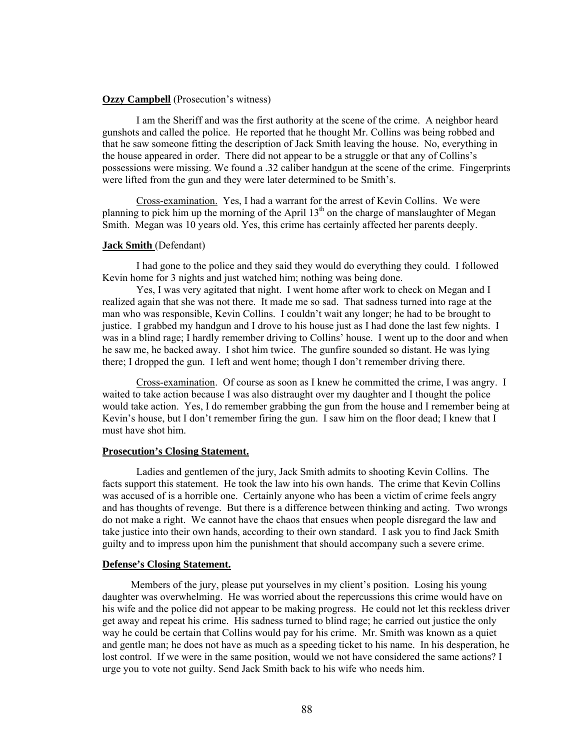**Ozzy Campbell** (Prosecution's witness)

I am the Sheriff and was the first authority at the scene of the crime. A neighbor heard gunshots and called the police. He reported that he thought Mr. Collins was being robbed and that he saw someone fitting the description of Jack Smith leaving the house. No, everything in the house appeared in order. There did not appear to be a struggle or that any of Collins's possessions were missing. We found a .32 caliber handgun at the scene of the crime. Fingerprints were lifted from the gun and they were later determined to be Smith's.

Cross-examination. Yes, I had a warrant for the arrest of Kevin Collins. We were planning to pick him up the morning of the April 13th on the charge of manslaughter of Megan Smith. Megan was 10 years old. Yes, this crime has certainly affected her parents deeply.

**Jack Smith** (Defendant)

I had gone to the police and they said they would do everything they could. I followed Kevin home for 3 nights and just watched him; nothing was being done.

Yes, I was very agitated that night. I went home after work to check on Megan and I realized again that she was not there. It made me so sad. That sadness turned into rage at the man who was responsible, Kevin Collins. I couldn't wait any longer; he had to be brought to justice. I grabbed my handgun and I drove to his house just as I had done the last few nights. I was in a blind rage; I hardly remember driving to Collins' house. I went up to the door and when he saw me, he backed away. I shot him twice. The gunfire sounded so distant. He was lying there; I dropped the gun. I left and went home; though I don't remember driving there.

Cross-examination. Of course as soon as I knew he committed the crime, I was angry. I waited to take action because I was also distraught over my daughter and I thought the police would take action. Yes, I do remember grabbing the gun from the house and I remember being at Kevin's house, but I don't remember firing the gun. I saw him on the floor dead; I knew that I must have shot him.

**Prosecution's Closing Statement.**

Ladies and gentlemen of the jury, Jack Smith admits to shooting Kevin Collins. The facts support this statement. He took the law into his own hands. The crime that Kevin Collins was accused of is a horrible one. Certainly anyone who has been a victim of crime feels angry and has thoughts of revenge. But there is a difference between thinking and acting. Two wrongs do not make a right. We cannot have the chaos that ensues when people disregard the law and take justice into their own hands, according to their own standard. I ask you to find Jack Smith guilty and to impress upon him the punishment that should accompany such a severe crime.

**Defense's Closing Statement.**

Members of the jury, please put yourselves in my client's position. Losing his young daughter was overwhelming. He was worried about the repercussions this crime would have on his wife and the police did not appear to be making progress. He could not let this reckless driver get away and repeat his crime. His sadness turned to blind rage; he carried out justice the only way he could be certain that Collins would pay for his crime. Mr. Smith was known as a quiet and gentle man; he does not have as much as a speeding ticket to his name. In his desperation, he lost control. If we were in the same position, would we not have considered the same actions? I urge you to vote not guilty. Send Jack Smith back to his wife who needs him.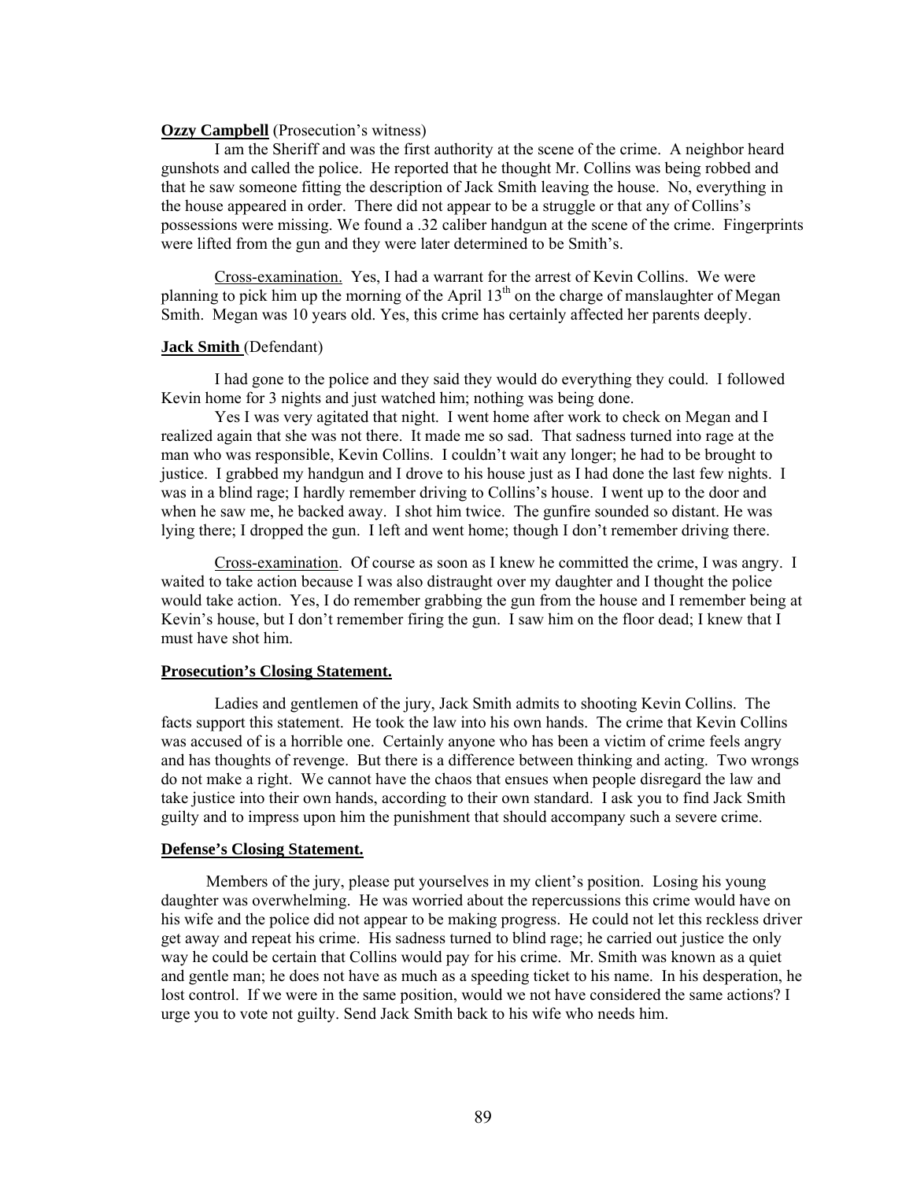**Ozzy Campbell** (Prosecution's witness)

I am the Sheriff and was the first authority at the scene of the crime. A neighbor heard gunshots and called the police. He reported that he thought Mr. Collins was being robbed and that he saw someone fitting the description of Jack Smith leaving the house. No, everything in the house appeared in order. There did not appear to be a struggle or that any of Collins's possessions were missing. We found a .32 caliber handgun at the scene of the crime. Fingerprints were lifted from the gun and they were later determined to be Smith's.

Cross-examination. Yes, I had a warrant for the arrest of Kevin Collins. We were planning to pick him up the morning of the April 13th on the charge of manslaughter of Megan Smith. Megan was 10 years old. Yes, this crime has certainly affected her parents deeply.

**Jack Smith** (Defendant)

I had gone to the police and they said they would do everything they could. I followed Kevin home for 3 nights and just watched him; nothing was being done.

Yes I was very agitated that night. I went home after work to check on Megan and I realized again that she was not there. It made me so sad. That sadness turned into rage at the man who was responsible, Kevin Collins. I couldn't wait any longer; he had to be brought to justice. I grabbed my handgun and I drove to his house just as I had done the last few nights. I was in a blind rage; I hardly remember driving to Collins's house. I went up to the door and when he saw me, he backed away. I shot him twice. The gunfire sounded so distant. He was lying there; I dropped the gun. I left and went home; though I don't remember driving there.

Cross-examination. Of course as soon as I knew he committed the crime, I was angry. I waited to take action because I was also distraught over my daughter and I thought the police would take action. Yes, I do remember grabbing the gun from the house and I remember being at Kevin's house, but I don't remember firing the gun. I saw him on the floor dead; I knew that I must have shot him.

**Prosecution's Closing Statement.**

Ladies and gentlemen of the jury, Jack Smith admits to shooting Kevin Collins. The facts support this statement. He took the law into his own hands. The crime that Kevin Collins was accused of is a horrible one. Certainly anyone who has been a victim of crime feels angry and has thoughts of revenge. But there is a difference between thinking and acting. Two wrongs do not make a right. We cannot have the chaos that ensues when people disregard the law and take justice into their own hands, according to their own standard. I ask you to find Jack Smith guilty and to impress upon him the punishment that should accompany such a severe crime.

**Defense's Closing Statement.**

Members of the jury, please put yourselves in my client's position. Losing his young daughter was overwhelming. He was worried about the repercussions this crime would have on his wife and the police did not appear to be making progress. He could not let this reckless driver get away and repeat his crime. His sadness turned to blind rage; he carried out justice the only way he could be certain that Collins would pay for his crime. Mr. Smith was known as a quiet and gentle man; he does not have as much as a speeding ticket to his name. In his desperation, he lost control. If we were in the same position, would we not have considered the same actions? I urge you to vote not guilty. Send Jack Smith back to his wife who needs him.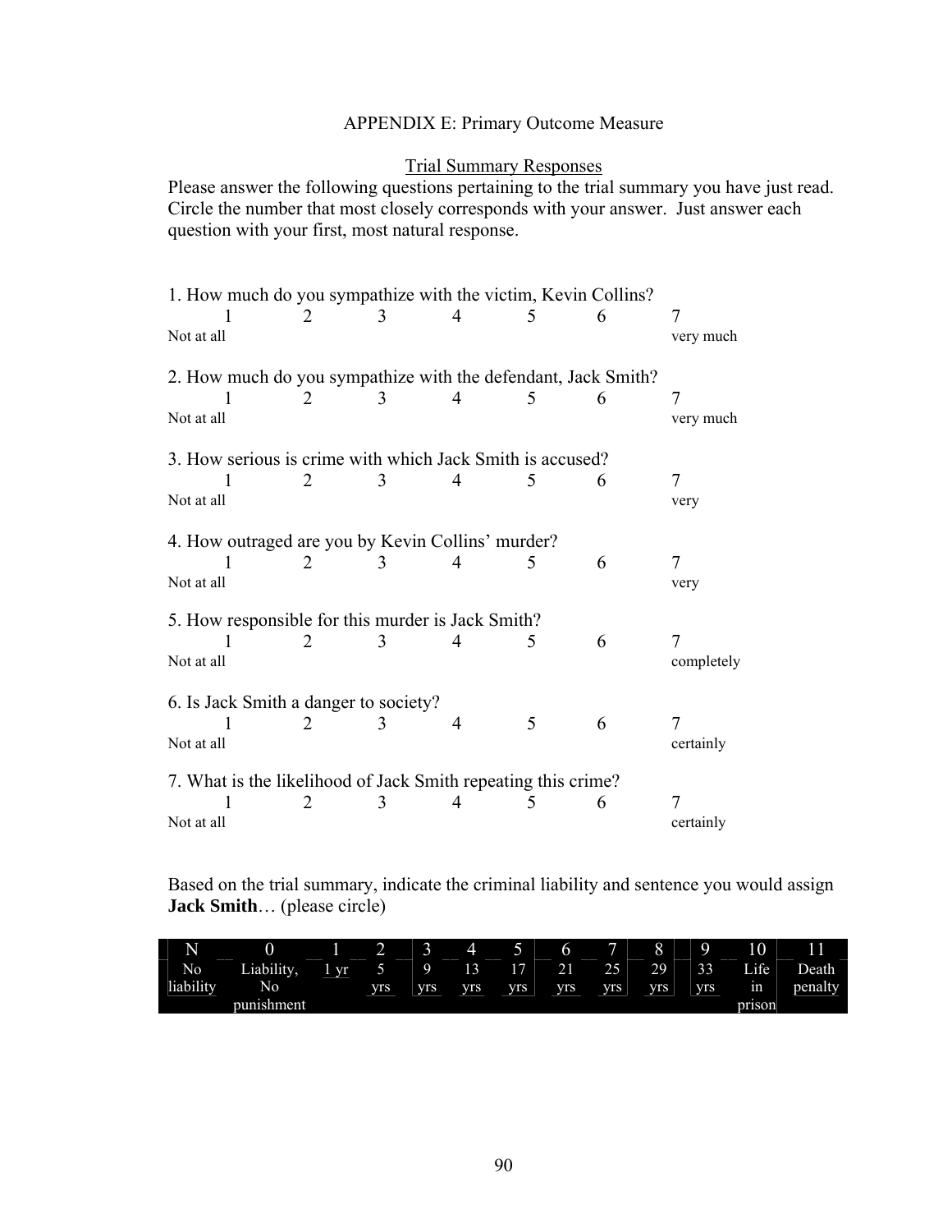APPENDIX E: Primary Outcome Measure

Trial Summary Responses

Please answer the following questions pertaining to the trial summary you have just read. Circle the number that most closely corresponds with your answer. Just answer each question with your first, most natural response.

1. How much do you sympathize with the victim, Kevin Collins?

| 1 | 2 | 3 | 4 | 5 | 6 | 7 |
|---|---|---|---|---|---|---|
| Not at all | | | | | | very much |

2. How much do you sympathize with the defendant, Jack Smith?

| 1 | 2 | 3 | 4 | 5 | 6 | 7 |
|---|---|---|---|---|---|---|
| Not at all | | | | | | very much |

3. How serious is crime with which Jack Smith is accused?

| 1 | 2 | 3 | 4 | 5 | 6 | 7 |
|---|---|---|---|---|---|---|
| Not at all | | | | | | very |

4. How outraged are you by Kevin Collins' murder?

| 1 | 2 | 3 | 4 | 5 | 6 | 7 |
|---|---|---|---|---|---|---|
| Not at all | | | | | | very |

5. How responsible for this murder is Jack Smith?

| 1 | 2 | 3 | 4 | 5 | 6 | 7 |
|---|---|---|---|---|---|---|
| Not at all | | | | | | completely |

6. Is Jack Smith a danger to society?

| 1 | 2 | 3 | 4 | 5 | 6 | 7 |
|---|---|---|---|---|---|---|
| Not at all | | | | | | certainly |

7. What is the likelihood of Jack Smith repeating this crime?

| 1 | 2 | 3 | 4 | 5 | 6 | 7 |
|---|---|---|---|---|---|---|
| Not at all | | | | | | certainly |

Based on the trial summary, indicate the criminal liability and sentence you would assign **Jack Smith**… (please circle)

| N | 0 | 1 | 2 | 3 | 4 | 5 | 6 | 7 | 8 | 9 | 10 | 11 |
|---|---|---|---|---|---|---|---|---|---|---|---|---|
| No liability | Liability, No punishment | 1 yr | 5 yrs | 9 yrs | 13 yrs | 17 yrs | 21 yrs | 25 yrs | 29 yrs | 33 yrs | Life in prison | Death penalty |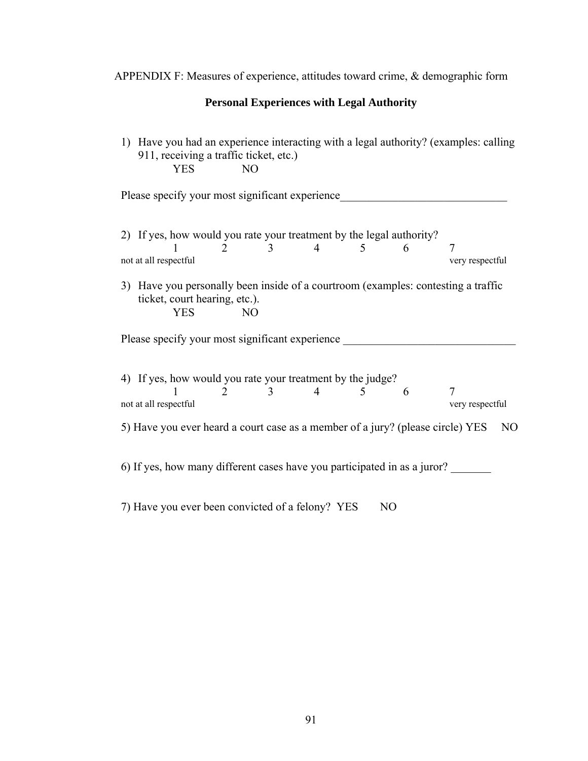APPENDIX F: Measures of experience, attitudes toward crime, & demographic form

## Personal Experiences with Legal Authority

1) Have you had an experience interacting with a legal authority? (examples: calling 911, receiving a traffic ticket, etc.)

   YES NO

Please specify your most significant experience_____________________________

2) If yes, how would you rate your treatment by the legal authority?

| 1 | 2 | 3 | 4 | 5 | 6 | 7 |
|---|---|---|---|---|---|---|
| not at all respectful | | | | | | very respectful |

3) Have you personally been inside of a courtroom (examples: contesting a traffic ticket, court hearing, etc.).

   YES NO

Please specify your most significant experience ______________________________

4) If yes, how would you rate your treatment by the judge?

| 1 | 2 | 3 | 4 | 5 | 6 | 7 |
|---|---|---|---|---|---|---|
| not at all respectful | | | | | | very respectful |

5) Have you ever heard a court case as a member of a jury? (please circle) YES NO

6) If yes, how many different cases have you participated in as a juror? _______

7) Have you ever been convicted of a felony? YES NO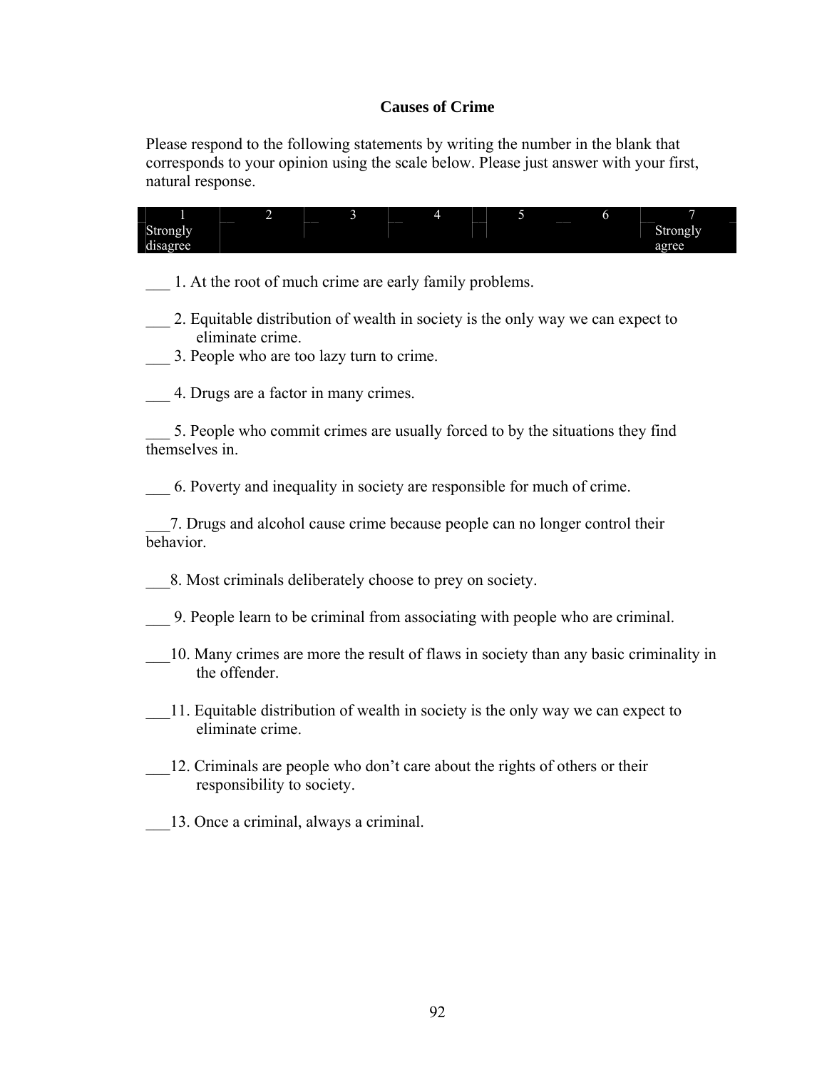## Causes of Crime

Please respond to the following statements by writing the number in the blank that corresponds to your opinion using the scale below. Please just answer with your first, natural response.

| 1 | 2 | 3 | 4 | 5 | 6 | 7 |
|---|---|---|---|---|---|---|
| Strongly disagree | | | | | | Strongly agree |

___ 1. At the root of much crime are early family problems.

___ 2. Equitable distribution of wealth in society is the only way we can expect to eliminate crime.

___ 3. People who are too lazy turn to crime.

___ 4. Drugs are a factor in many crimes.

___ 5. People who commit crimes are usually forced to by the situations they find themselves in.

___ 6. Poverty and inequality in society are responsible for much of crime.

___7. Drugs and alcohol cause crime because people can no longer control their behavior.

___8. Most criminals deliberately choose to prey on society.

___ 9. People learn to be criminal from associating with people who are criminal.

___10. Many crimes are more the result of flaws in society than any basic criminality in the offender.

___11. Equitable distribution of wealth in society is the only way we can expect to eliminate crime.

___12. Criminals are people who don't care about the rights of others or their responsibility to society.

___13. Once a criminal, always a criminal.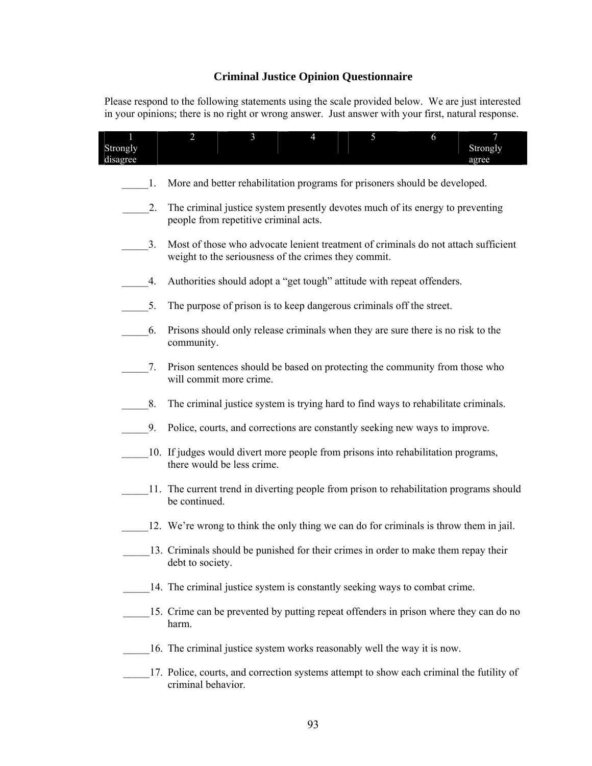## Criminal Justice Opinion Questionnaire

Please respond to the following statements using the scale provided below. We are just interested in your opinions; there is no right or wrong answer. Just answer with your first, natural response.

| 1 | 2 | 3 | 4 | 5 | 6 | 7 |
|---|---|---|---|---|---|---|
| Strongly disagree | | | | | | Strongly agree |

_____1. More and better rehabilitation programs for prisoners should be developed.

_____2. The criminal justice system presently devotes much of its energy to preventing people from repetitive criminal acts.

_____3. Most of those who advocate lenient treatment of criminals do not attach sufficient weight to the seriousness of the crimes they commit.

_____4. Authorities should adopt a "get tough" attitude with repeat offenders.

_____5. The purpose of prison is to keep dangerous criminals off the street.

_____6. Prisons should only release criminals when they are sure there is no risk to the community.

_____7. Prison sentences should be based on protecting the community from those who will commit more crime.

_____8. The criminal justice system is trying hard to find ways to rehabilitate criminals.

_____9. Police, courts, and corrections are constantly seeking new ways to improve.

_____10. If judges would divert more people from prisons into rehabilitation programs, there would be less crime.

_____11. The current trend in diverting people from prison to rehabilitation programs should be continued.

_____12. We're wrong to think the only thing we can do for criminals is throw them in jail.

_____13. Criminals should be punished for their crimes in order to make them repay their debt to society.

_____14. The criminal justice system is constantly seeking ways to combat crime.

_____15. Crime can be prevented by putting repeat offenders in prison where they can do no harm.

_____16. The criminal justice system works reasonably well the way it is now.

_____17. Police, courts, and correction systems attempt to show each criminal the futility of criminal behavior.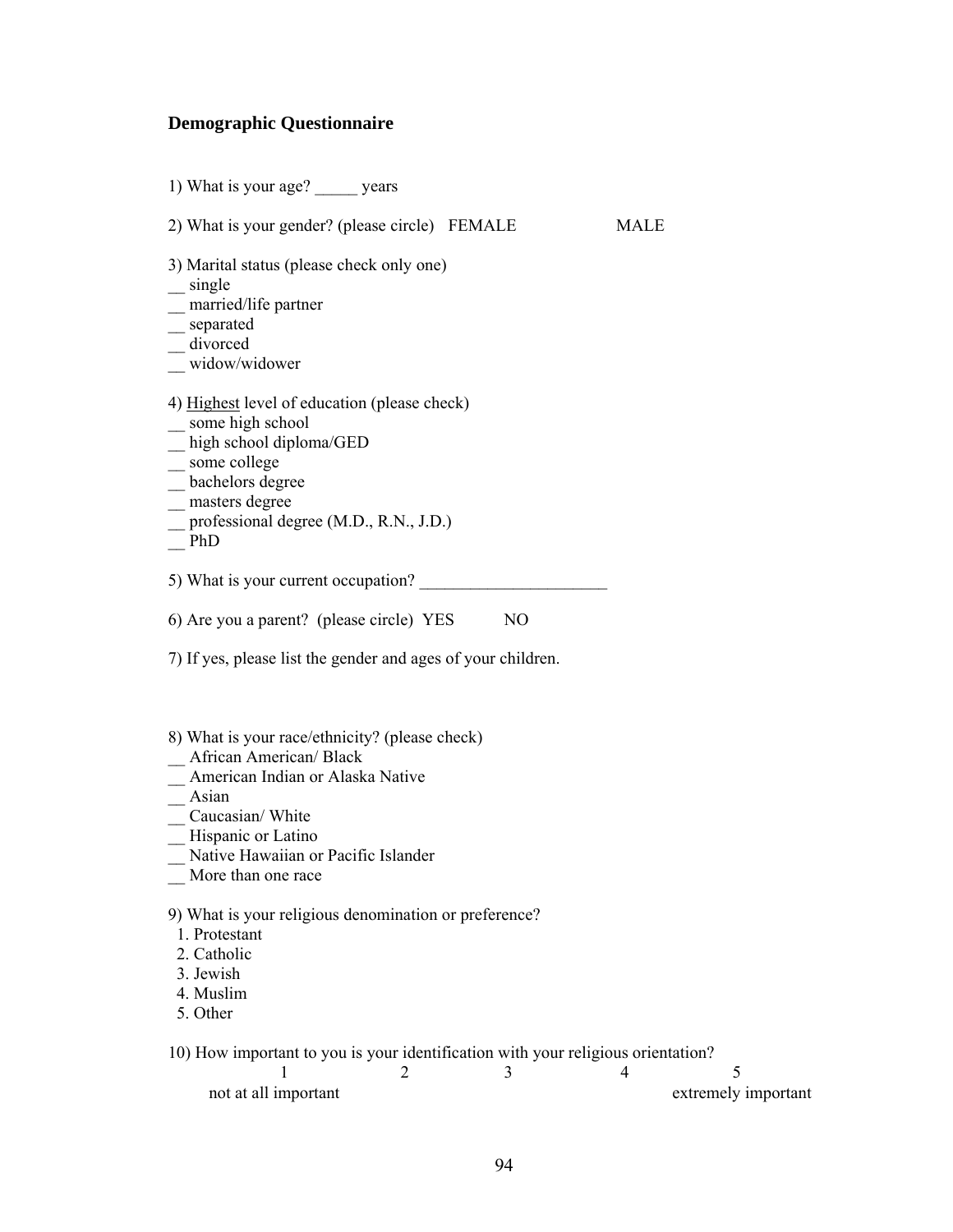## Demographic Questionnaire

1) What is your age? _____ years

2) What is your gender? (please circle)   FEMALE                    MALE

3) Marital status (please check only one)
__ single
__ married/life partner
__ separated
__ divorced
__ widow/widower

4) <u>Highest</u> level of education (please check)
__ some high school
__ high school diploma/GED
__ some college
__ bachelors degree
__ masters degree
__ professional degree (M.D., R.N., J.D.)
__ PhD

5) What is your current occupation? ______________________

6) Are you a parent?  (please circle)  YES          NO

7) If yes, please list the gender and ages of your children.

8) What is your race/ethnicity? (please check)
__ African American/ Black
__ American Indian or Alaska Native
__ Asian
__ Caucasian/ White
__ Hispanic or Latino
__ Native Hawaiian or Pacific Islander
__ More than one race

9) What is your religious denomination or preference?
1. Protestant
2. Catholic
3. Jewish
4. Muslim
5. Other

10) How important to you is your identification with your religious orientation?

| 1 | 2 | 3 | 4 | 5 |
|---|---|---|---|---|
| not at all important | | | | extremely important |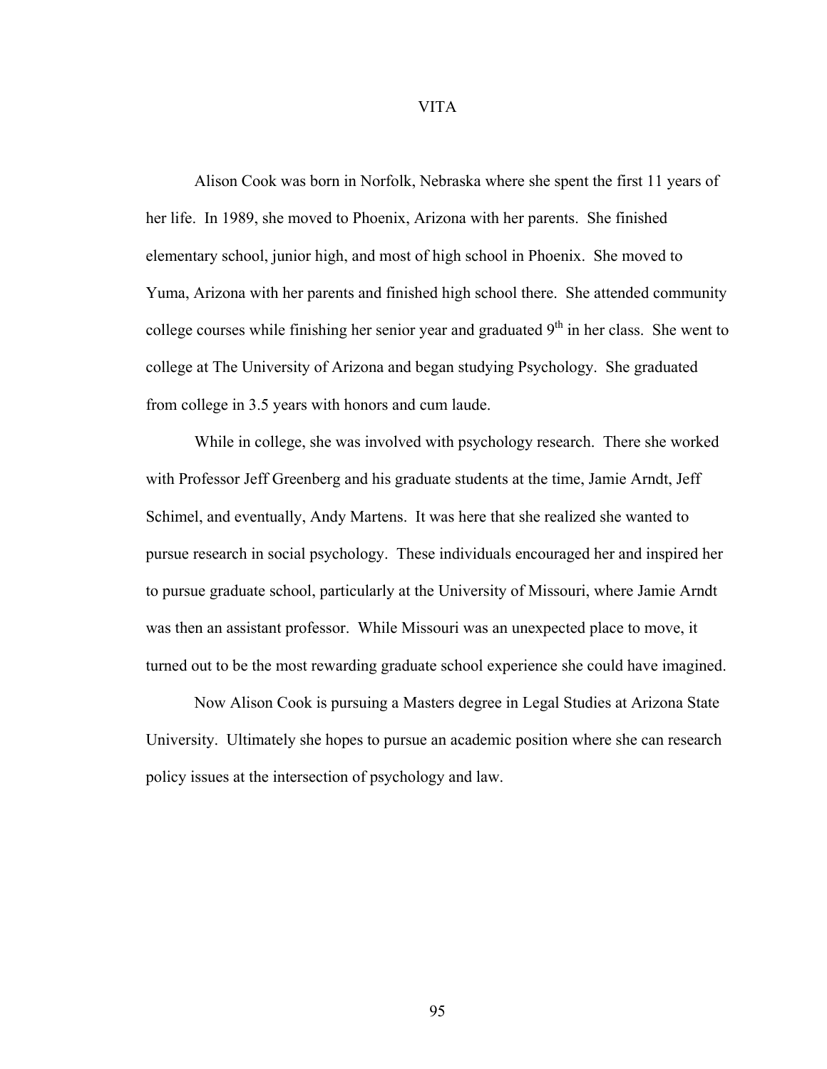# VITA

Alison Cook was born in Norfolk, Nebraska where she spent the first 11 years of her life. In 1989, she moved to Phoenix, Arizona with her parents. She finished elementary school, junior high, and most of high school in Phoenix. She moved to Yuma, Arizona with her parents and finished high school there. She attended community college courses while finishing her senior year and graduated 9th in her class. She went to college at The University of Arizona and began studying Psychology. She graduated from college in 3.5 years with honors and cum laude.

While in college, she was involved with psychology research. There she worked with Professor Jeff Greenberg and his graduate students at the time, Jamie Arndt, Jeff Schimel, and eventually, Andy Martens. It was here that she realized she wanted to pursue research in social psychology. These individuals encouraged her and inspired her to pursue graduate school, particularly at the University of Missouri, where Jamie Arndt was then an assistant professor. While Missouri was an unexpected place to move, it turned out to be the most rewarding graduate school experience she could have imagined.

Now Alison Cook is pursuing a Masters degree in Legal Studies at Arizona State University. Ultimately she hopes to pursue an academic position where she can research policy issues at the intersection of psychology and law.